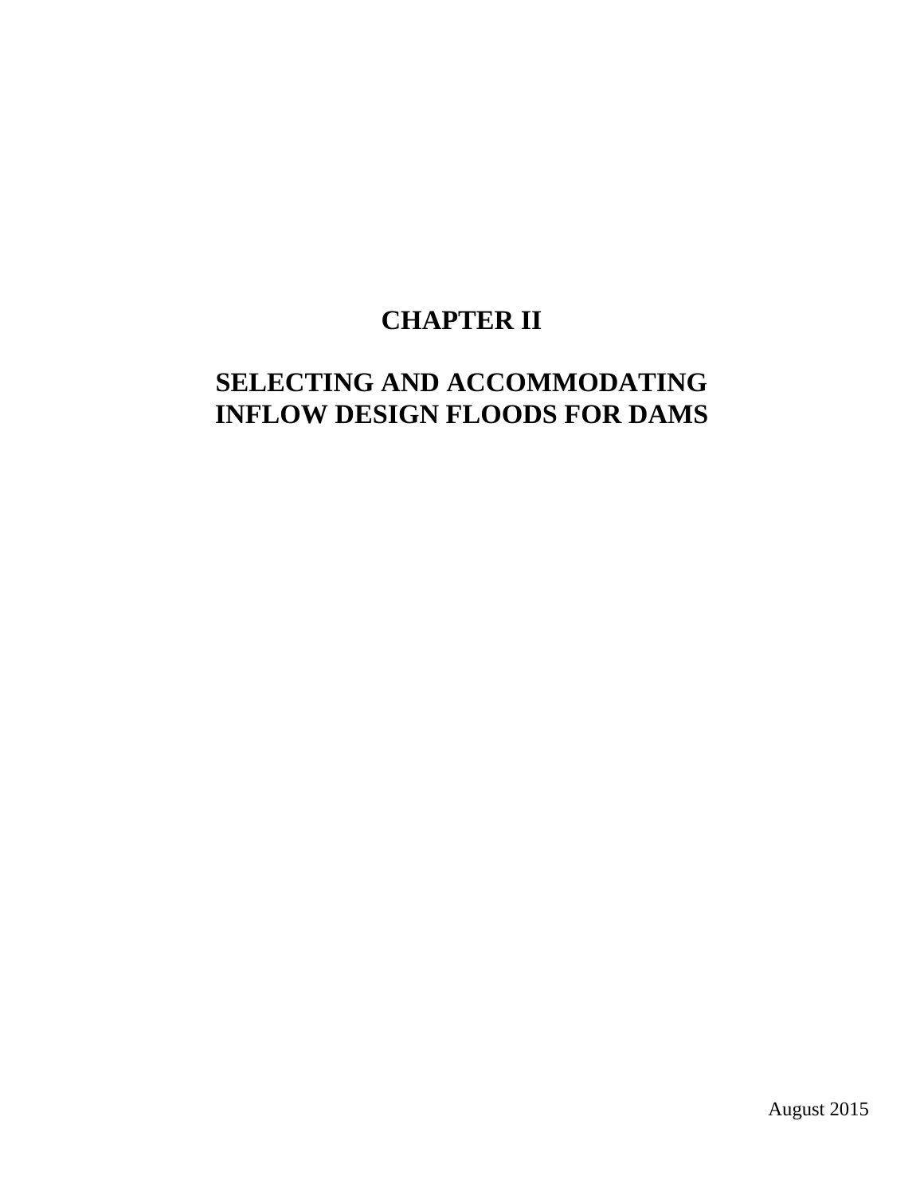# CHAPTER II

# SELECTING AND ACCOMMODATING INFLOW DESIGN FLOODS FOR DAMS

August 2015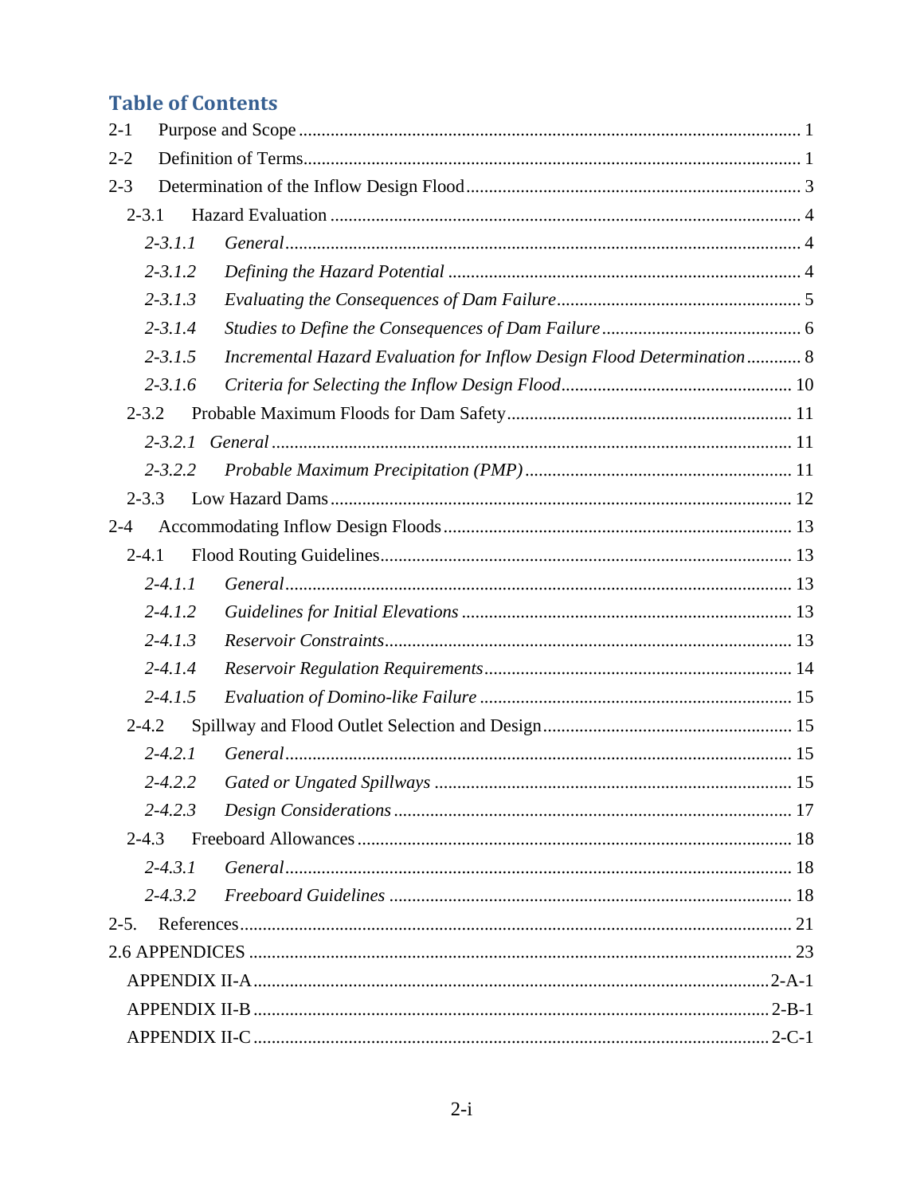## Table of Contents

2-1 Purpose and Scope ..... 1

2-2 Definition of Terms ..... 1

2-3 Determination of the Inflow Design Flood ..... 3

- 2-3.1 Hazard Evaluation ..... 4
  - *2-3.1.1 General* ..... 4
  - *2-3.1.2 Defining the Hazard Potential* ..... 4
  - *2-3.1.3 Evaluating the Consequences of Dam Failure* ..... 5
  - *2-3.1.4 Studies to Define the Consequences of Dam Failure* ..... 6
  - *2-3.1.5 Incremental Hazard Evaluation for Inflow Design Flood Determination* ..... 8
  - *2-3.1.6 Criteria for Selecting the Inflow Design Flood* ..... 10
- 2-3.2 Probable Maximum Floods for Dam Safety ..... 11
  - *2-3.2.1 General* ..... 11
  - *2-3.2.2 Probable Maximum Precipitation (PMP)* ..... 11
- 2-3.3 Low Hazard Dams ..... 12

2-4 Accommodating Inflow Design Floods ..... 13

- 2-4.1 Flood Routing Guidelines ..... 13
  - *2-4.1.1 General* ..... 13
  - *2-4.1.2 Guidelines for Initial Elevations* ..... 13
  - *2-4.1.3 Reservoir Constraints* ..... 13
  - *2-4.1.4 Reservoir Regulation Requirements* ..... 14
  - *2-4.1.5 Evaluation of Domino-like Failure* ..... 15
- 2-4.2 Spillway and Flood Outlet Selection and Design ..... 15
  - *2-4.2.1 General* ..... 15
  - *2-4.2.2 Gated or Ungated Spillways* ..... 15
  - *2-4.2.3 Design Considerations* ..... 17
- 2-4.3 Freeboard Allowances ..... 18
  - *2-4.3.1 General* ..... 18
  - *2-4.3.2 Freeboard Guidelines* ..... 18

2-5. References ..... 21

2.6 APPENDICES ..... 23

- APPENDIX II-A ..... 2-A-1
- APPENDIX II-B ..... 2-B-1
- APPENDIX II-C ..... 2-C-1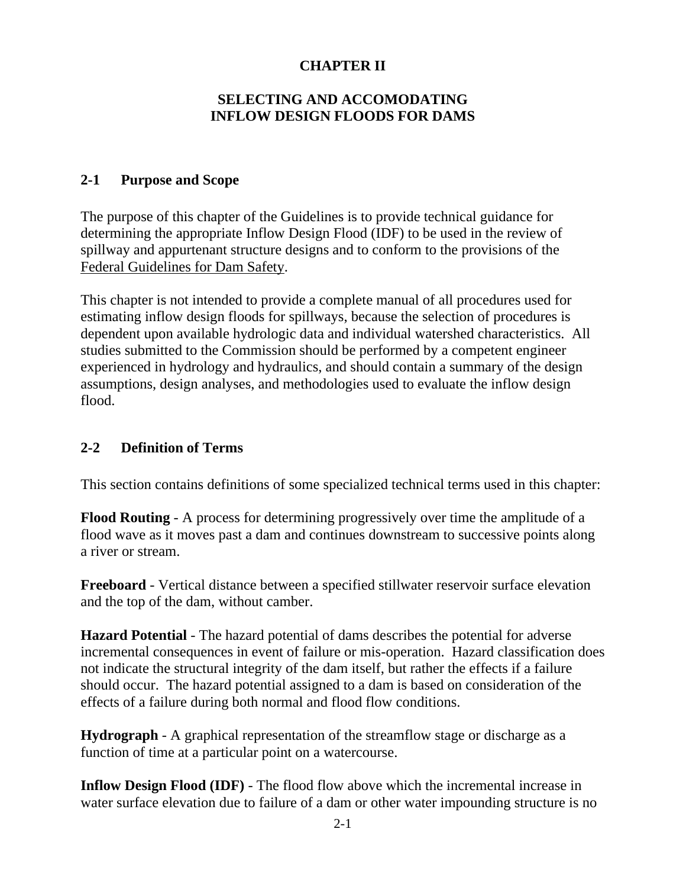# CHAPTER II

## SELECTING AND ACCOMODATING INFLOW DESIGN FLOODS FOR DAMS

### 2-1 Purpose and Scope

The purpose of this chapter of the Guidelines is to provide technical guidance for determining the appropriate Inflow Design Flood (IDF) to be used in the review of spillway and appurtenant structure designs and to conform to the provisions of the Federal Guidelines for Dam Safety.

This chapter is not intended to provide a complete manual of all procedures used for estimating inflow design floods for spillways, because the selection of procedures is dependent upon available hydrologic data and individual watershed characteristics. All studies submitted to the Commission should be performed by a competent engineer experienced in hydrology and hydraulics, and should contain a summary of the design assumptions, design analyses, and methodologies used to evaluate the inflow design flood.

### 2-2 Definition of Terms

This section contains definitions of some specialized technical terms used in this chapter:

**Flood Routing** - A process for determining progressively over time the amplitude of a flood wave as it moves past a dam and continues downstream to successive points along a river or stream.

**Freeboard** - Vertical distance between a specified stillwater reservoir surface elevation and the top of the dam, without camber.

**Hazard Potential** - The hazard potential of dams describes the potential for adverse incremental consequences in event of failure or mis-operation. Hazard classification does not indicate the structural integrity of the dam itself, but rather the effects if a failure should occur. The hazard potential assigned to a dam is based on consideration of the effects of a failure during both normal and flood flow conditions.

**Hydrograph** - A graphical representation of the streamflow stage or discharge as a function of time at a particular point on a watercourse.

**Inflow Design Flood (IDF)** - The flood flow above which the incremental increase in water surface elevation due to failure of a dam or other water impounding structure is no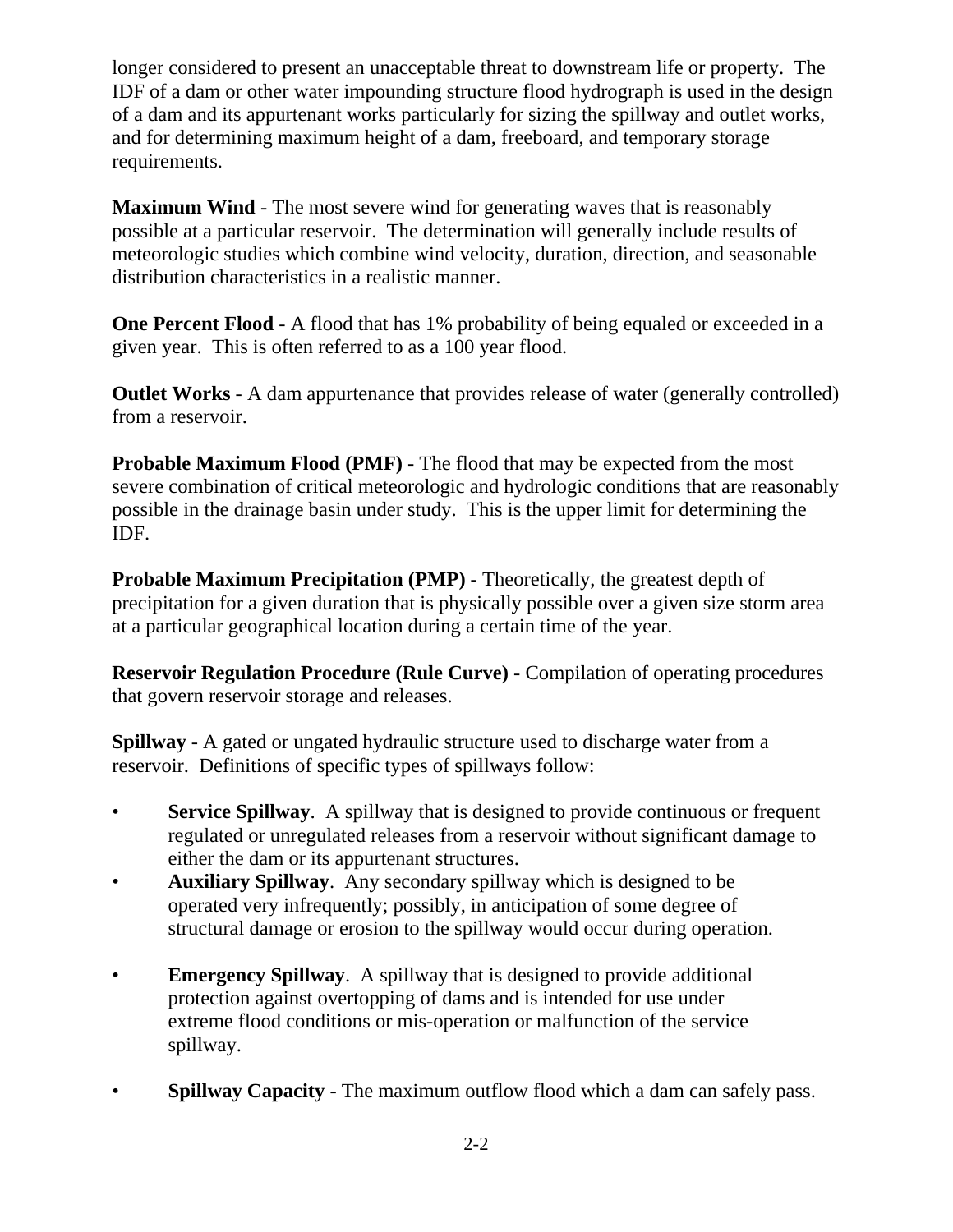longer considered to present an unacceptable threat to downstream life or property. The IDF of a dam or other water impounding structure flood hydrograph is used in the design of a dam and its appurtenant works particularly for sizing the spillway and outlet works, and for determining maximum height of a dam, freeboard, and temporary storage requirements.

**Maximum Wind** - The most severe wind for generating waves that is reasonably possible at a particular reservoir. The determination will generally include results of meteorologic studies which combine wind velocity, duration, direction, and seasonable distribution characteristics in a realistic manner.

**One Percent Flood** - A flood that has 1% probability of being equaled or exceeded in a given year. This is often referred to as a 100 year flood.

**Outlet Works** - A dam appurtenance that provides release of water (generally controlled) from a reservoir.

**Probable Maximum Flood (PMF)** - The flood that may be expected from the most severe combination of critical meteorologic and hydrologic conditions that are reasonably possible in the drainage basin under study. This is the upper limit for determining the IDF.

**Probable Maximum Precipitation (PMP)** - Theoretically, the greatest depth of precipitation for a given duration that is physically possible over a given size storm area at a particular geographical location during a certain time of the year.

**Reservoir Regulation Procedure (Rule Curve)** - Compilation of operating procedures that govern reservoir storage and releases.

**Spillway** - A gated or ungated hydraulic structure used to discharge water from a reservoir. Definitions of specific types of spillways follow:

- **Service Spillway**. A spillway that is designed to provide continuous or frequent regulated or unregulated releases from a reservoir without significant damage to either the dam or its appurtenant structures.
- **Auxiliary Spillway**. Any secondary spillway which is designed to be operated very infrequently; possibly, in anticipation of some degree of structural damage or erosion to the spillway would occur during operation.
- **Emergency Spillway**. A spillway that is designed to provide additional protection against overtopping of dams and is intended for use under extreme flood conditions or mis-operation or malfunction of the service spillway.
- **Spillway Capacity** - The maximum outflow flood which a dam can safely pass.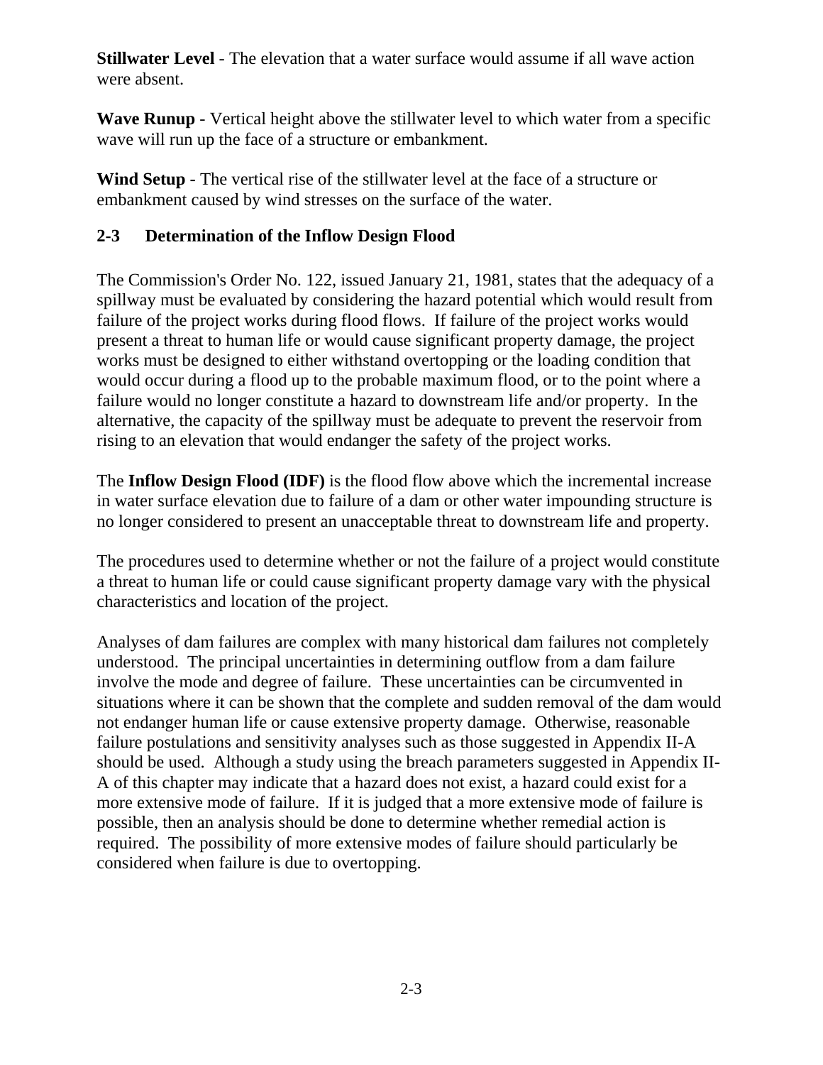**Stillwater Level** - The elevation that a water surface would assume if all wave action were absent.

**Wave Runup** - Vertical height above the stillwater level to which water from a specific wave will run up the face of a structure or embankment.

**Wind Setup** - The vertical rise of the stillwater level at the face of a structure or embankment caused by wind stresses on the surface of the water.

## 2-3 Determination of the Inflow Design Flood

The Commission's Order No. 122, issued January 21, 1981, states that the adequacy of a spillway must be evaluated by considering the hazard potential which would result from failure of the project works during flood flows. If failure of the project works would present a threat to human life or would cause significant property damage, the project works must be designed to either withstand overtopping or the loading condition that would occur during a flood up to the probable maximum flood, or to the point where a failure would no longer constitute a hazard to downstream life and/or property. In the alternative, the capacity of the spillway must be adequate to prevent the reservoir from rising to an elevation that would endanger the safety of the project works.

The **Inflow Design Flood (IDF)** is the flood flow above which the incremental increase in water surface elevation due to failure of a dam or other water impounding structure is no longer considered to present an unacceptable threat to downstream life and property.

The procedures used to determine whether or not the failure of a project would constitute a threat to human life or could cause significant property damage vary with the physical characteristics and location of the project.

Analyses of dam failures are complex with many historical dam failures not completely understood. The principal uncertainties in determining outflow from a dam failure involve the mode and degree of failure. These uncertainties can be circumvented in situations where it can be shown that the complete and sudden removal of the dam would not endanger human life or cause extensive property damage. Otherwise, reasonable failure postulations and sensitivity analyses such as those suggested in Appendix II-A should be used. Although a study using the breach parameters suggested in Appendix II-A of this chapter may indicate that a hazard does not exist, a hazard could exist for a more extensive mode of failure. If it is judged that a more extensive mode of failure is possible, then an analysis should be done to determine whether remedial action is required. The possibility of more extensive modes of failure should particularly be considered when failure is due to overtopping.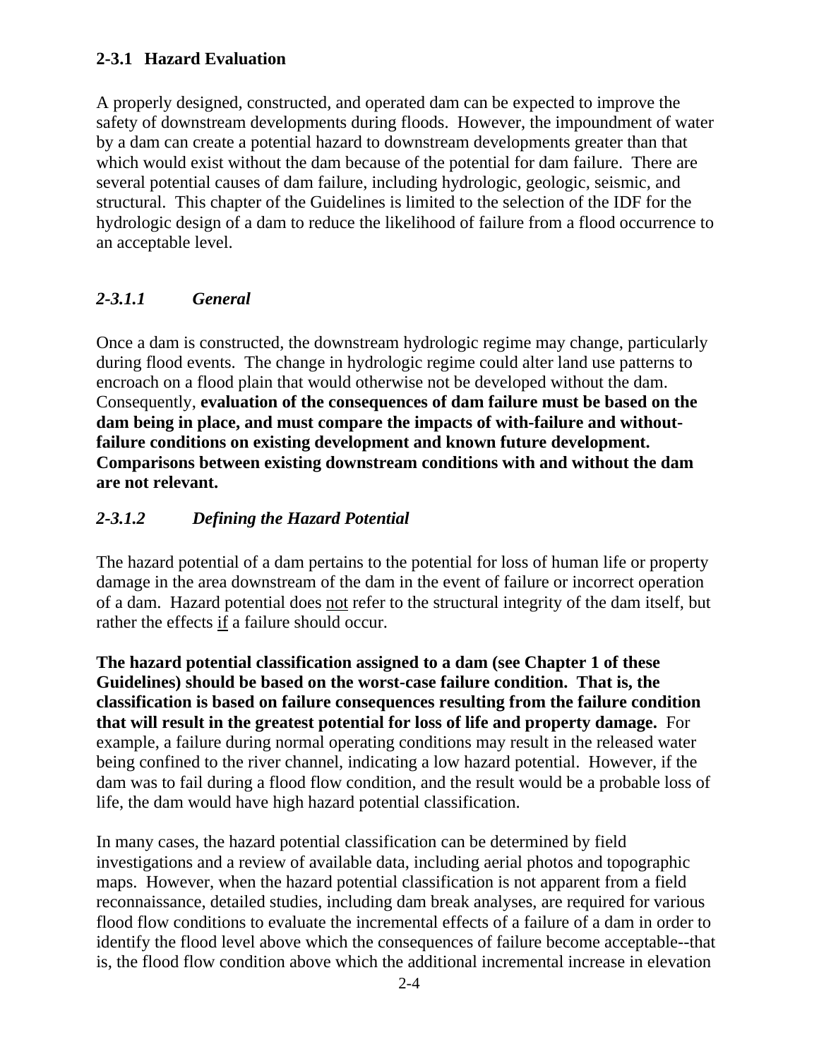## 2-3.1 Hazard Evaluation

A properly designed, constructed, and operated dam can be expected to improve the safety of downstream developments during floods. However, the impoundment of water by a dam can create a potential hazard to downstream developments greater than that which would exist without the dam because of the potential for dam failure. There are several potential causes of dam failure, including hydrologic, geologic, seismic, and structural. This chapter of the Guidelines is limited to the selection of the IDF for the hydrologic design of a dam to reduce the likelihood of failure from a flood occurrence to an acceptable level.

### *2-3.1.1 General*

Once a dam is constructed, the downstream hydrologic regime may change, particularly during flood events. The change in hydrologic regime could alter land use patterns to encroach on a flood plain that would otherwise not be developed without the dam. Consequently, **evaluation of the consequences of dam failure must be based on the dam being in place, and must compare the impacts of with-failure and without-failure conditions on existing development and known future development. Comparisons between existing downstream conditions with and without the dam are not relevant.**

### *2-3.1.2 Defining the Hazard Potential*

The hazard potential of a dam pertains to the potential for loss of human life or property damage in the area downstream of the dam in the event of failure or incorrect operation of a dam. Hazard potential does <u>not</u> refer to the structural integrity of the dam itself, but rather the effects <u>if</u> a failure should occur.

**The hazard potential classification assigned to a dam (see Chapter 1 of these Guidelines) should be based on the worst-case failure condition. That is, the classification is based on failure consequences resulting from the failure condition that will result in the greatest potential for loss of life and property damage.** For example, a failure during normal operating conditions may result in the released water being confined to the river channel, indicating a low hazard potential. However, if the dam was to fail during a flood flow condition, and the result would be a probable loss of life, the dam would have high hazard potential classification.

In many cases, the hazard potential classification can be determined by field investigations and a review of available data, including aerial photos and topographic maps. However, when the hazard potential classification is not apparent from a field reconnaissance, detailed studies, including dam break analyses, are required for various flood flow conditions to evaluate the incremental effects of a failure of a dam in order to identify the flood level above which the consequences of failure become acceptable--that is, the flood flow condition above which the additional incremental increase in elevation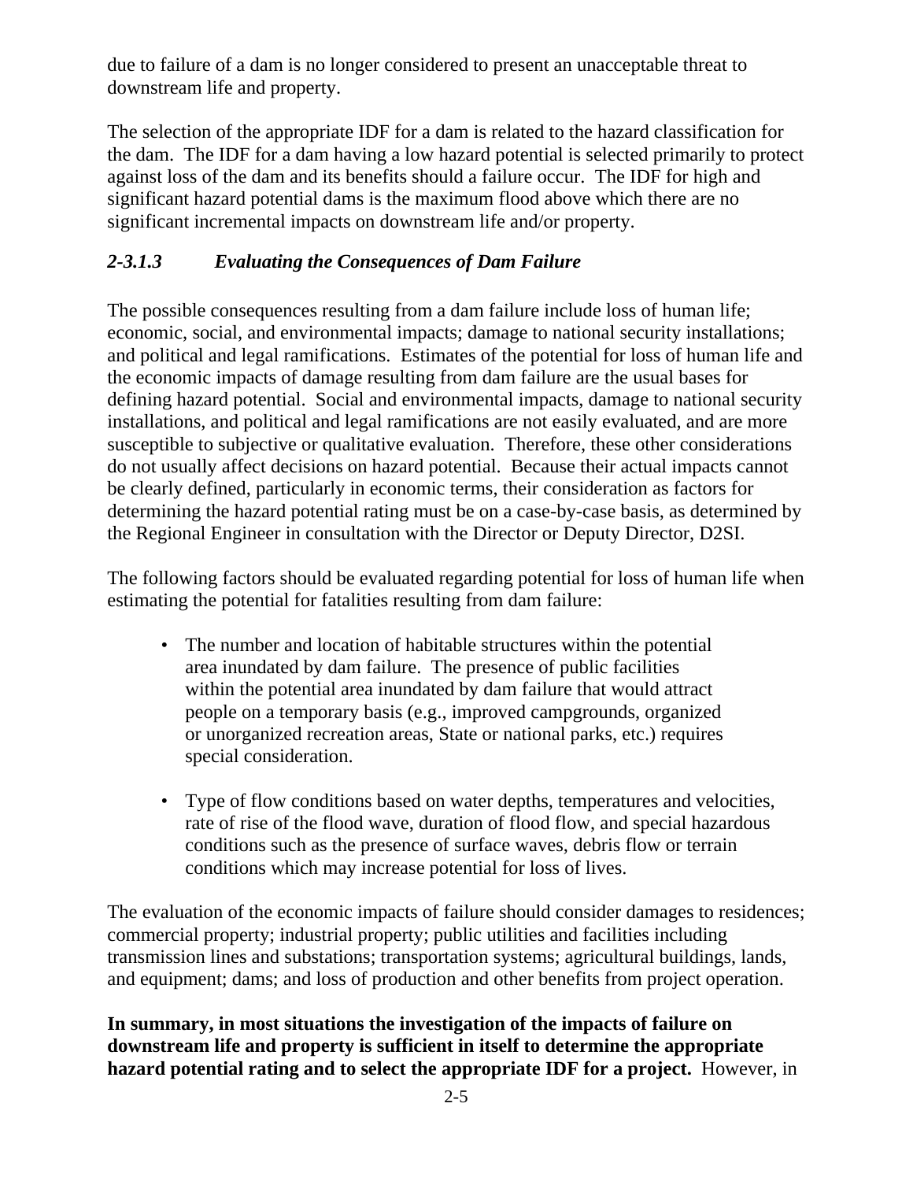due to failure of a dam is no longer considered to present an unacceptable threat to downstream life and property.

The selection of the appropriate IDF for a dam is related to the hazard classification for the dam. The IDF for a dam having a low hazard potential is selected primarily to protect against loss of the dam and its benefits should a failure occur. The IDF for high and significant hazard potential dams is the maximum flood above which there are no significant incremental impacts on downstream life and/or property.

#### *2-3.1.3 Evaluating the Consequences of Dam Failure*

The possible consequences resulting from a dam failure include loss of human life; economic, social, and environmental impacts; damage to national security installations; and political and legal ramifications. Estimates of the potential for loss of human life and the economic impacts of damage resulting from dam failure are the usual bases for defining hazard potential. Social and environmental impacts, damage to national security installations, and political and legal ramifications are not easily evaluated, and are more susceptible to subjective or qualitative evaluation. Therefore, these other considerations do not usually affect decisions on hazard potential. Because their actual impacts cannot be clearly defined, particularly in economic terms, their consideration as factors for determining the hazard potential rating must be on a case-by-case basis, as determined by the Regional Engineer in consultation with the Director or Deputy Director, D2SI.

The following factors should be evaluated regarding potential for loss of human life when estimating the potential for fatalities resulting from dam failure:

- The number and location of habitable structures within the potential area inundated by dam failure. The presence of public facilities within the potential area inundated by dam failure that would attract people on a temporary basis (e.g., improved campgrounds, organized or unorganized recreation areas, State or national parks, etc.) requires special consideration.

- Type of flow conditions based on water depths, temperatures and velocities, rate of rise of the flood wave, duration of flood flow, and special hazardous conditions such as the presence of surface waves, debris flow or terrain conditions which may increase potential for loss of lives.

The evaluation of the economic impacts of failure should consider damages to residences; commercial property; industrial property; public utilities and facilities including transmission lines and substations; transportation systems; agricultural buildings, lands, and equipment; dams; and loss of production and other benefits from project operation.

**In summary, in most situations the investigation of the impacts of failure on downstream life and property is sufficient in itself to determine the appropriate hazard potential rating and to select the appropriate IDF for a project.** However, in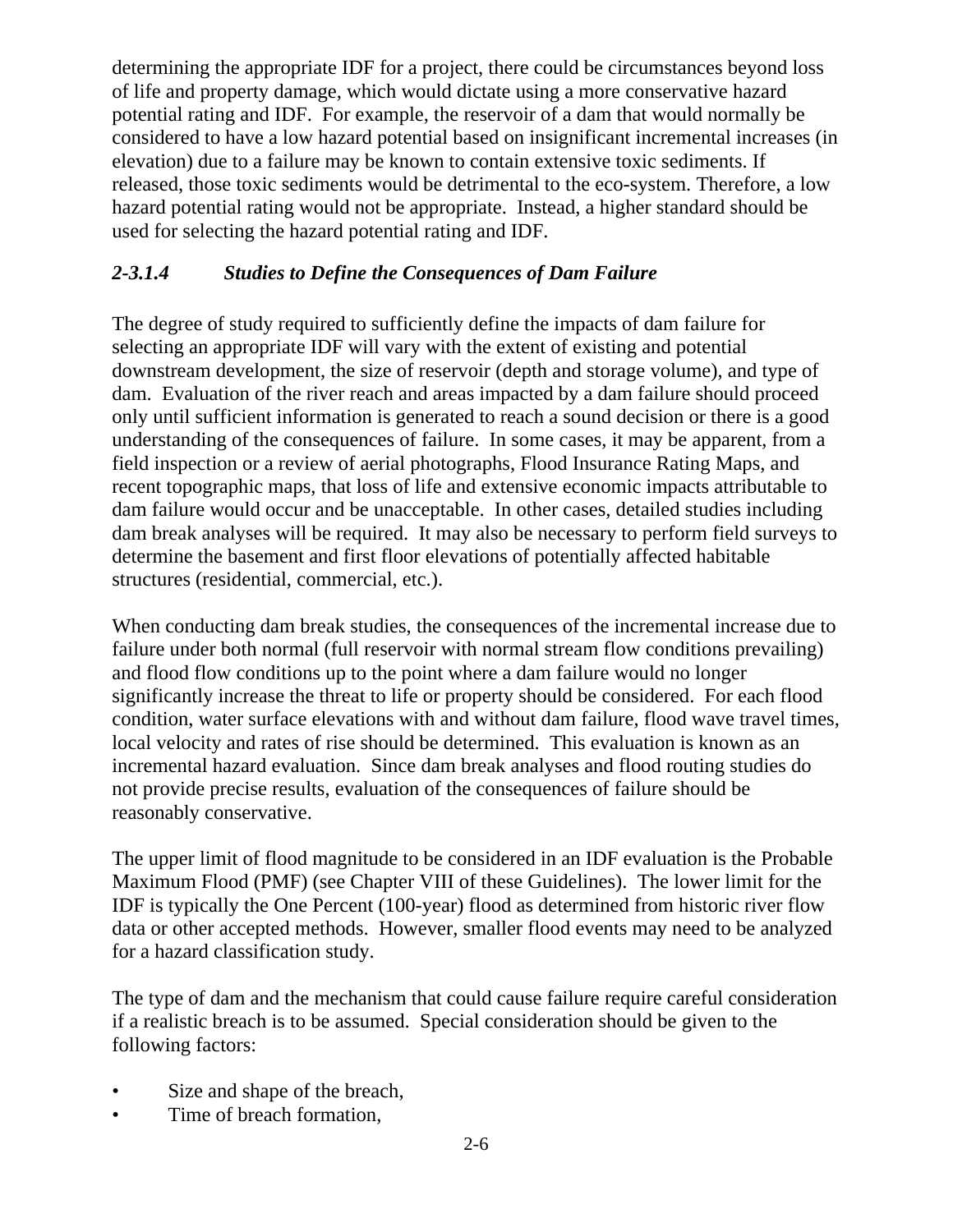determining the appropriate IDF for a project, there could be circumstances beyond loss of life and property damage, which would dictate using a more conservative hazard potential rating and IDF. For example, the reservoir of a dam that would normally be considered to have a low hazard potential based on insignificant incremental increases (in elevation) due to a failure may be known to contain extensive toxic sediments. If released, those toxic sediments would be detrimental to the eco-system. Therefore, a low hazard potential rating would not be appropriate. Instead, a higher standard should be used for selecting the hazard potential rating and IDF.

#### *2-3.1.4 Studies to Define the Consequences of Dam Failure*

The degree of study required to sufficiently define the impacts of dam failure for selecting an appropriate IDF will vary with the extent of existing and potential downstream development, the size of reservoir (depth and storage volume), and type of dam. Evaluation of the river reach and areas impacted by a dam failure should proceed only until sufficient information is generated to reach a sound decision or there is a good understanding of the consequences of failure. In some cases, it may be apparent, from a field inspection or a review of aerial photographs, Flood Insurance Rating Maps, and recent topographic maps, that loss of life and extensive economic impacts attributable to dam failure would occur and be unacceptable. In other cases, detailed studies including dam break analyses will be required. It may also be necessary to perform field surveys to determine the basement and first floor elevations of potentially affected habitable structures (residential, commercial, etc.).

When conducting dam break studies, the consequences of the incremental increase due to failure under both normal (full reservoir with normal stream flow conditions prevailing) and flood flow conditions up to the point where a dam failure would no longer significantly increase the threat to life or property should be considered. For each flood condition, water surface elevations with and without dam failure, flood wave travel times, local velocity and rates of rise should be determined. This evaluation is known as an incremental hazard evaluation. Since dam break analyses and flood routing studies do not provide precise results, evaluation of the consequences of failure should be reasonably conservative.

The upper limit of flood magnitude to be considered in an IDF evaluation is the Probable Maximum Flood (PMF) (see Chapter VIII of these Guidelines). The lower limit for the IDF is typically the One Percent (100-year) flood as determined from historic river flow data or other accepted methods. However, smaller flood events may need to be analyzed for a hazard classification study.

The type of dam and the mechanism that could cause failure require careful consideration if a realistic breach is to be assumed. Special consideration should be given to the following factors:

- Size and shape of the breach,
- Time of breach formation,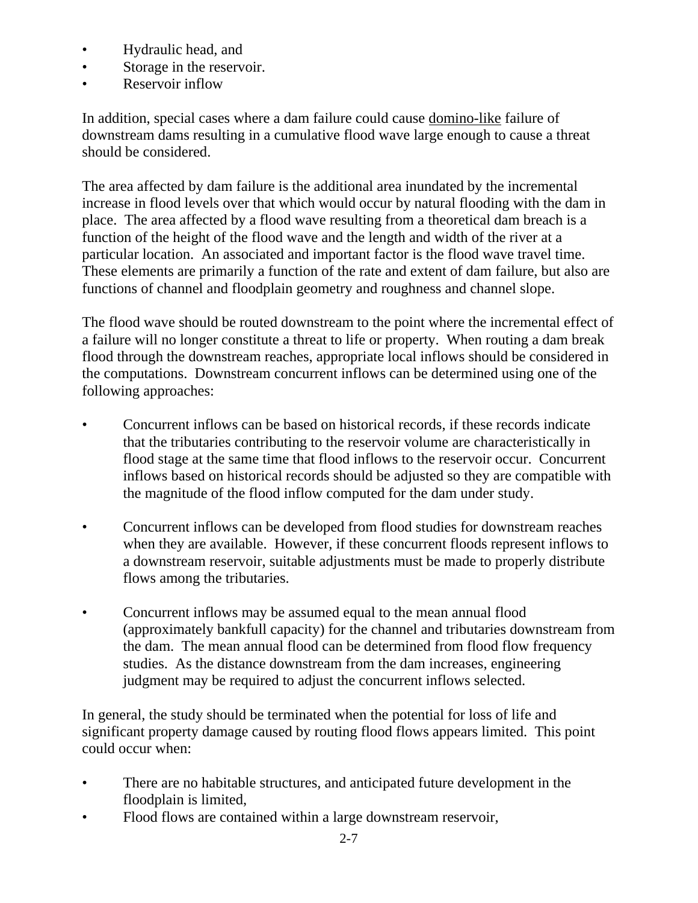- Hydraulic head, and
- Storage in the reservoir.
- Reservoir inflow

In addition, special cases where a dam failure could cause domino-like failure of downstream dams resulting in a cumulative flood wave large enough to cause a threat should be considered.

The area affected by dam failure is the additional area inundated by the incremental increase in flood levels over that which would occur by natural flooding with the dam in place. The area affected by a flood wave resulting from a theoretical dam breach is a function of the height of the flood wave and the length and width of the river at a particular location. An associated and important factor is the flood wave travel time. These elements are primarily a function of the rate and extent of dam failure, but also are functions of channel and floodplain geometry and roughness and channel slope.

The flood wave should be routed downstream to the point where the incremental effect of a failure will no longer constitute a threat to life or property. When routing a dam break flood through the downstream reaches, appropriate local inflows should be considered in the computations. Downstream concurrent inflows can be determined using one of the following approaches:

- Concurrent inflows can be based on historical records, if these records indicate that the tributaries contributing to the reservoir volume are characteristically in flood stage at the same time that flood inflows to the reservoir occur. Concurrent inflows based on historical records should be adjusted so they are compatible with the magnitude of the flood inflow computed for the dam under study.

- Concurrent inflows can be developed from flood studies for downstream reaches when they are available. However, if these concurrent floods represent inflows to a downstream reservoir, suitable adjustments must be made to properly distribute flows among the tributaries.

- Concurrent inflows may be assumed equal to the mean annual flood (approximately bankfull capacity) for the channel and tributaries downstream from the dam. The mean annual flood can be determined from flood flow frequency studies. As the distance downstream from the dam increases, engineering judgment may be required to adjust the concurrent inflows selected.

In general, the study should be terminated when the potential for loss of life and significant property damage caused by routing flood flows appears limited. This point could occur when:

- There are no habitable structures, and anticipated future development in the floodplain is limited,
- Flood flows are contained within a large downstream reservoir,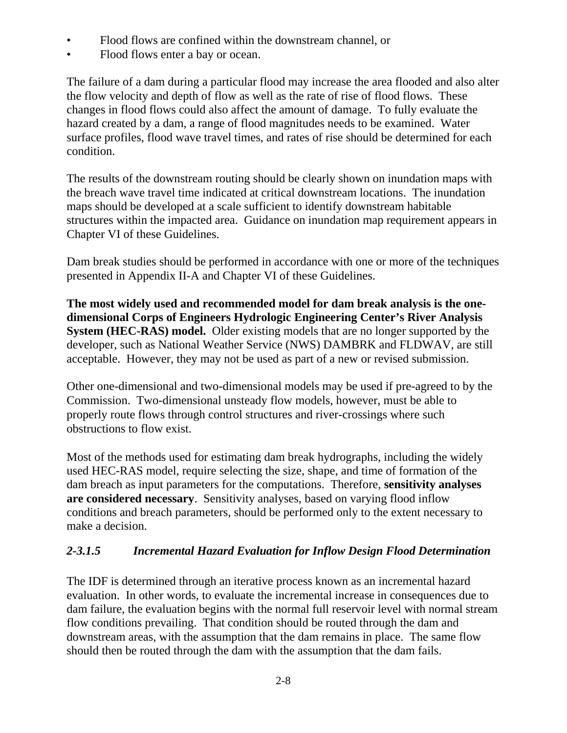- Flood flows are confined within the downstream channel, or
- Flood flows enter a bay or ocean.

The failure of a dam during a particular flood may increase the area flooded and also alter the flow velocity and depth of flow as well as the rate of rise of flood flows. These changes in flood flows could also affect the amount of damage. To fully evaluate the hazard created by a dam, a range of flood magnitudes needs to be examined. Water surface profiles, flood wave travel times, and rates of rise should be determined for each condition.

The results of the downstream routing should be clearly shown on inundation maps with the breach wave travel time indicated at critical downstream locations. The inundation maps should be developed at a scale sufficient to identify downstream habitable structures within the impacted area. Guidance on inundation map requirement appears in Chapter VI of these Guidelines.

Dam break studies should be performed in accordance with one or more of the techniques presented in Appendix II-A and Chapter VI of these Guidelines.

**The most widely used and recommended model for dam break analysis is the one-dimensional Corps of Engineers Hydrologic Engineering Center's River Analysis System (HEC-RAS) model.** Older existing models that are no longer supported by the developer, such as National Weather Service (NWS) DAMBRK and FLDWAV, are still acceptable. However, they may not be used as part of a new or revised submission.

Other one-dimensional and two-dimensional models may be used if pre-agreed to by the Commission. Two-dimensional unsteady flow models, however, must be able to properly route flows through control structures and river-crossings where such obstructions to flow exist.

Most of the methods used for estimating dam break hydrographs, including the widely used HEC-RAS model, require selecting the size, shape, and time of formation of the dam breach as input parameters for the computations. Therefore, **sensitivity analyses are considered necessary**. Sensitivity analyses, based on varying flood inflow conditions and breach parameters, should be performed only to the extent necessary to make a decision.

#### *2-3.1.5 Incremental Hazard Evaluation for Inflow Design Flood Determination*

The IDF is determined through an iterative process known as an incremental hazard evaluation. In other words, to evaluate the incremental increase in consequences due to dam failure, the evaluation begins with the normal full reservoir level with normal stream flow conditions prevailing. That condition should be routed through the dam and downstream areas, with the assumption that the dam remains in place. The same flow should then be routed through the dam with the assumption that the dam fails.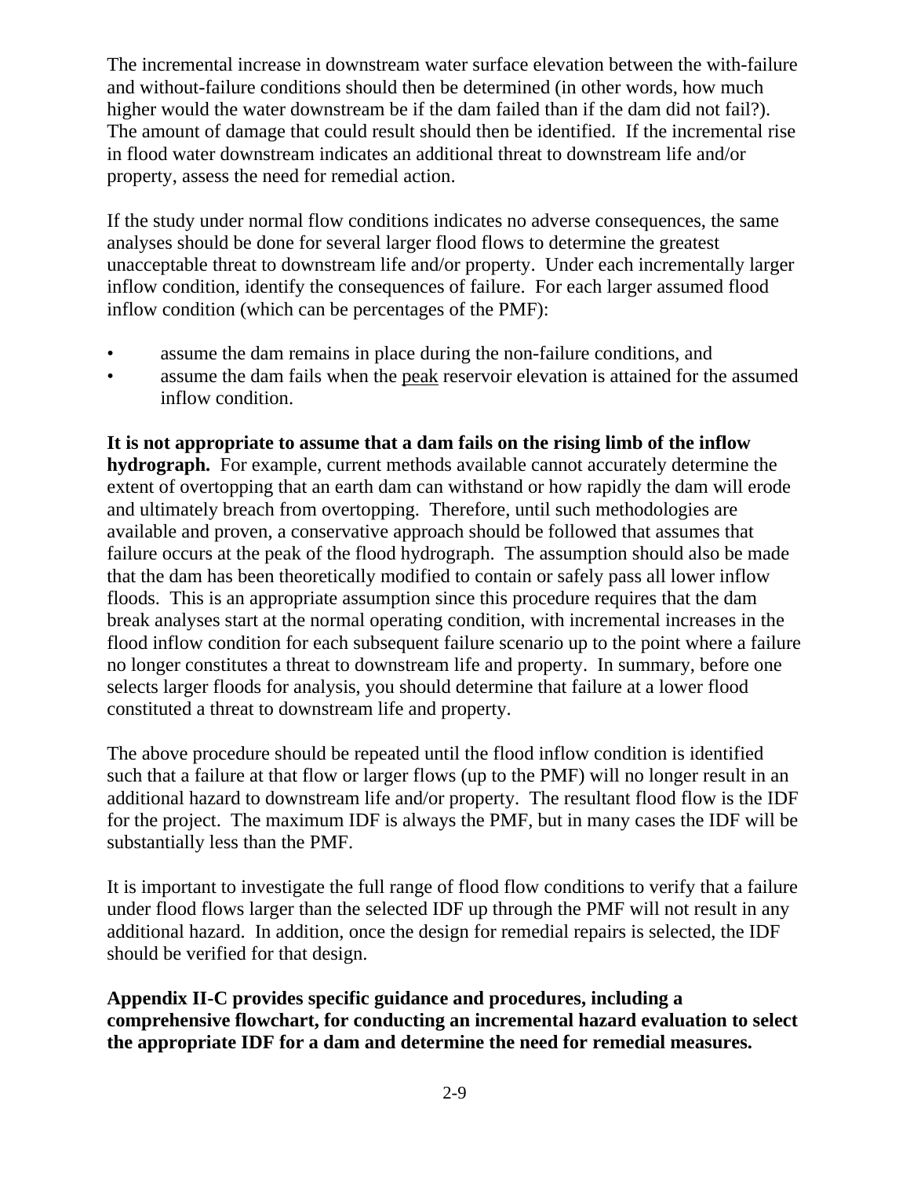The incremental increase in downstream water surface elevation between the with-failure and without-failure conditions should then be determined (in other words, how much higher would the water downstream be if the dam failed than if the dam did not fail?). The amount of damage that could result should then be identified. If the incremental rise in flood water downstream indicates an additional threat to downstream life and/or property, assess the need for remedial action.

If the study under normal flow conditions indicates no adverse consequences, the same analyses should be done for several larger flood flows to determine the greatest unacceptable threat to downstream life and/or property. Under each incrementally larger inflow condition, identify the consequences of failure. For each larger assumed flood inflow condition (which can be percentages of the PMF):

- assume the dam remains in place during the non-failure conditions, and
- assume the dam fails when the <u>peak</u> reservoir elevation is attained for the assumed inflow condition.

**It is not appropriate to assume that a dam fails on the rising limb of the inflow hydrograph.** For example, current methods available cannot accurately determine the extent of overtopping that an earth dam can withstand or how rapidly the dam will erode and ultimately breach from overtopping. Therefore, until such methodologies are available and proven, a conservative approach should be followed that assumes that failure occurs at the peak of the flood hydrograph. The assumption should also be made that the dam has been theoretically modified to contain or safely pass all lower inflow floods. This is an appropriate assumption since this procedure requires that the dam break analyses start at the normal operating condition, with incremental increases in the flood inflow condition for each subsequent failure scenario up to the point where a failure no longer constitutes a threat to downstream life and property. In summary, before one selects larger floods for analysis, you should determine that failure at a lower flood constituted a threat to downstream life and property.

The above procedure should be repeated until the flood inflow condition is identified such that a failure at that flow or larger flows (up to the PMF) will no longer result in an additional hazard to downstream life and/or property. The resultant flood flow is the IDF for the project. The maximum IDF is always the PMF, but in many cases the IDF will be substantially less than the PMF.

It is important to investigate the full range of flood flow conditions to verify that a failure under flood flows larger than the selected IDF up through the PMF will not result in any additional hazard. In addition, once the design for remedial repairs is selected, the IDF should be verified for that design.

**Appendix II-C provides specific guidance and procedures, including a comprehensive flowchart, for conducting an incremental hazard evaluation to select the appropriate IDF for a dam and determine the need for remedial measures.**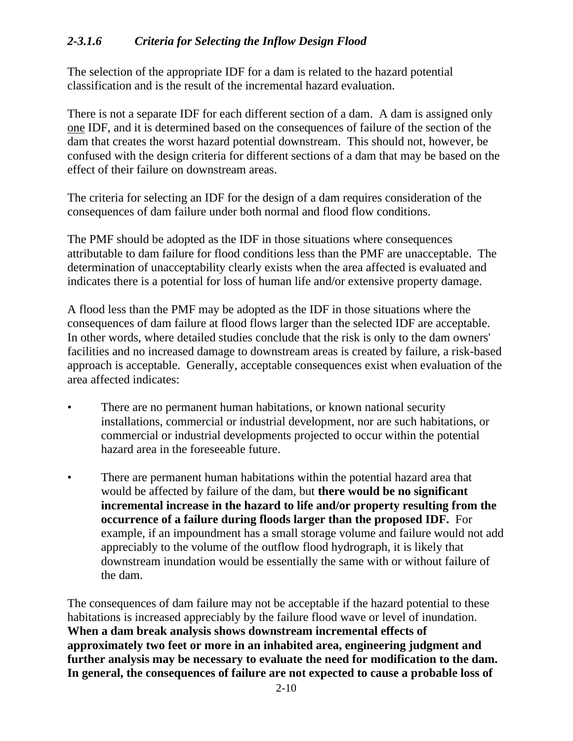#### *2-3.1.6 Criteria for Selecting the Inflow Design Flood*

The selection of the appropriate IDF for a dam is related to the hazard potential classification and is the result of the incremental hazard evaluation.

There is not a separate IDF for each different section of a dam. A dam is assigned only <u>one</u> IDF, and it is determined based on the consequences of failure of the section of the dam that creates the worst hazard potential downstream. This should not, however, be confused with the design criteria for different sections of a dam that may be based on the effect of their failure on downstream areas.

The criteria for selecting an IDF for the design of a dam requires consideration of the consequences of dam failure under both normal and flood flow conditions.

The PMF should be adopted as the IDF in those situations where consequences attributable to dam failure for flood conditions less than the PMF are unacceptable. The determination of unacceptability clearly exists when the area affected is evaluated and indicates there is a potential for loss of human life and/or extensive property damage.

A flood less than the PMF may be adopted as the IDF in those situations where the consequences of dam failure at flood flows larger than the selected IDF are acceptable. In other words, where detailed studies conclude that the risk is only to the dam owners' facilities and no increased damage to downstream areas is created by failure, a risk-based approach is acceptable. Generally, acceptable consequences exist when evaluation of the area affected indicates:

- There are no permanent human habitations, or known national security installations, commercial or industrial development, nor are such habitations, or commercial or industrial developments projected to occur within the potential hazard area in the foreseeable future.

- There are permanent human habitations within the potential hazard area that would be affected by failure of the dam, but **there would be no significant incremental increase in the hazard to life and/or property resulting from the occurrence of a failure during floods larger than the proposed IDF.** For example, if an impoundment has a small storage volume and failure would not add appreciably to the volume of the outflow flood hydrograph, it is likely that downstream inundation would be essentially the same with or without failure of the dam.

The consequences of dam failure may not be acceptable if the hazard potential to these habitations is increased appreciably by the failure flood wave or level of inundation. **When a dam break analysis shows downstream incremental effects of approximately two feet or more in an inhabited area, engineering judgment and further analysis may be necessary to evaluate the need for modification to the dam. In general, the consequences of failure are not expected to cause a probable loss of**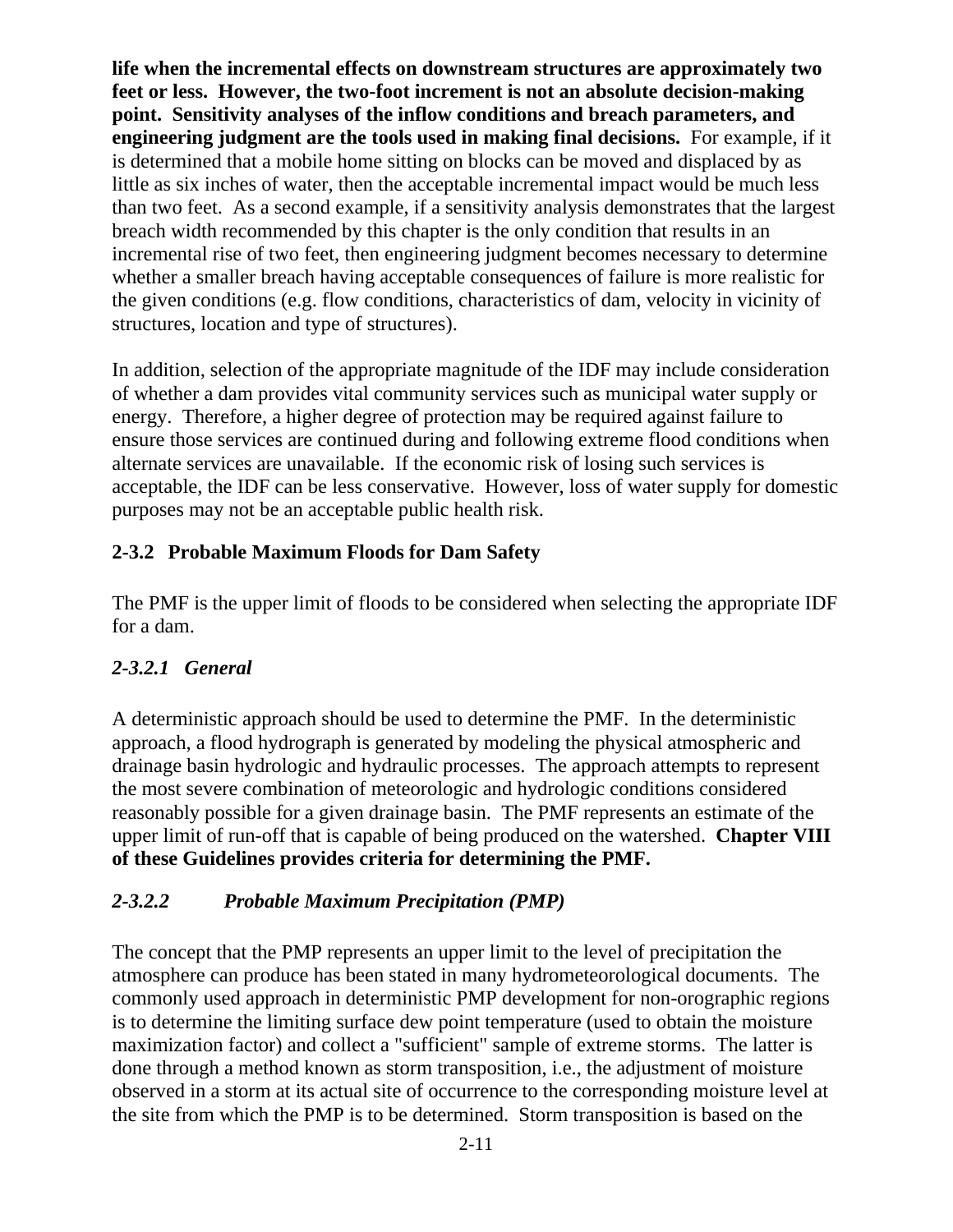**life when the incremental effects on downstream structures are approximately two feet or less. However, the two-foot increment is not an absolute decision-making point. Sensitivity analyses of the inflow conditions and breach parameters, and engineering judgment are the tools used in making final decisions.** For example, if it is determined that a mobile home sitting on blocks can be moved and displaced by as little as six inches of water, then the acceptable incremental impact would be much less than two feet. As a second example, if a sensitivity analysis demonstrates that the largest breach width recommended by this chapter is the only condition that results in an incremental rise of two feet, then engineering judgment becomes necessary to determine whether a smaller breach having acceptable consequences of failure is more realistic for the given conditions (e.g. flow conditions, characteristics of dam, velocity in vicinity of structures, location and type of structures).

In addition, selection of the appropriate magnitude of the IDF may include consideration of whether a dam provides vital community services such as municipal water supply or energy. Therefore, a higher degree of protection may be required against failure to ensure those services are continued during and following extreme flood conditions when alternate services are unavailable. If the economic risk of losing such services is acceptable, the IDF can be less conservative. However, loss of water supply for domestic purposes may not be an acceptable public health risk.

### 2-3.2 Probable Maximum Floods for Dam Safety

The PMF is the upper limit of floods to be considered when selecting the appropriate IDF for a dam.

#### *2-3.2.1 General*

A deterministic approach should be used to determine the PMF. In the deterministic approach, a flood hydrograph is generated by modeling the physical atmospheric and drainage basin hydrologic and hydraulic processes. The approach attempts to represent the most severe combination of meteorologic and hydrologic conditions considered reasonably possible for a given drainage basin. The PMF represents an estimate of the upper limit of run-off that is capable of being produced on the watershed. **Chapter VIII of these Guidelines provides criteria for determining the PMF.**

#### *2-3.2.2 Probable Maximum Precipitation (PMP)*

The concept that the PMP represents an upper limit to the level of precipitation the atmosphere can produce has been stated in many hydrometeorological documents. The commonly used approach in deterministic PMP development for non-orographic regions is to determine the limiting surface dew point temperature (used to obtain the moisture maximization factor) and collect a "sufficient" sample of extreme storms. The latter is done through a method known as storm transposition, i.e., the adjustment of moisture observed in a storm at its actual site of occurrence to the corresponding moisture level at the site from which the PMP is to be determined. Storm transposition is based on the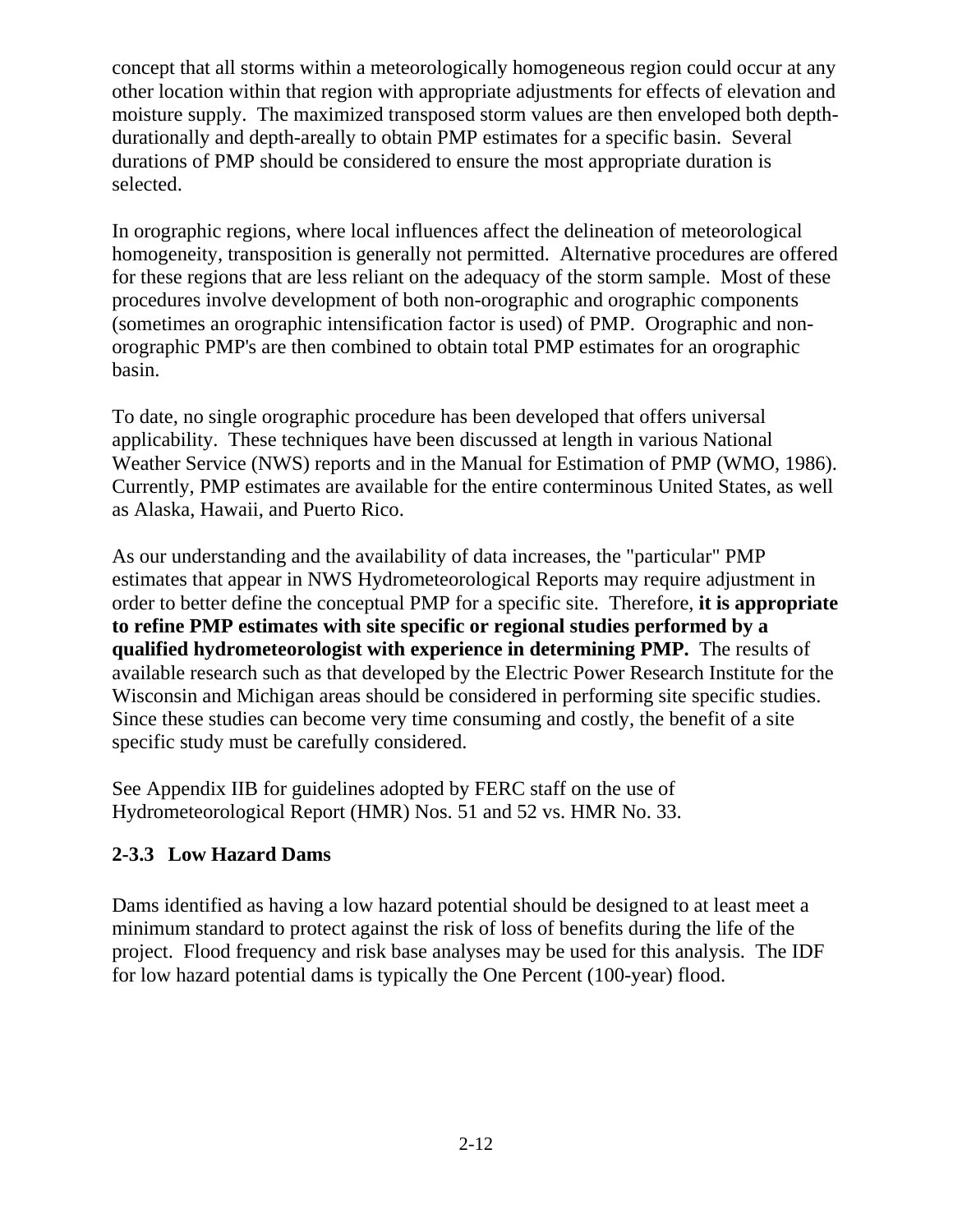concept that all storms within a meteorologically homogeneous region could occur at any other location within that region with appropriate adjustments for effects of elevation and moisture supply. The maximized transposed storm values are then enveloped both depth-durationally and depth-areally to obtain PMP estimates for a specific basin. Several durations of PMP should be considered to ensure the most appropriate duration is selected.

In orographic regions, where local influences affect the delineation of meteorological homogeneity, transposition is generally not permitted. Alternative procedures are offered for these regions that are less reliant on the adequacy of the storm sample. Most of these procedures involve development of both non-orographic and orographic components (sometimes an orographic intensification factor is used) of PMP. Orographic and non-orographic PMP's are then combined to obtain total PMP estimates for an orographic basin.

To date, no single orographic procedure has been developed that offers universal applicability. These techniques have been discussed at length in various National Weather Service (NWS) reports and in the Manual for Estimation of PMP (WMO, 1986). Currently, PMP estimates are available for the entire conterminous United States, as well as Alaska, Hawaii, and Puerto Rico.

As our understanding and the availability of data increases, the "particular" PMP estimates that appear in NWS Hydrometeorological Reports may require adjustment in order to better define the conceptual PMP for a specific site. Therefore, **it is appropriate to refine PMP estimates with site specific or regional studies performed by a qualified hydrometeorologist with experience in determining PMP.** The results of available research such as that developed by the Electric Power Research Institute for the Wisconsin and Michigan areas should be considered in performing site specific studies. Since these studies can become very time consuming and costly, the benefit of a site specific study must be carefully considered.

See Appendix IIB for guidelines adopted by FERC staff on the use of Hydrometeorological Report (HMR) Nos. 51 and 52 vs. HMR No. 33.

### 2-3.3 Low Hazard Dams

Dams identified as having a low hazard potential should be designed to at least meet a minimum standard to protect against the risk of loss of benefits during the life of the project. Flood frequency and risk base analyses may be used for this analysis. The IDF for low hazard potential dams is typically the One Percent (100-year) flood.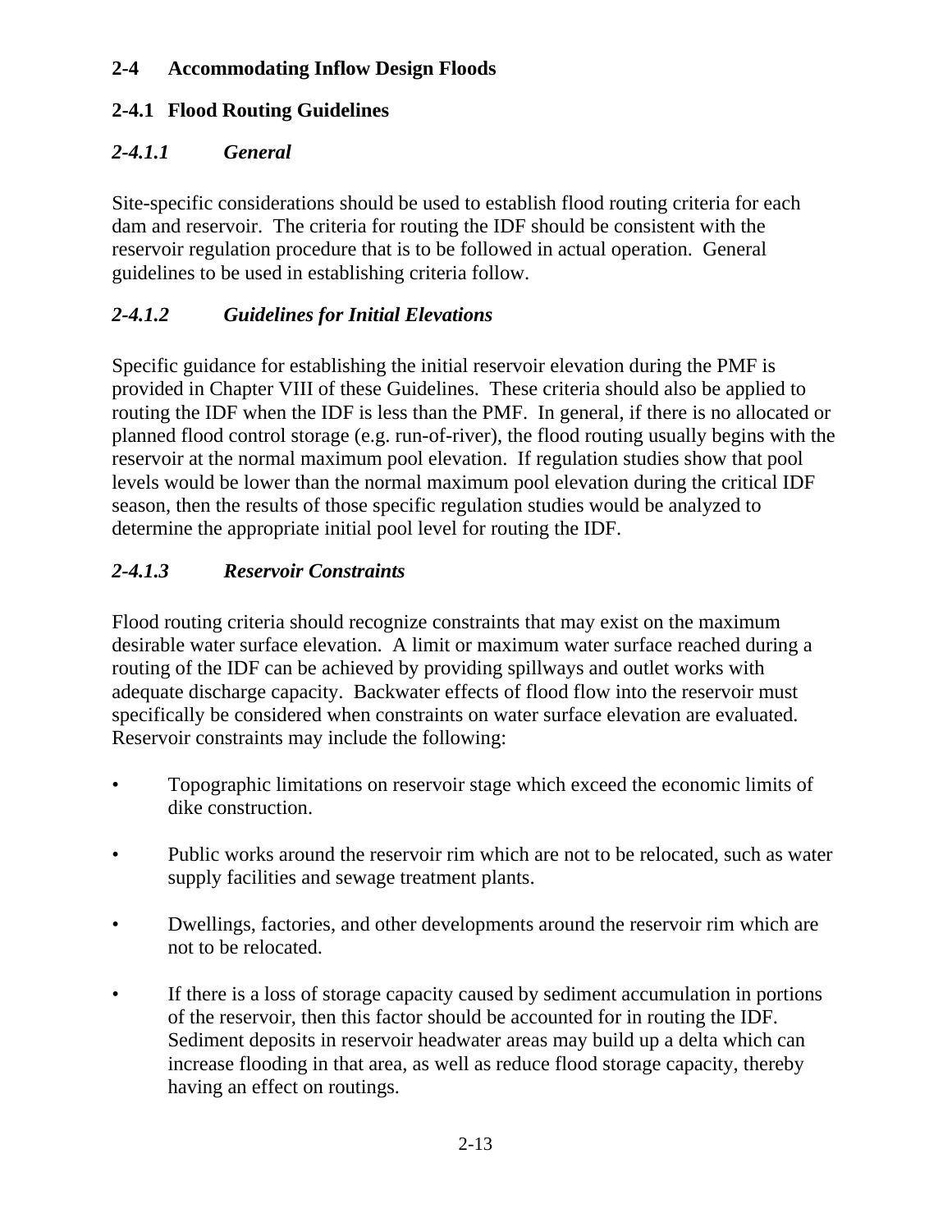## 2-4 Accommodating Inflow Design Floods

### 2-4.1 Flood Routing Guidelines

#### *2-4.1.1 General*

Site-specific considerations should be used to establish flood routing criteria for each dam and reservoir. The criteria for routing the IDF should be consistent with the reservoir regulation procedure that is to be followed in actual operation. General guidelines to be used in establishing criteria follow.

#### *2-4.1.2 Guidelines for Initial Elevations*

Specific guidance for establishing the initial reservoir elevation during the PMF is provided in Chapter VIII of these Guidelines. These criteria should also be applied to routing the IDF when the IDF is less than the PMF. In general, if there is no allocated or planned flood control storage (e.g. run-of-river), the flood routing usually begins with the reservoir at the normal maximum pool elevation. If regulation studies show that pool levels would be lower than the normal maximum pool elevation during the critical IDF season, then the results of those specific regulation studies would be analyzed to determine the appropriate initial pool level for routing the IDF.

#### *2-4.1.3 Reservoir Constraints*

Flood routing criteria should recognize constraints that may exist on the maximum desirable water surface elevation. A limit or maximum water surface reached during a routing of the IDF can be achieved by providing spillways and outlet works with adequate discharge capacity. Backwater effects of flood flow into the reservoir must specifically be considered when constraints on water surface elevation are evaluated. Reservoir constraints may include the following:

- Topographic limitations on reservoir stage which exceed the economic limits of dike construction.
- Public works around the reservoir rim which are not to be relocated, such as water supply facilities and sewage treatment plants.
- Dwellings, factories, and other developments around the reservoir rim which are not to be relocated.
- If there is a loss of storage capacity caused by sediment accumulation in portions of the reservoir, then this factor should be accounted for in routing the IDF. Sediment deposits in reservoir headwater areas may build up a delta which can increase flooding in that area, as well as reduce flood storage capacity, thereby having an effect on routings.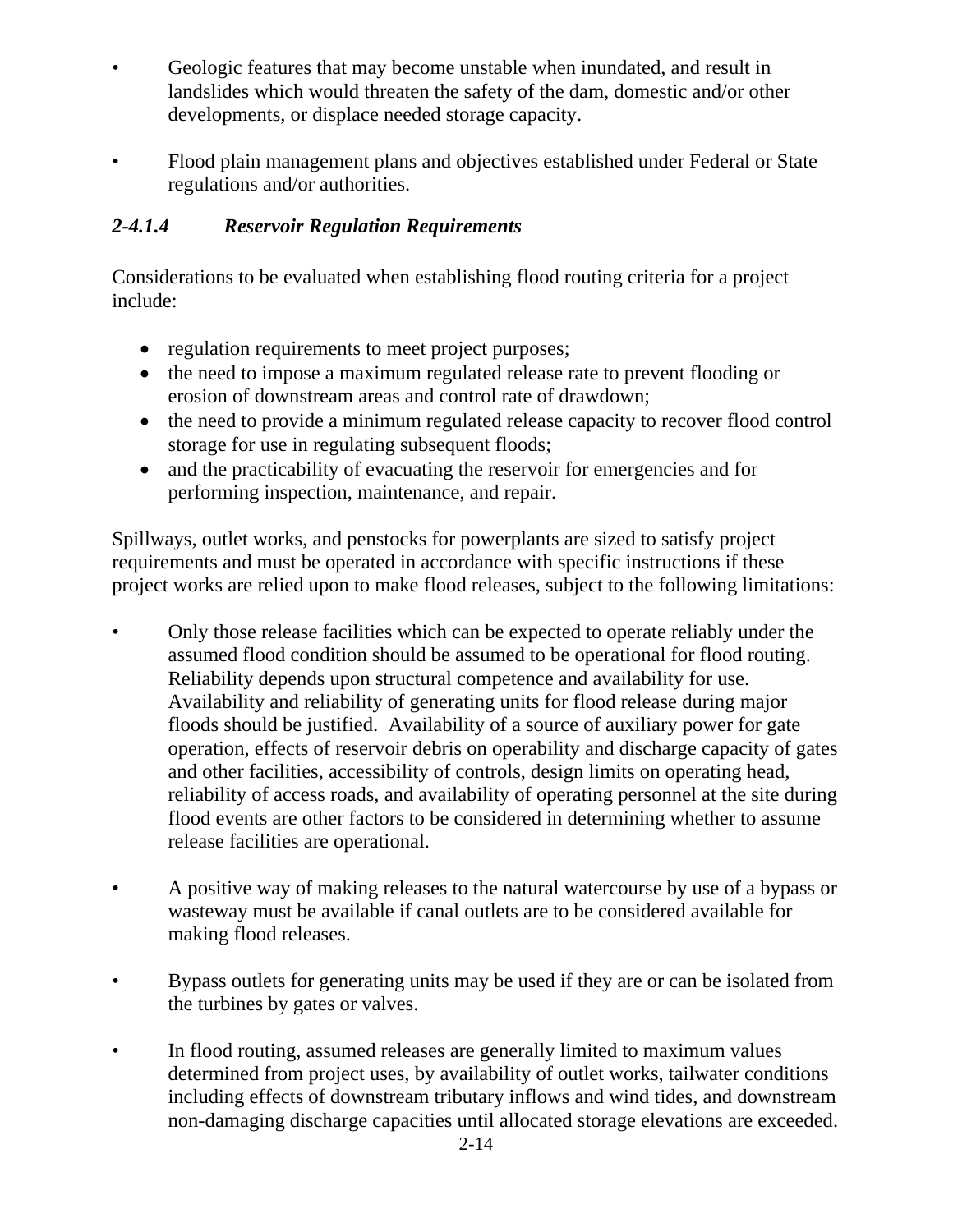- Geologic features that may become unstable when inundated, and result in landslides which would threaten the safety of the dam, domestic and/or other developments, or displace needed storage capacity.

- Flood plain management plans and objectives established under Federal or State regulations and/or authorities.

### *2-4.1.4 Reservoir Regulation Requirements*

Considerations to be evaluated when establishing flood routing criteria for a project include:

- regulation requirements to meet project purposes;
- the need to impose a maximum regulated release rate to prevent flooding or erosion of downstream areas and control rate of drawdown;
- the need to provide a minimum regulated release capacity to recover flood control storage for use in regulating subsequent floods;
- and the practicability of evacuating the reservoir for emergencies and for performing inspection, maintenance, and repair.

Spillways, outlet works, and penstocks for powerplants are sized to satisfy project requirements and must be operated in accordance with specific instructions if these project works are relied upon to make flood releases, subject to the following limitations:

- Only those release facilities which can be expected to operate reliably under the assumed flood condition should be assumed to be operational for flood routing. Reliability depends upon structural competence and availability for use. Availability and reliability of generating units for flood release during major floods should be justified. Availability of a source of auxiliary power for gate operation, effects of reservoir debris on operability and discharge capacity of gates and other facilities, accessibility of controls, design limits on operating head, reliability of access roads, and availability of operating personnel at the site during flood events are other factors to be considered in determining whether to assume release facilities are operational.

- A positive way of making releases to the natural watercourse by use of a bypass or wasteway must be available if canal outlets are to be considered available for making flood releases.

- Bypass outlets for generating units may be used if they are or can be isolated from the turbines by gates or valves.

- In flood routing, assumed releases are generally limited to maximum values determined from project uses, by availability of outlet works, tailwater conditions including effects of downstream tributary inflows and wind tides, and downstream non-damaging discharge capacities until allocated storage elevations are exceeded.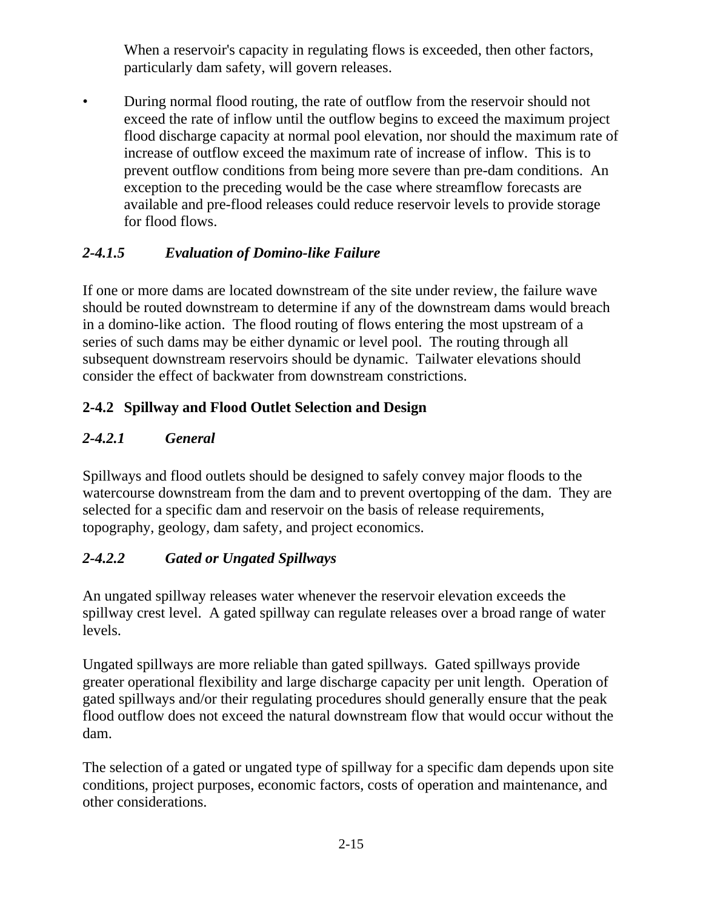When a reservoir's capacity in regulating flows is exceeded, then other factors, particularly dam safety, will govern releases.

- During normal flood routing, the rate of outflow from the reservoir should not exceed the rate of inflow until the outflow begins to exceed the maximum project flood discharge capacity at normal pool elevation, nor should the maximum rate of increase of outflow exceed the maximum rate of increase of inflow. This is to prevent outflow conditions from being more severe than pre-dam conditions. An exception to the preceding would be the case where streamflow forecasts are available and pre-flood releases could reduce reservoir levels to provide storage for flood flows.

#### *2-4.1.5 Evaluation of Domino-like Failure*

If one or more dams are located downstream of the site under review, the failure wave should be routed downstream to determine if any of the downstream dams would breach in a domino-like action. The flood routing of flows entering the most upstream of a series of such dams may be either dynamic or level pool. The routing through all subsequent downstream reservoirs should be dynamic. Tailwater elevations should consider the effect of backwater from downstream constrictions.

### 2-4.2 Spillway and Flood Outlet Selection and Design

#### *2-4.2.1 General*

Spillways and flood outlets should be designed to safely convey major floods to the watercourse downstream from the dam and to prevent overtopping of the dam. They are selected for a specific dam and reservoir on the basis of release requirements, topography, geology, dam safety, and project economics.

#### *2-4.2.2 Gated or Ungated Spillways*

An ungated spillway releases water whenever the reservoir elevation exceeds the spillway crest level. A gated spillway can regulate releases over a broad range of water levels.

Ungated spillways are more reliable than gated spillways. Gated spillways provide greater operational flexibility and large discharge capacity per unit length. Operation of gated spillways and/or their regulating procedures should generally ensure that the peak flood outflow does not exceed the natural downstream flow that would occur without the dam.

The selection of a gated or ungated type of spillway for a specific dam depends upon site conditions, project purposes, economic factors, costs of operation and maintenance, and other considerations.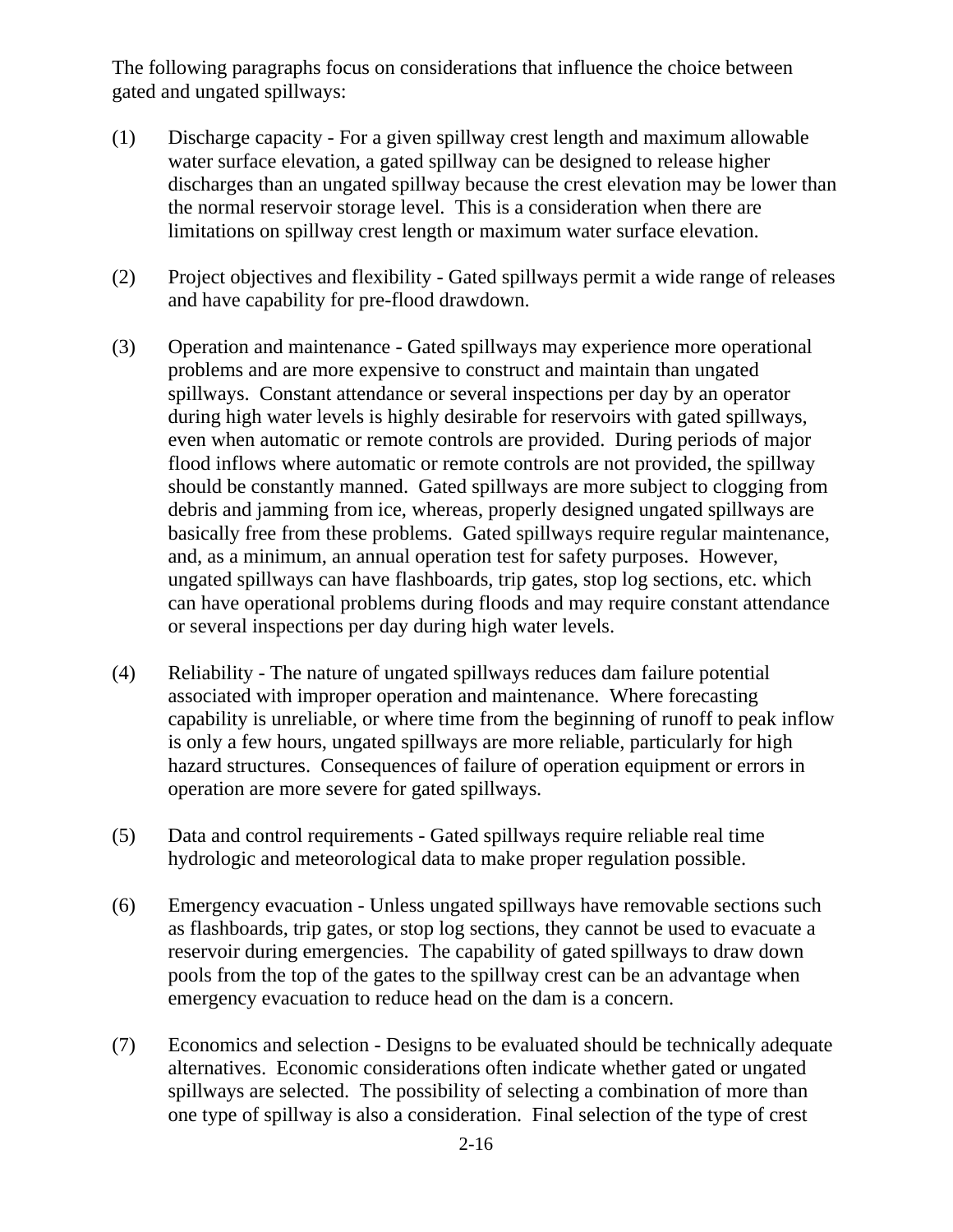The following paragraphs focus on considerations that influence the choice between gated and ungated spillways:

(1) Discharge capacity - For a given spillway crest length and maximum allowable water surface elevation, a gated spillway can be designed to release higher discharges than an ungated spillway because the crest elevation may be lower than the normal reservoir storage level. This is a consideration when there are limitations on spillway crest length or maximum water surface elevation.

(2) Project objectives and flexibility - Gated spillways permit a wide range of releases and have capability for pre-flood drawdown.

(3) Operation and maintenance - Gated spillways may experience more operational problems and are more expensive to construct and maintain than ungated spillways. Constant attendance or several inspections per day by an operator during high water levels is highly desirable for reservoirs with gated spillways, even when automatic or remote controls are provided. During periods of major flood inflows where automatic or remote controls are not provided, the spillway should be constantly manned. Gated spillways are more subject to clogging from debris and jamming from ice, whereas, properly designed ungated spillways are basically free from these problems. Gated spillways require regular maintenance, and, as a minimum, an annual operation test for safety purposes. However, ungated spillways can have flashboards, trip gates, stop log sections, etc. which can have operational problems during floods and may require constant attendance or several inspections per day during high water levels.

(4) Reliability - The nature of ungated spillways reduces dam failure potential associated with improper operation and maintenance. Where forecasting capability is unreliable, or where time from the beginning of runoff to peak inflow is only a few hours, ungated spillways are more reliable, particularly for high hazard structures. Consequences of failure of operation equipment or errors in operation are more severe for gated spillways.

(5) Data and control requirements - Gated spillways require reliable real time hydrologic and meteorological data to make proper regulation possible.

(6) Emergency evacuation - Unless ungated spillways have removable sections such as flashboards, trip gates, or stop log sections, they cannot be used to evacuate a reservoir during emergencies. The capability of gated spillways to draw down pools from the top of the gates to the spillway crest can be an advantage when emergency evacuation to reduce head on the dam is a concern.

(7) Economics and selection - Designs to be evaluated should be technically adequate alternatives. Economic considerations often indicate whether gated or ungated spillways are selected. The possibility of selecting a combination of more than one type of spillway is also a consideration. Final selection of the type of crest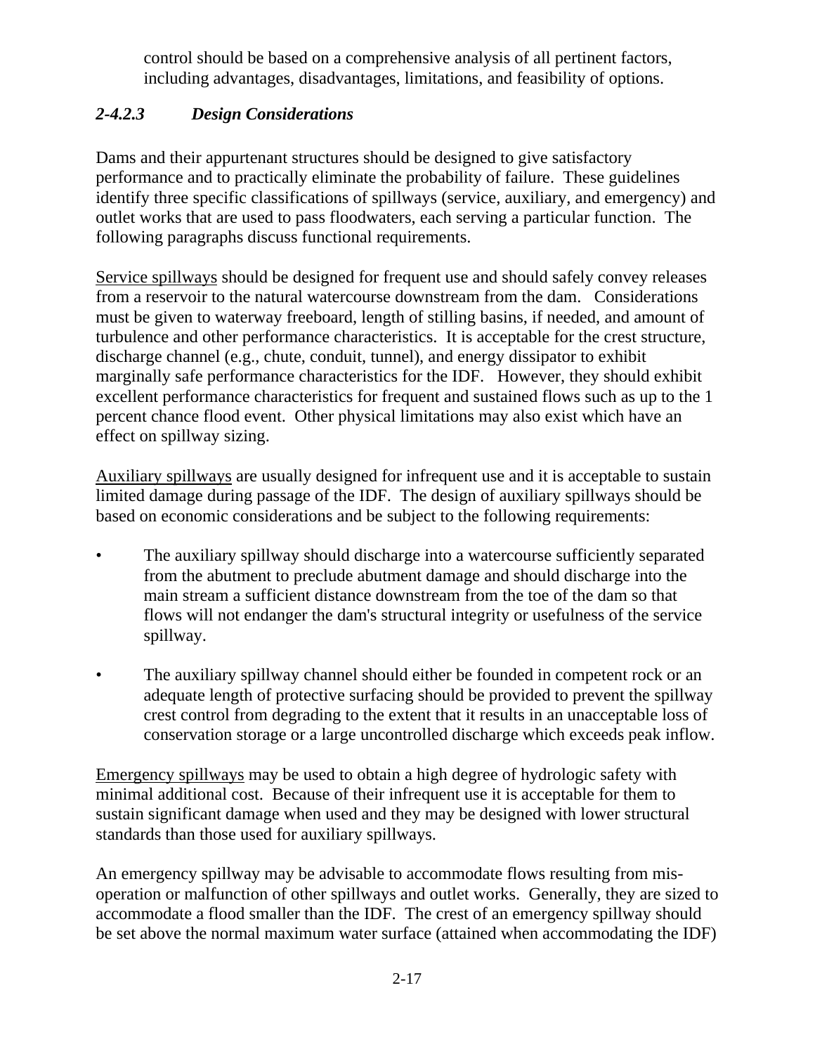control should be based on a comprehensive analysis of all pertinent factors, including advantages, disadvantages, limitations, and feasibility of options.

#### *2-4.2.3 Design Considerations*

Dams and their appurtenant structures should be designed to give satisfactory performance and to practically eliminate the probability of failure. These guidelines identify three specific classifications of spillways (service, auxiliary, and emergency) and outlet works that are used to pass floodwaters, each serving a particular function. The following paragraphs discuss functional requirements.

Service spillways should be designed for frequent use and should safely convey releases from a reservoir to the natural watercourse downstream from the dam. Considerations must be given to waterway freeboard, length of stilling basins, if needed, and amount of turbulence and other performance characteristics. It is acceptable for the crest structure, discharge channel (e.g., chute, conduit, tunnel), and energy dissipator to exhibit marginally safe performance characteristics for the IDF. However, they should exhibit excellent performance characteristics for frequent and sustained flows such as up to the 1 percent chance flood event. Other physical limitations may also exist which have an effect on spillway sizing.

Auxiliary spillways are usually designed for infrequent use and it is acceptable to sustain limited damage during passage of the IDF. The design of auxiliary spillways should be based on economic considerations and be subject to the following requirements:

- The auxiliary spillway should discharge into a watercourse sufficiently separated from the abutment to preclude abutment damage and should discharge into the main stream a sufficient distance downstream from the toe of the dam so that flows will not endanger the dam's structural integrity or usefulness of the service spillway.
- The auxiliary spillway channel should either be founded in competent rock or an adequate length of protective surfacing should be provided to prevent the spillway crest control from degrading to the extent that it results in an unacceptable loss of conservation storage or a large uncontrolled discharge which exceeds peak inflow.

Emergency spillways may be used to obtain a high degree of hydrologic safety with minimal additional cost. Because of their infrequent use it is acceptable for them to sustain significant damage when used and they may be designed with lower structural standards than those used for auxiliary spillways.

An emergency spillway may be advisable to accommodate flows resulting from mis-operation or malfunction of other spillways and outlet works. Generally, they are sized to accommodate a flood smaller than the IDF. The crest of an emergency spillway should be set above the normal maximum water surface (attained when accommodating the IDF)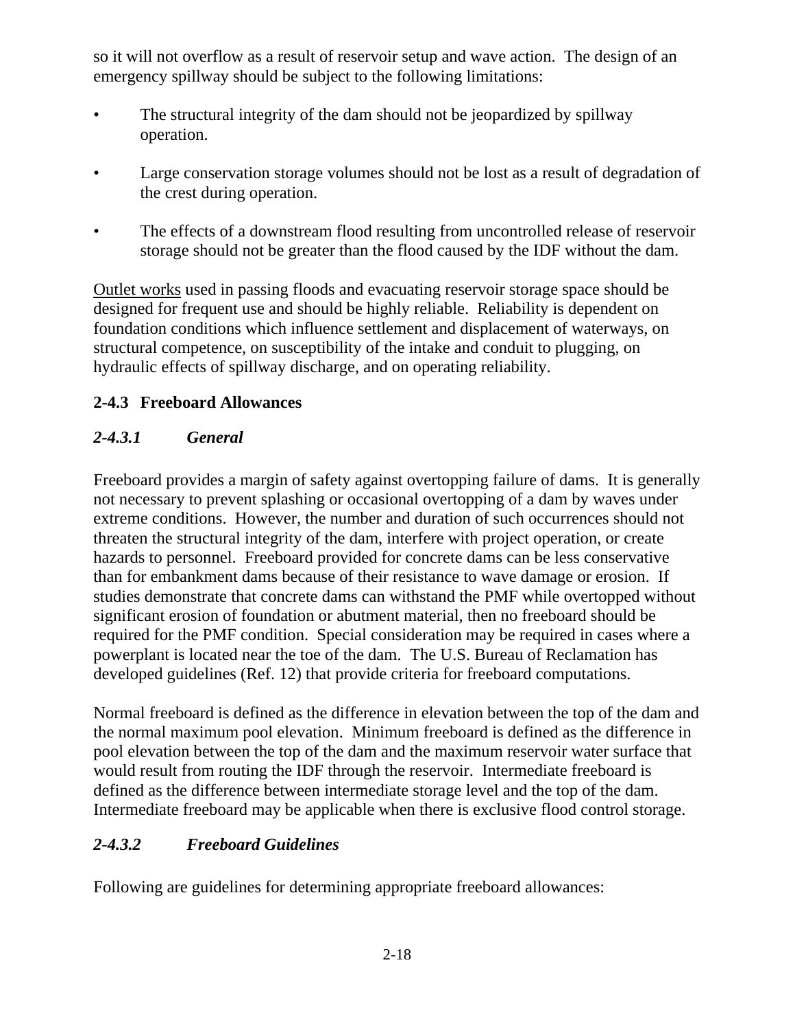so it will not overflow as a result of reservoir setup and wave action. The design of an emergency spillway should be subject to the following limitations:

- The structural integrity of the dam should not be jeopardized by spillway operation.
- Large conservation storage volumes should not be lost as a result of degradation of the crest during operation.
- The effects of a downstream flood resulting from uncontrolled release of reservoir storage should not be greater than the flood caused by the IDF without the dam.

Outlet works used in passing floods and evacuating reservoir storage space should be designed for frequent use and should be highly reliable. Reliability is dependent on foundation conditions which influence settlement and displacement of waterways, on structural competence, on susceptibility of the intake and conduit to plugging, on hydraulic effects of spillway discharge, and on operating reliability.

### 2-4.3 Freeboard Allowances

#### *2-4.3.1 General*

Freeboard provides a margin of safety against overtopping failure of dams. It is generally not necessary to prevent splashing or occasional overtopping of a dam by waves under extreme conditions. However, the number and duration of such occurrences should not threaten the structural integrity of the dam, interfere with project operation, or create hazards to personnel. Freeboard provided for concrete dams can be less conservative than for embankment dams because of their resistance to wave damage or erosion. If studies demonstrate that concrete dams can withstand the PMF while overtopped without significant erosion of foundation or abutment material, then no freeboard should be required for the PMF condition. Special consideration may be required in cases where a powerplant is located near the toe of the dam. The U.S. Bureau of Reclamation has developed guidelines (Ref. 12) that provide criteria for freeboard computations.

Normal freeboard is defined as the difference in elevation between the top of the dam and the normal maximum pool elevation. Minimum freeboard is defined as the difference in pool elevation between the top of the dam and the maximum reservoir water surface that would result from routing the IDF through the reservoir. Intermediate freeboard is defined as the difference between intermediate storage level and the top of the dam. Intermediate freeboard may be applicable when there is exclusive flood control storage.

#### *2-4.3.2 Freeboard Guidelines*

Following are guidelines for determining appropriate freeboard allowances: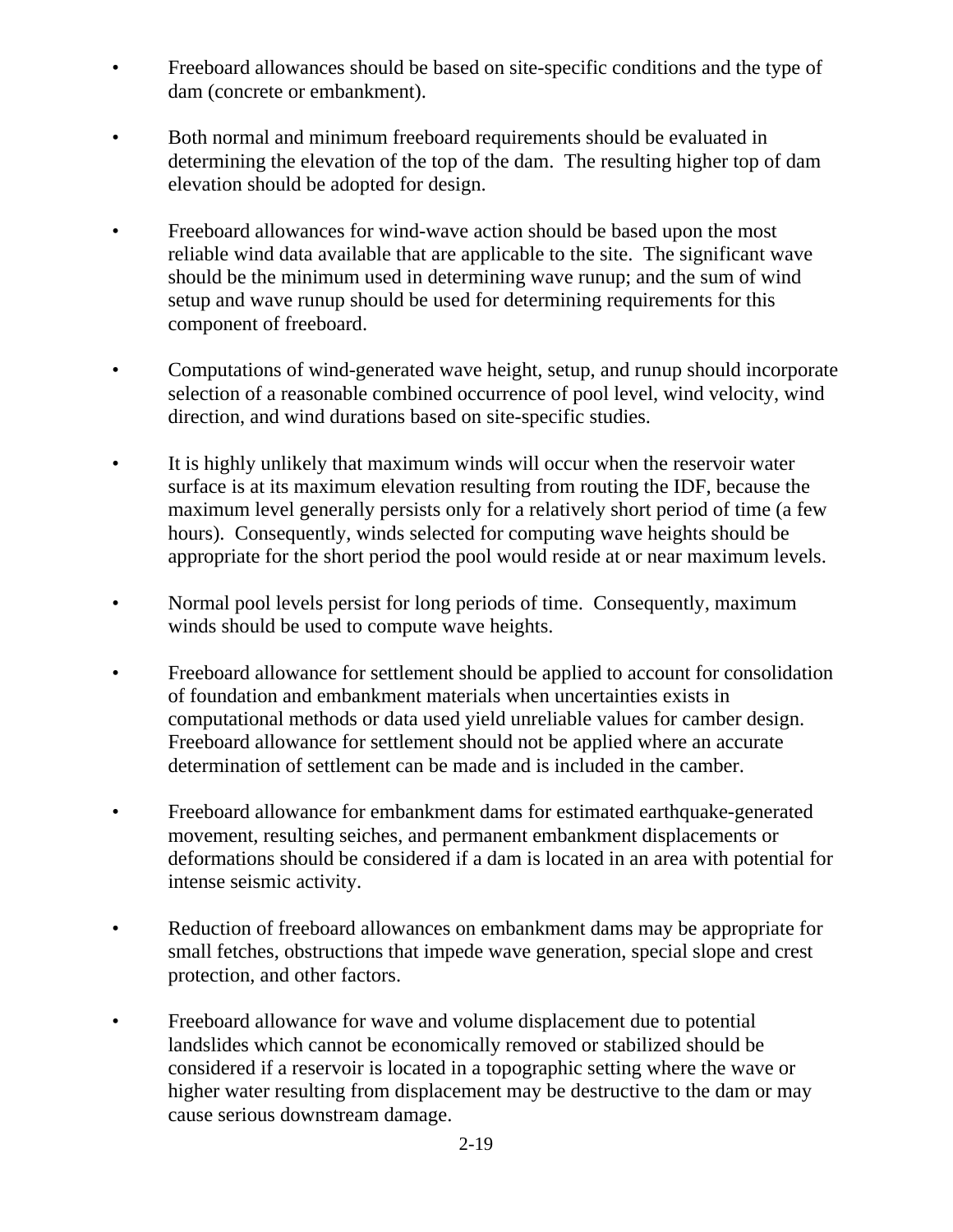- Freeboard allowances should be based on site-specific conditions and the type of dam (concrete or embankment).

- Both normal and minimum freeboard requirements should be evaluated in determining the elevation of the top of the dam. The resulting higher top of dam elevation should be adopted for design.

- Freeboard allowances for wind-wave action should be based upon the most reliable wind data available that are applicable to the site. The significant wave should be the minimum used in determining wave runup; and the sum of wind setup and wave runup should be used for determining requirements for this component of freeboard.

- Computations of wind-generated wave height, setup, and runup should incorporate selection of a reasonable combined occurrence of pool level, wind velocity, wind direction, and wind durations based on site-specific studies.

- It is highly unlikely that maximum winds will occur when the reservoir water surface is at its maximum elevation resulting from routing the IDF, because the maximum level generally persists only for a relatively short period of time (a few hours). Consequently, winds selected for computing wave heights should be appropriate for the short period the pool would reside at or near maximum levels.

- Normal pool levels persist for long periods of time. Consequently, maximum winds should be used to compute wave heights.

- Freeboard allowance for settlement should be applied to account for consolidation of foundation and embankment materials when uncertainties exists in computational methods or data used yield unreliable values for camber design. Freeboard allowance for settlement should not be applied where an accurate determination of settlement can be made and is included in the camber.

- Freeboard allowance for embankment dams for estimated earthquake-generated movement, resulting seiches, and permanent embankment displacements or deformations should be considered if a dam is located in an area with potential for intense seismic activity.

- Reduction of freeboard allowances on embankment dams may be appropriate for small fetches, obstructions that impede wave generation, special slope and crest protection, and other factors.

- Freeboard allowance for wave and volume displacement due to potential landslides which cannot be economically removed or stabilized should be considered if a reservoir is located in a topographic setting where the wave or higher water resulting from displacement may be destructive to the dam or may cause serious downstream damage.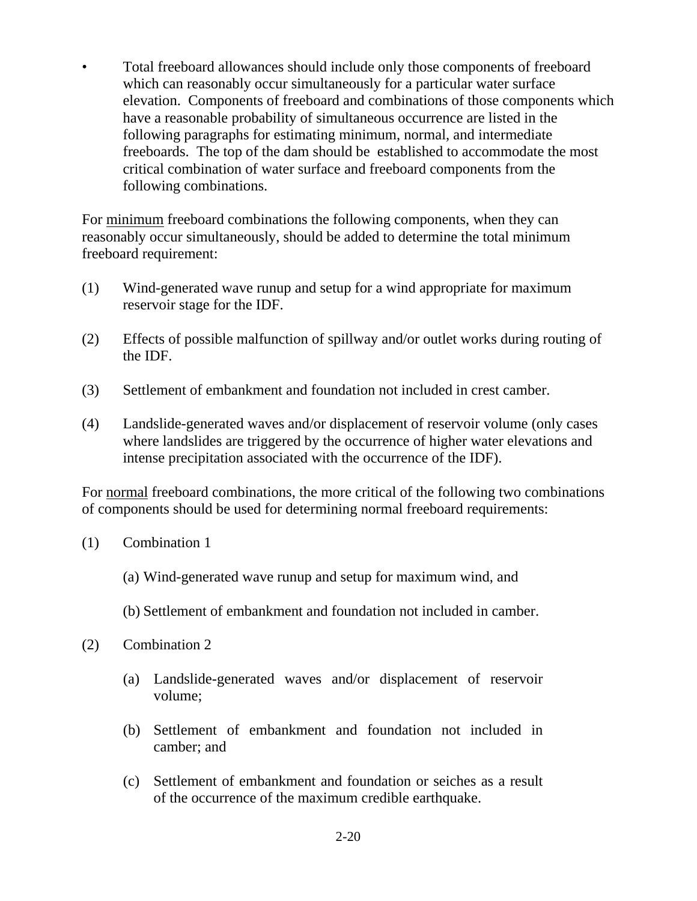- Total freeboard allowances should include only those components of freeboard which can reasonably occur simultaneously for a particular water surface elevation. Components of freeboard and combinations of those components which have a reasonable probability of simultaneous occurrence are listed in the following paragraphs for estimating minimum, normal, and intermediate freeboards. The top of the dam should be established to accommodate the most critical combination of water surface and freeboard components from the following combinations.

For <u>minimum</u> freeboard combinations the following components, when they can reasonably occur simultaneously, should be added to determine the total minimum freeboard requirement:

(1) Wind-generated wave runup and setup for a wind appropriate for maximum reservoir stage for the IDF.

(2) Effects of possible malfunction of spillway and/or outlet works during routing of the IDF.

(3) Settlement of embankment and foundation not included in crest camber.

(4) Landslide-generated waves and/or displacement of reservoir volume (only cases where landslides are triggered by the occurrence of higher water elevations and intense precipitation associated with the occurrence of the IDF).

For <u>normal</u> freeboard combinations, the more critical of the following two combinations of components should be used for determining normal freeboard requirements:

(1) Combination 1

   (a) Wind-generated wave runup and setup for maximum wind, and

   (b) Settlement of embankment and foundation not included in camber.

(2) Combination 2

   (a) Landslide-generated waves and/or displacement of reservoir volume;

   (b) Settlement of embankment and foundation not included in camber; and

   (c) Settlement of embankment and foundation or seiches as a result of the occurrence of the maximum credible earthquake.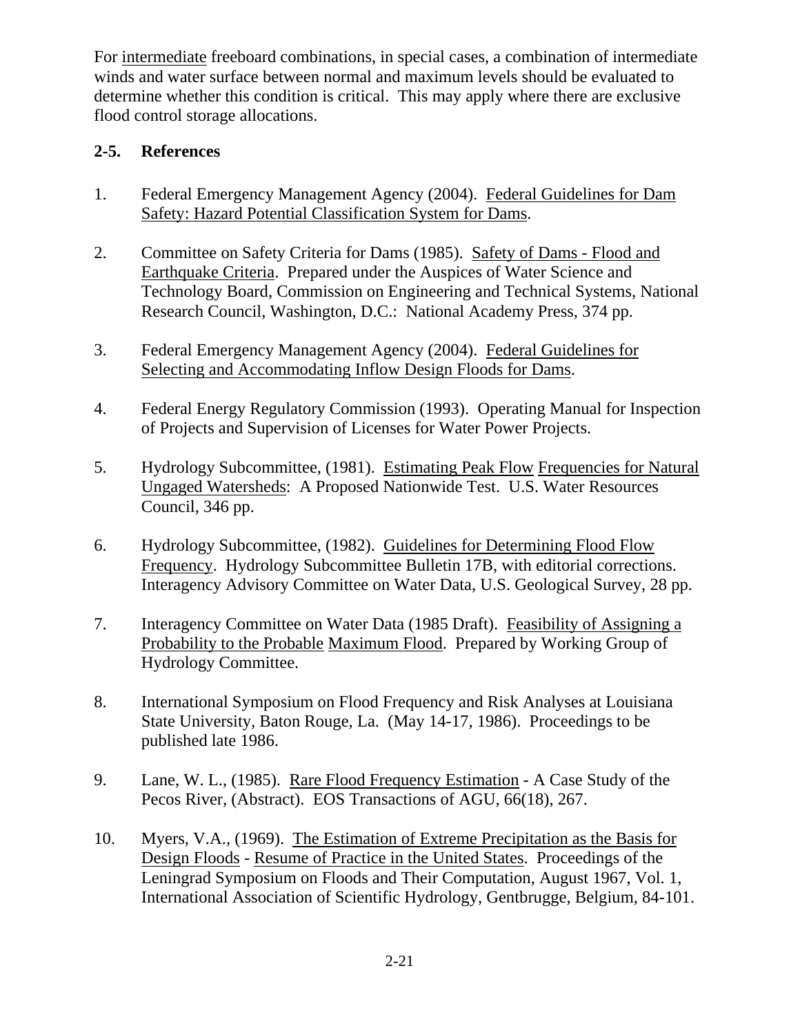For intermediate freeboard combinations, in special cases, a combination of intermediate winds and water surface between normal and maximum levels should be evaluated to determine whether this condition is critical. This may apply where there are exclusive flood control storage allocations.

## 2-5. References

1. Federal Emergency Management Agency (2004). Federal Guidelines for Dam Safety: Hazard Potential Classification System for Dams.

2. Committee on Safety Criteria for Dams (1985). Safety of Dams - Flood and Earthquake Criteria. Prepared under the Auspices of Water Science and Technology Board, Commission on Engineering and Technical Systems, National Research Council, Washington, D.C.: National Academy Press, 374 pp.

3. Federal Emergency Management Agency (2004). Federal Guidelines for Selecting and Accommodating Inflow Design Floods for Dams.

4. Federal Energy Regulatory Commission (1993). Operating Manual for Inspection of Projects and Supervision of Licenses for Water Power Projects.

5. Hydrology Subcommittee, (1981). Estimating Peak Flow Frequencies for Natural Ungaged Watersheds: A Proposed Nationwide Test. U.S. Water Resources Council, 346 pp.

6. Hydrology Subcommittee, (1982). Guidelines for Determining Flood Flow Frequency. Hydrology Subcommittee Bulletin 17B, with editorial corrections. Interagency Advisory Committee on Water Data, U.S. Geological Survey, 28 pp.

7. Interagency Committee on Water Data (1985 Draft). Feasibility of Assigning a Probability to the Probable Maximum Flood. Prepared by Working Group of Hydrology Committee.

8. International Symposium on Flood Frequency and Risk Analyses at Louisiana State University, Baton Rouge, La. (May 14-17, 1986). Proceedings to be published late 1986.

9. Lane, W. L., (1985). Rare Flood Frequency Estimation - A Case Study of the Pecos River, (Abstract). EOS Transactions of AGU, 66(18), 267.

10. Myers, V.A., (1969). The Estimation of Extreme Precipitation as the Basis for Design Floods - Resume of Practice in the United States. Proceedings of the Leningrad Symposium on Floods and Their Computation, August 1967, Vol. 1, International Association of Scientific Hydrology, Gentbrugge, Belgium, 84-101.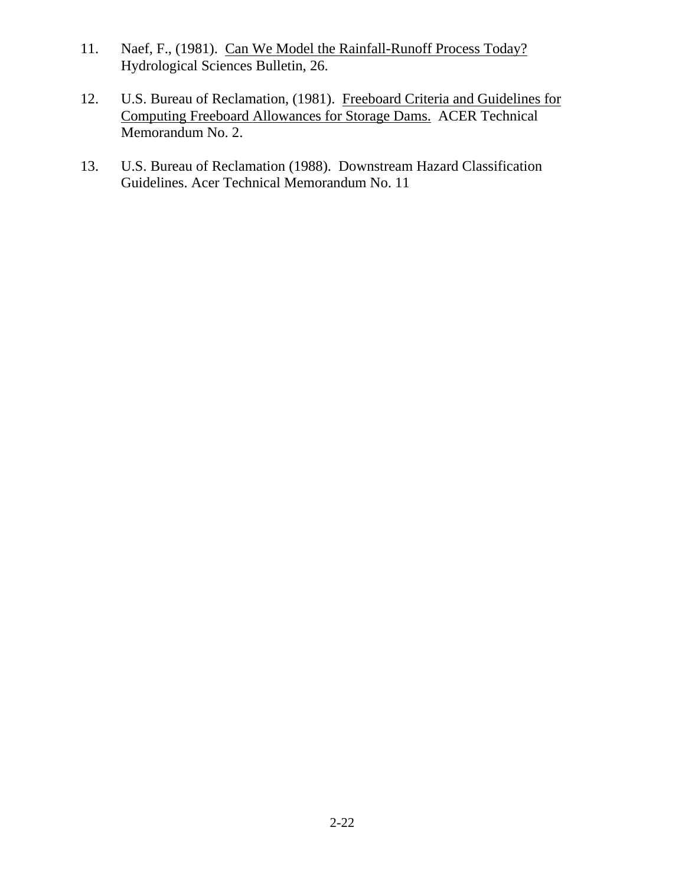11. Naef, F., (1981). <u>Can We Model the Rainfall-Runoff Process Today?</u> Hydrological Sciences Bulletin, 26.

12. U.S. Bureau of Reclamation, (1981). <u>Freeboard Criteria and Guidelines for Computing Freeboard Allowances for Storage Dams.</u> ACER Technical Memorandum No. 2.

13. U.S. Bureau of Reclamation (1988). Downstream Hazard Classification Guidelines. Acer Technical Memorandum No. 11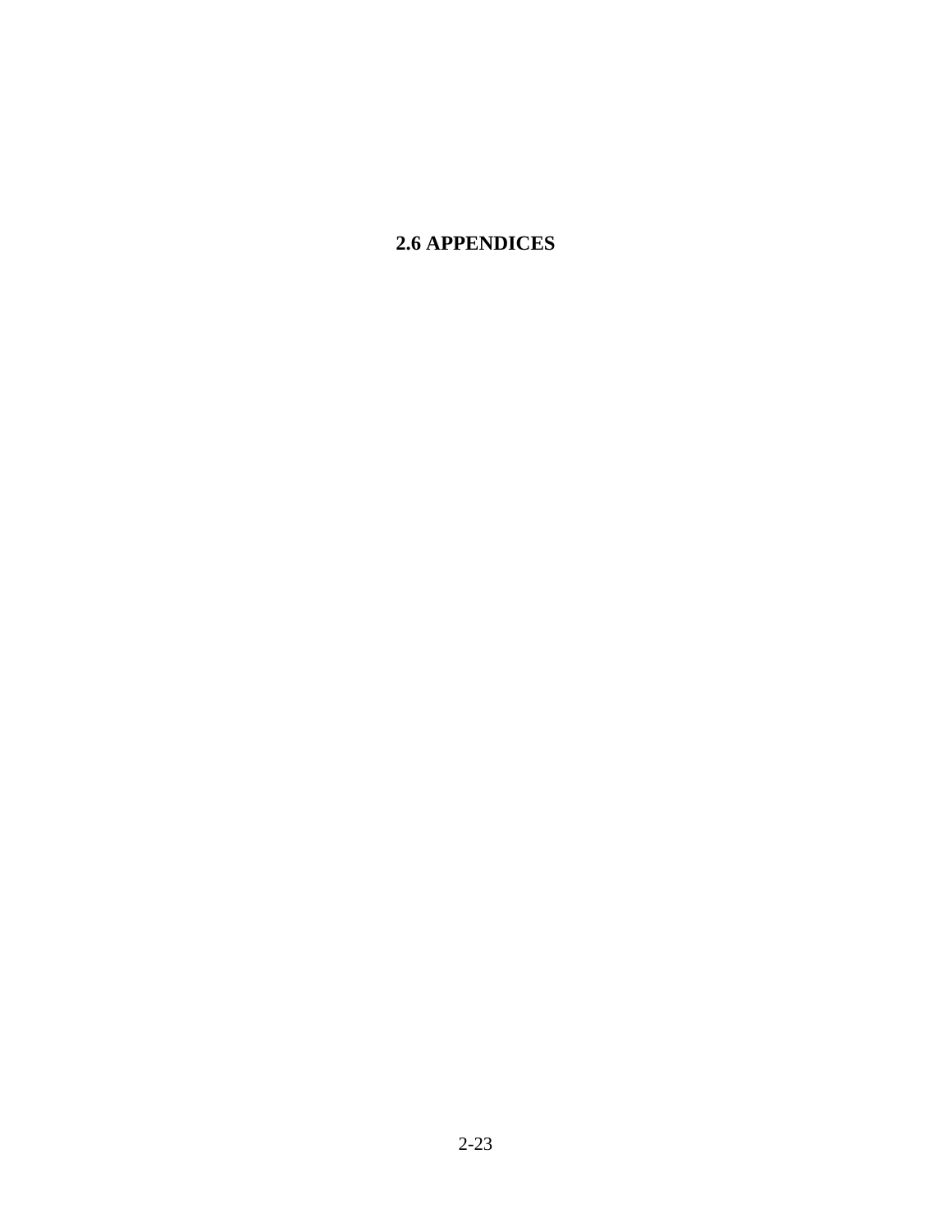## 2.6 APPENDICES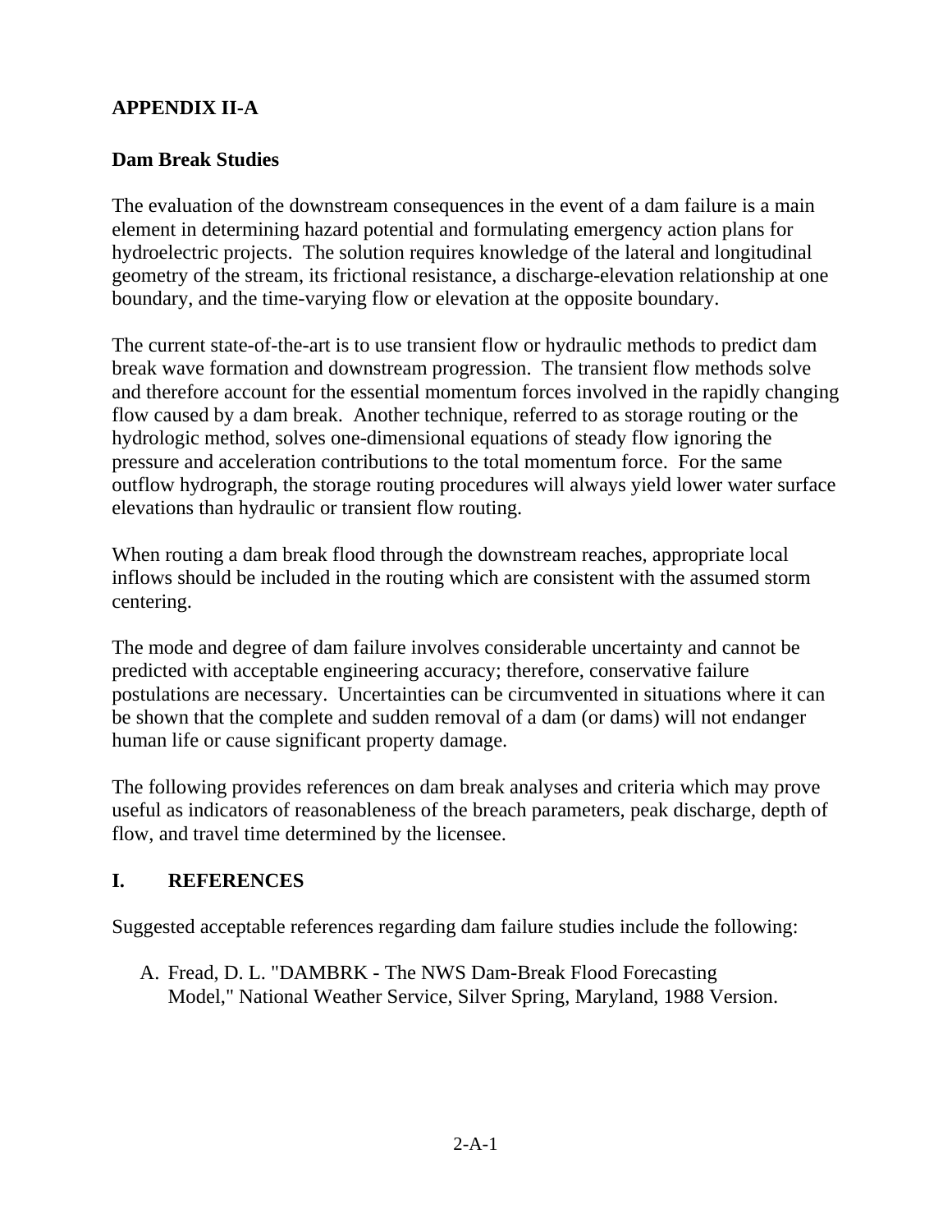## APPENDIX II-A

### Dam Break Studies

The evaluation of the downstream consequences in the event of a dam failure is a main element in determining hazard potential and formulating emergency action plans for hydroelectric projects. The solution requires knowledge of the lateral and longitudinal geometry of the stream, its frictional resistance, a discharge-elevation relationship at one boundary, and the time-varying flow or elevation at the opposite boundary.

The current state-of-the-art is to use transient flow or hydraulic methods to predict dam break wave formation and downstream progression. The transient flow methods solve and therefore account for the essential momentum forces involved in the rapidly changing flow caused by a dam break. Another technique, referred to as storage routing or the hydrologic method, solves one-dimensional equations of steady flow ignoring the pressure and acceleration contributions to the total momentum force. For the same outflow hydrograph, the storage routing procedures will always yield lower water surface elevations than hydraulic or transient flow routing.

When routing a dam break flood through the downstream reaches, appropriate local inflows should be included in the routing which are consistent with the assumed storm centering.

The mode and degree of dam failure involves considerable uncertainty and cannot be predicted with acceptable engineering accuracy; therefore, conservative failure postulations are necessary. Uncertainties can be circumvented in situations where it can be shown that the complete and sudden removal of a dam (or dams) will not endanger human life or cause significant property damage.

The following provides references on dam break analyses and criteria which may prove useful as indicators of reasonableness of the breach parameters, peak discharge, depth of flow, and travel time determined by the licensee.

## I. REFERENCES

Suggested acceptable references regarding dam failure studies include the following:

A. Fread, D. L. "DAMBRK - The NWS Dam-Break Flood Forecasting Model," National Weather Service, Silver Spring, Maryland, 1988 Version.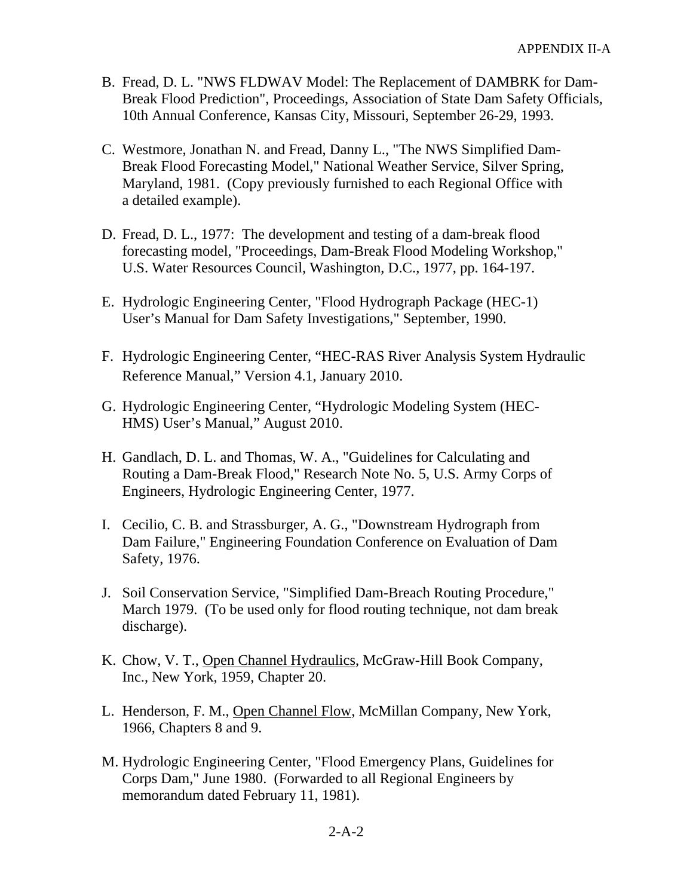B. Fread, D. L. "NWS FLDWAV Model: The Replacement of DAMBRK for Dam-Break Flood Prediction", Proceedings, Association of State Dam Safety Officials, 10th Annual Conference, Kansas City, Missouri, September 26-29, 1993.

C. Westmore, Jonathan N. and Fread, Danny L., "The NWS Simplified Dam-Break Flood Forecasting Model," National Weather Service, Silver Spring, Maryland, 1981. (Copy previously furnished to each Regional Office with a detailed example).

D. Fread, D. L., 1977: The development and testing of a dam-break flood forecasting model, "Proceedings, Dam-Break Flood Modeling Workshop," U.S. Water Resources Council, Washington, D.C., 1977, pp. 164-197.

E. Hydrologic Engineering Center, "Flood Hydrograph Package (HEC-1) User's Manual for Dam Safety Investigations," September, 1990.

F. Hydrologic Engineering Center, "HEC-RAS River Analysis System Hydraulic Reference Manual," Version 4.1, January 2010.

G. Hydrologic Engineering Center, "Hydrologic Modeling System (HEC-HMS) User's Manual," August 2010.

H. Gandlach, D. L. and Thomas, W. A., "Guidelines for Calculating and Routing a Dam-Break Flood," Research Note No. 5, U.S. Army Corps of Engineers, Hydrologic Engineering Center, 1977.

I. Cecilio, C. B. and Strassburger, A. G., "Downstream Hydrograph from Dam Failure," Engineering Foundation Conference on Evaluation of Dam Safety, 1976.

J. Soil Conservation Service, "Simplified Dam-Breach Routing Procedure," March 1979. (To be used only for flood routing technique, not dam break discharge).

K. Chow, V. T., Open Channel Hydraulics, McGraw-Hill Book Company, Inc., New York, 1959, Chapter 20.

L. Henderson, F. M., Open Channel Flow, McMillan Company, New York, 1966, Chapters 8 and 9.

M. Hydrologic Engineering Center, "Flood Emergency Plans, Guidelines for Corps Dam," June 1980. (Forwarded to all Regional Engineers by memorandum dated February 11, 1981).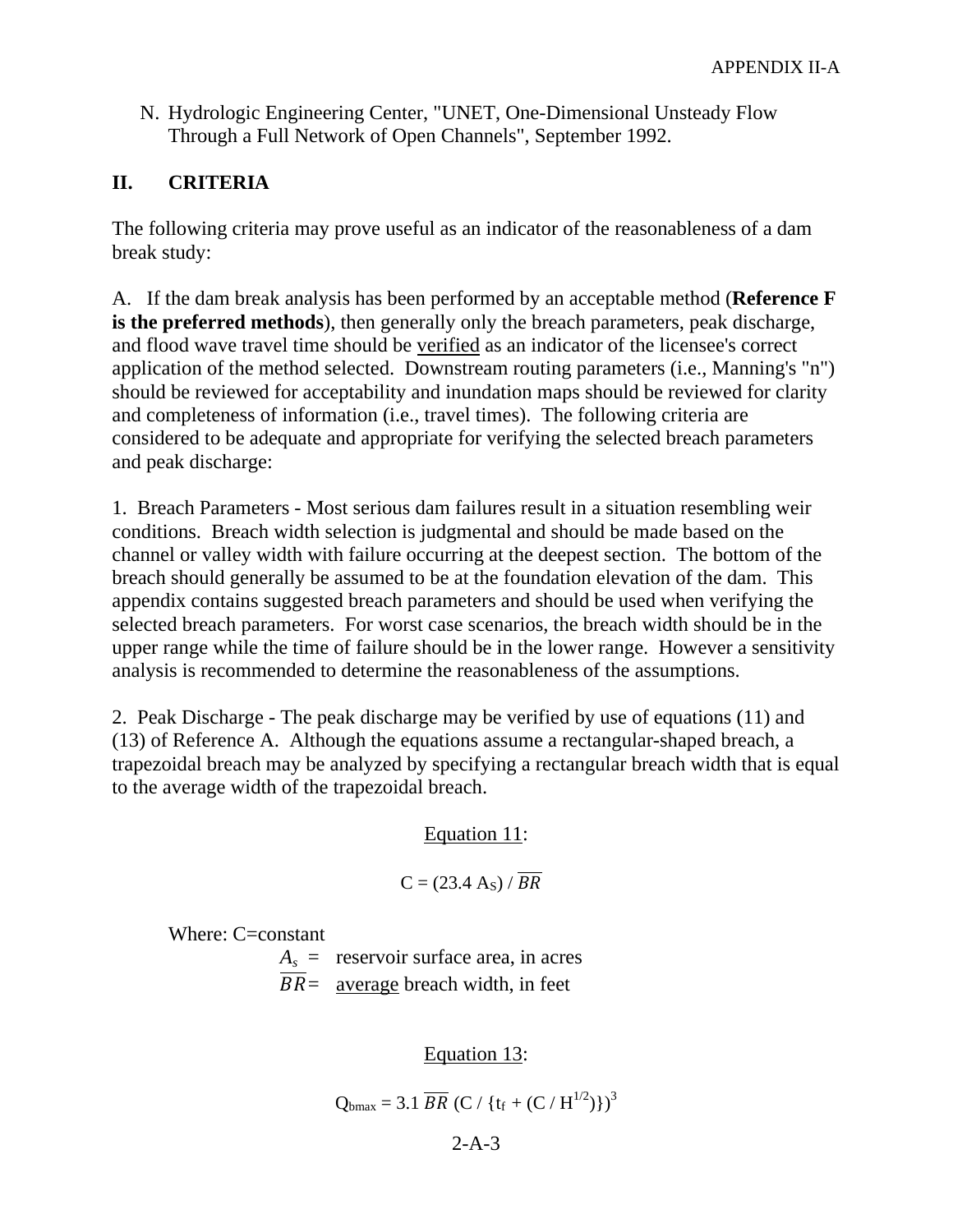N. Hydrologic Engineering Center, "UNET, One-Dimensional Unsteady Flow Through a Full Network of Open Channels", September 1992.

## II. CRITERIA

The following criteria may prove useful as an indicator of the reasonableness of a dam break study:

A. If the dam break analysis has been performed by an acceptable method (**Reference F is the preferred methods**), then generally only the breach parameters, peak discharge, and flood wave travel time should be verified as an indicator of the licensee's correct application of the method selected. Downstream routing parameters (i.e., Manning's "n") should be reviewed for acceptability and inundation maps should be reviewed for clarity and completeness of information (i.e., travel times). The following criteria are considered to be adequate and appropriate for verifying the selected breach parameters and peak discharge:

1. Breach Parameters - Most serious dam failures result in a situation resembling weir conditions. Breach width selection is judgmental and should be made based on the channel or valley width with failure occurring at the deepest section. The bottom of the breach should generally be assumed to be at the foundation elevation of the dam. This appendix contains suggested breach parameters and should be used when verifying the selected breach parameters. For worst case scenarios, the breach width should be in the upper range while the time of failure should be in the lower range. However a sensitivity analysis is recommended to determine the reasonableness of the assumptions.

2. Peak Discharge - The peak discharge may be verified by use of equations (11) and (13) of Reference A. Although the equations assume a rectangular-shaped breach, a trapezoidal breach may be analyzed by specifying a rectangular breach width that is equal to the average width of the trapezoidal breach.

Equation 11:

$$C = (23.4\ A_S) / \overline{BR}$$

Where: C=constant

$A_s$ = reservoir surface area, in acres

$\overline{BR}$ = average breach width, in feet

Equation 13:

$$Q_{bmax} = 3.1\ \overline{BR}\ (C / \{t_f + (C / H^{1/2})\})^3$$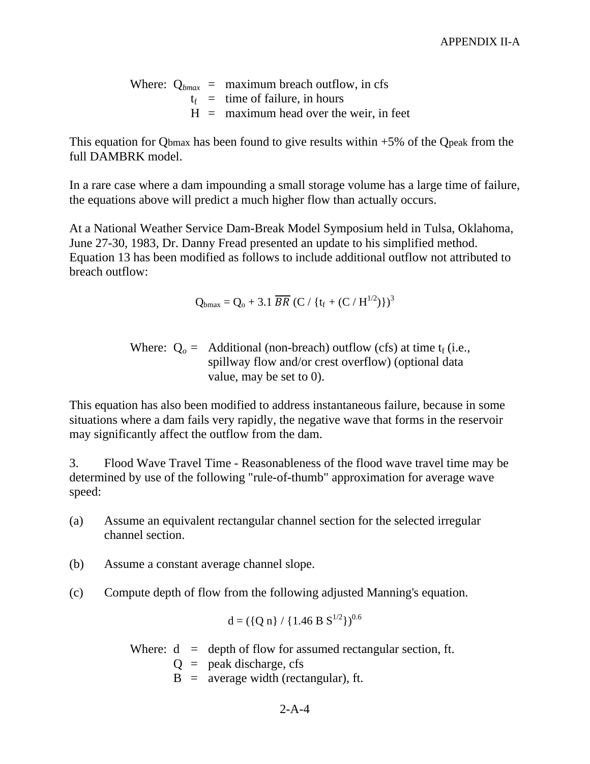Where: $Q_{bmax}$ = maximum breach outflow, in cfs
$t_f$ = time of failure, in hours
$H$ = maximum head over the weir, in feet

This equation for $Q_{bmax}$ has been found to give results within +5% of the $Q_{peak}$ from the full DAMBRK model.

In a rare case where a dam impounding a small storage volume has a large time of failure, the equations above will predict a much higher flow than actually occurs.

At a National Weather Service Dam-Break Model Symposium held in Tulsa, Oklahoma, June 27-30, 1983, Dr. Danny Fread presented an update to his simplified method. Equation 13 has been modified as follows to include additional outflow not attributed to breach outflow:

$$Q_{bmax} = Q_o + 3.1\ \overline{BR}\ (C / \{t_f + (C / H^{1/2})\})^3$$

Where: $Q_o$ = Additional (non-breach) outflow (cfs) at time $t_f$ (i.e., spillway flow and/or crest overflow) (optional data value, may be set to 0).

This equation has also been modified to address instantaneous failure, because in some situations where a dam fails very rapidly, the negative wave that forms in the reservoir may significantly affect the outflow from the dam.

3. Flood Wave Travel Time - Reasonableness of the flood wave travel time may be determined by use of the following "rule-of-thumb" approximation for average wave speed:

(a) Assume an equivalent rectangular channel section for the selected irregular channel section.

(b) Assume a constant average channel slope.

(c) Compute depth of flow from the following adjusted Manning's equation.

$$d = (\{Q\ n\} / \{1.46\ B\ S^{1/2}\})^{0.6}$$

Where: $d$ = depth of flow for assumed rectangular section, ft.
$Q$ = peak discharge, cfs
$B$ = average width (rectangular), ft.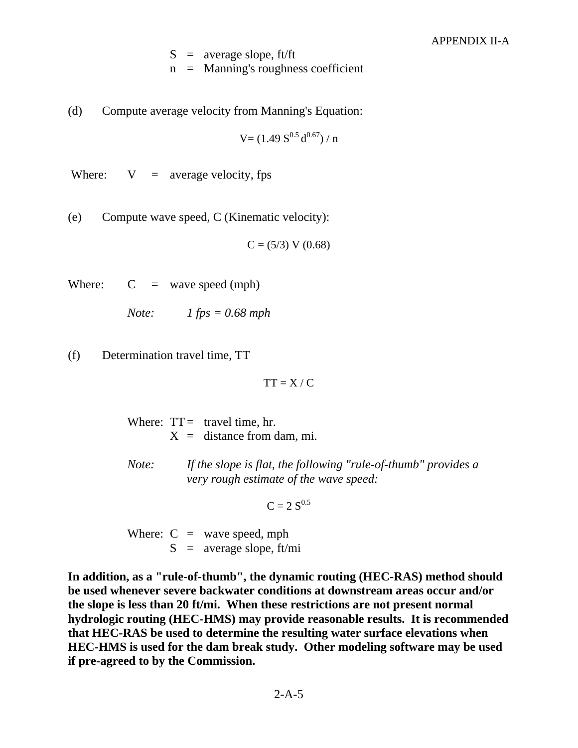S = average slope, ft/ft
n = Manning's roughness coefficient

(d) Compute average velocity from Manning's Equation:

$$V = (1.49\ S^{0.5}\ d^{0.67}) / n$$

Where: V = average velocity, fps

(e) Compute wave speed, C (Kinematic velocity):

$$C = (5/3)\ V\ (0.68)$$

Where: C = wave speed (mph)

*Note: 1 fps = 0.68 mph*

(f) Determination travel time, TT

$$TT = X / C$$

Where: TT = travel time, hr.
X = distance from dam, mi.

*Note: If the slope is flat, the following "rule-of-thumb" provides a very rough estimate of the wave speed:*

$$C = 2\ S^{0.5}$$

Where: C = wave speed, mph
S = average slope, ft/mi

**In addition, as a "rule-of-thumb", the dynamic routing (HEC-RAS) method should be used whenever severe backwater conditions at downstream areas occur and/or the slope is less than 20 ft/mi. When these restrictions are not present normal hydrologic routing (HEC-HMS) may provide reasonable results. It is recommended that HEC-RAS be used to determine the resulting water surface elevations when HEC-HMS is used for the dam break study. Other modeling software may be used if pre-agreed to by the Commission.**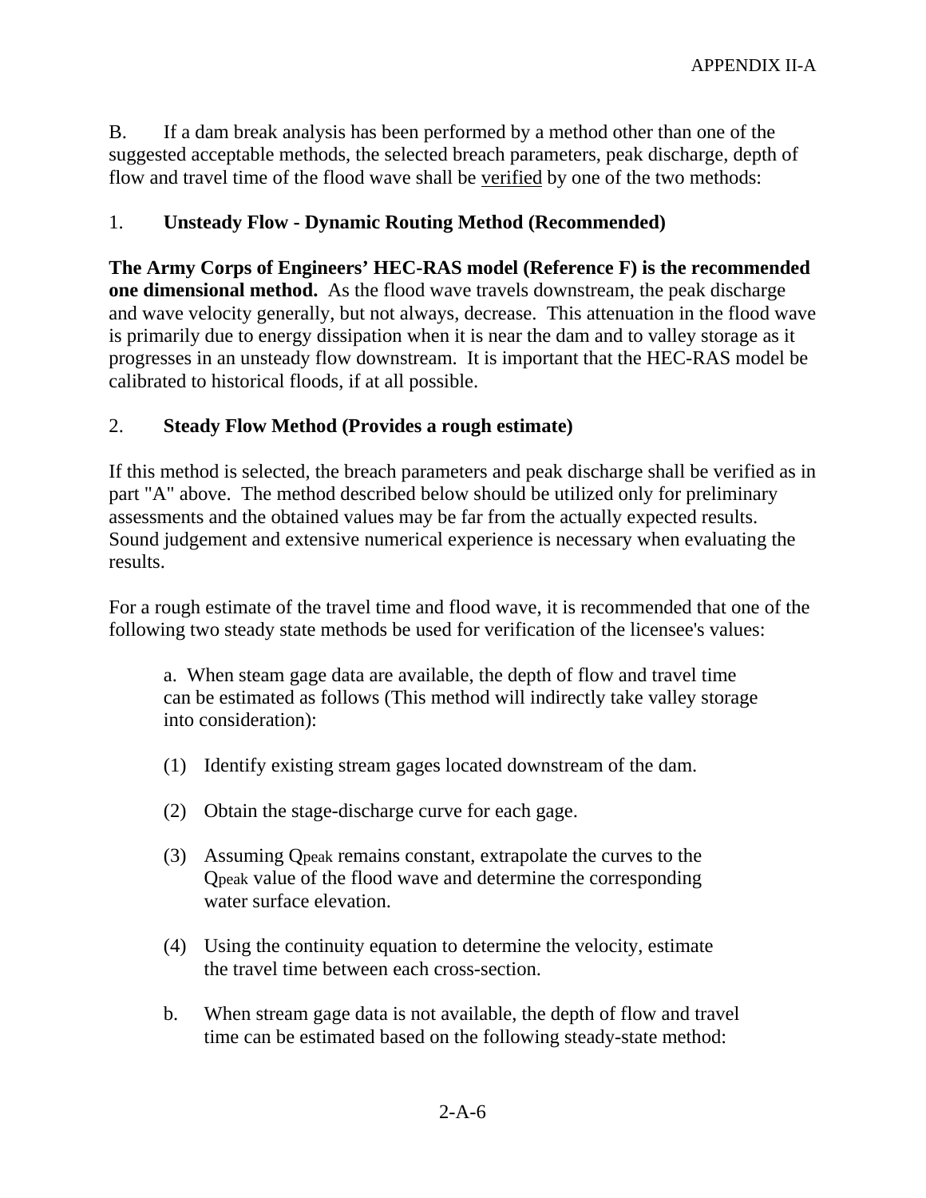B. If a dam break analysis has been performed by a method other than one of the suggested acceptable methods, the selected breach parameters, peak discharge, depth of flow and travel time of the flood wave shall be verified by one of the two methods:

1. **Unsteady Flow - Dynamic Routing Method (Recommended)**

**The Army Corps of Engineers' HEC-RAS model (Reference F) is the recommended one dimensional method.** As the flood wave travels downstream, the peak discharge and wave velocity generally, but not always, decrease. This attenuation in the flood wave is primarily due to energy dissipation when it is near the dam and to valley storage as it progresses in an unsteady flow downstream. It is important that the HEC-RAS model be calibrated to historical floods, if at all possible.

2. **Steady Flow Method (Provides a rough estimate)**

If this method is selected, the breach parameters and peak discharge shall be verified as in part "A" above. The method described below should be utilized only for preliminary assessments and the obtained values may be far from the actually expected results. Sound judgement and extensive numerical experience is necessary when evaluating the results.

For a rough estimate of the travel time and flood wave, it is recommended that one of the following two steady state methods be used for verification of the licensee's values:

a. When steam gage data are available, the depth of flow and travel time can be estimated as follows (This method will indirectly take valley storage into consideration):

(1) Identify existing stream gages located downstream of the dam.

(2) Obtain the stage-discharge curve for each gage.

(3) Assuming $Q_{peak}$ remains constant, extrapolate the curves to the $Q_{peak}$ value of the flood wave and determine the corresponding water surface elevation.

(4) Using the continuity equation to determine the velocity, estimate the travel time between each cross-section.

b. When stream gage data is not available, the depth of flow and travel time can be estimated based on the following steady-state method: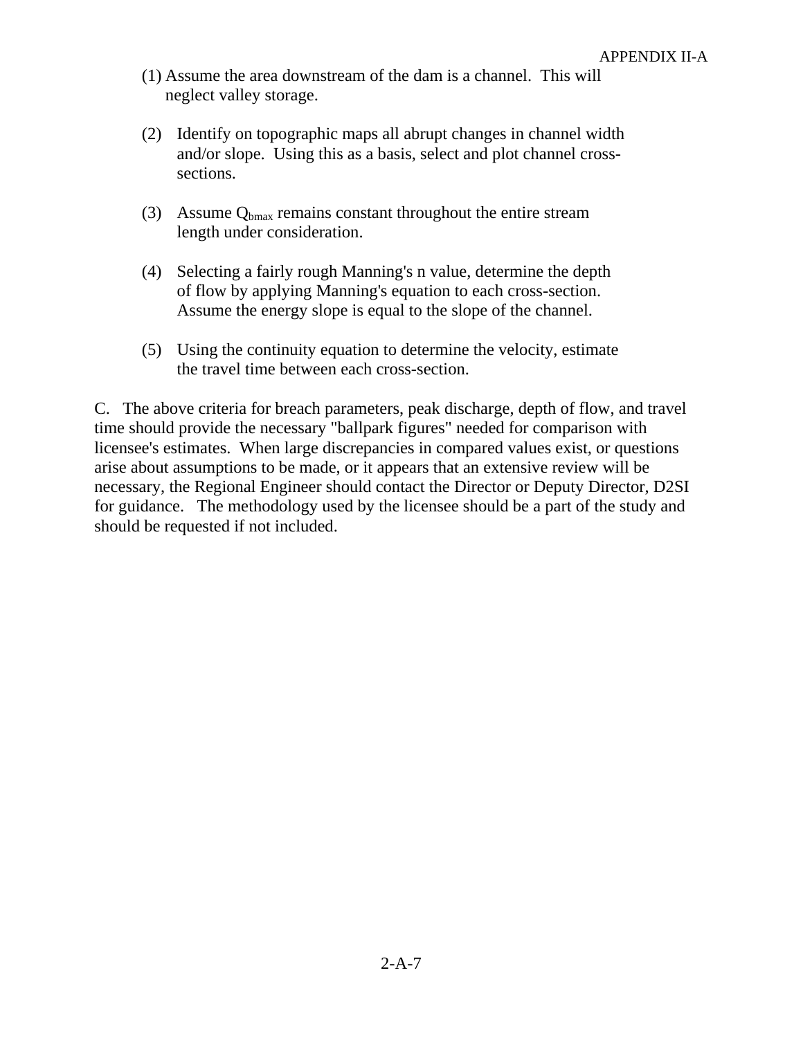(1) Assume the area downstream of the dam is a channel. This will neglect valley storage.

(2) Identify on topographic maps all abrupt changes in channel width and/or slope. Using this as a basis, select and plot channel cross-sections.

(3) Assume $Q_{bmax}$ remains constant throughout the entire stream length under consideration.

(4) Selecting a fairly rough Manning's n value, determine the depth of flow by applying Manning's equation to each cross-section. Assume the energy slope is equal to the slope of the channel.

(5) Using the continuity equation to determine the velocity, estimate the travel time between each cross-section.

C. The above criteria for breach parameters, peak discharge, depth of flow, and travel time should provide the necessary "ballpark figures" needed for comparison with licensee's estimates. When large discrepancies in compared values exist, or questions arise about assumptions to be made, or it appears that an extensive review will be necessary, the Regional Engineer should contact the Director or Deputy Director, D2SI for guidance. The methodology used by the licensee should be a part of the study and should be requested if not included.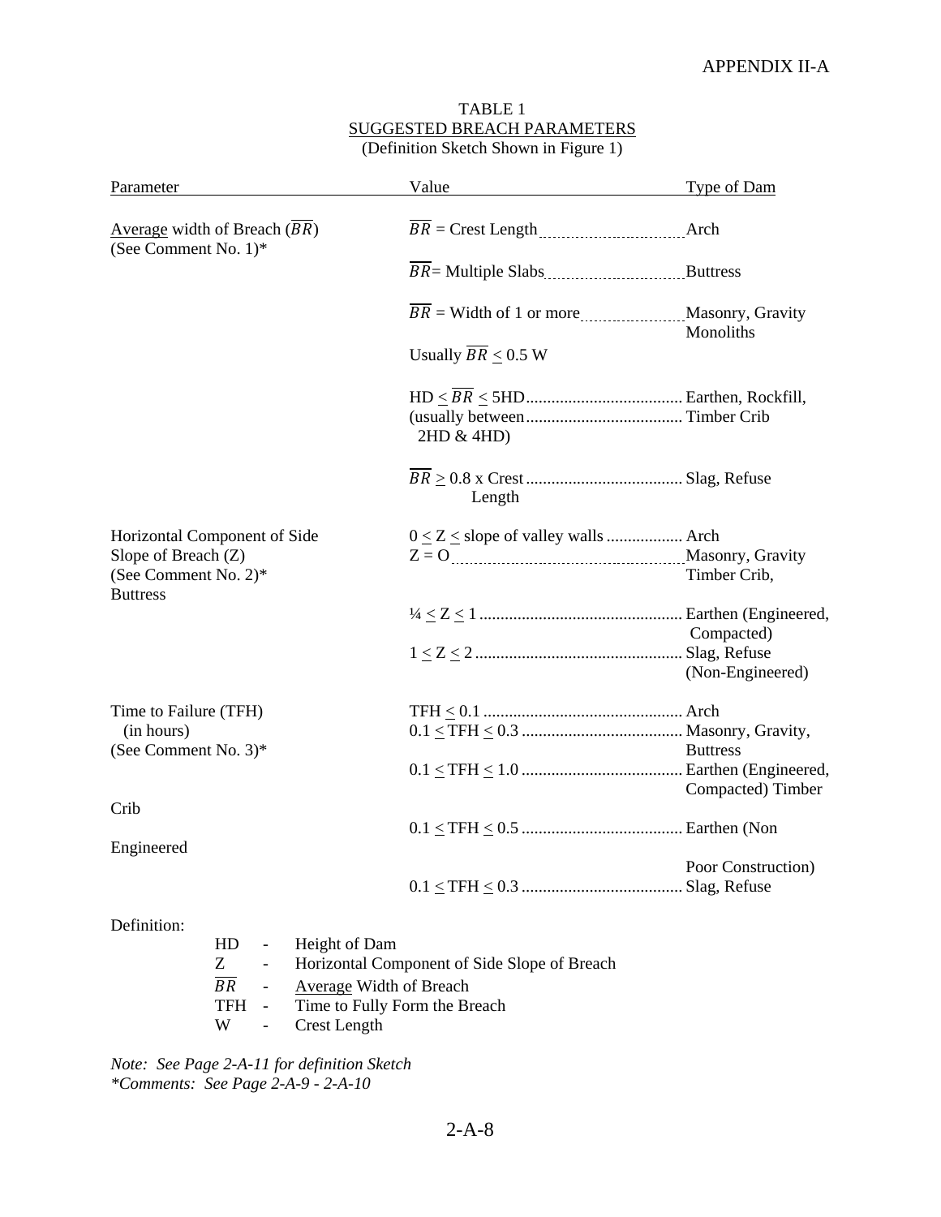APPENDIX II-A

# TABLE 1
## SUGGESTED BREACH PARAMETERS
(Definition Sketch Shown in Figure 1)

| Parameter | Value | Type of Dam |
|---|---|---|
| Average width of Breach ($\overline{BR}$) (See Comment No. 1)* | $\overline{BR}$ = Crest Length | Arch |
| | $\overline{BR}$ = Multiple Slabs | Buttress |
| | $\overline{BR}$ = Width of 1 or more Monoliths. Usually $\overline{BR} \leq 0.5$ W | Masonry, Gravity |
| | HD $\leq \overline{BR} \leq$ 5HD (usually between 2HD & 4HD) | Earthen, Rockfill, Timber Crib |
| | $\overline{BR} \geq$ 0.8 x Crest Length | Slag, Refuse |
| Horizontal Component of Side Slope of Breach (Z) (See Comment No. 2)* | $0 \leq Z \leq$ slope of valley walls | Arch |
| | Z = O | Masonry, Gravity Timber Crib, Buttress |
| | $¼ \leq Z \leq 1$ | Earthen (Engineered, Compacted) |
| | $1 \leq Z \leq 2$ | Slag, Refuse (Non-Engineered) |
| Time to Failure (TFH) (in hours) (See Comment No. 3)* | TFH $\leq$ 0.1 | Arch |
| | $0.1 \leq$ TFH $\leq$ 0.3 | Masonry, Gravity, Buttress |
| | $0.1 \leq$ TFH $\leq$ 1.0 | Earthen (Engineered, Compacted) Timber Crib |
| | $0.1 \leq$ TFH $\leq$ 0.5 | Earthen (Non Engineered Poor Construction) |
| | $0.1 \leq$ TFH $\leq$ 0.3 | Slag, Refuse |

Definition:

- HD - Height of Dam
- Z - Horizontal Component of Side Slope of Breach
- $\overline{BR}$ - Average Width of Breach
- TFH - Time to Fully Form the Breach
- W - Crest Length

*Note: See Page 2-A-11 for definition Sketch*
*\*Comments: See Page 2-A-9 - 2-A-10*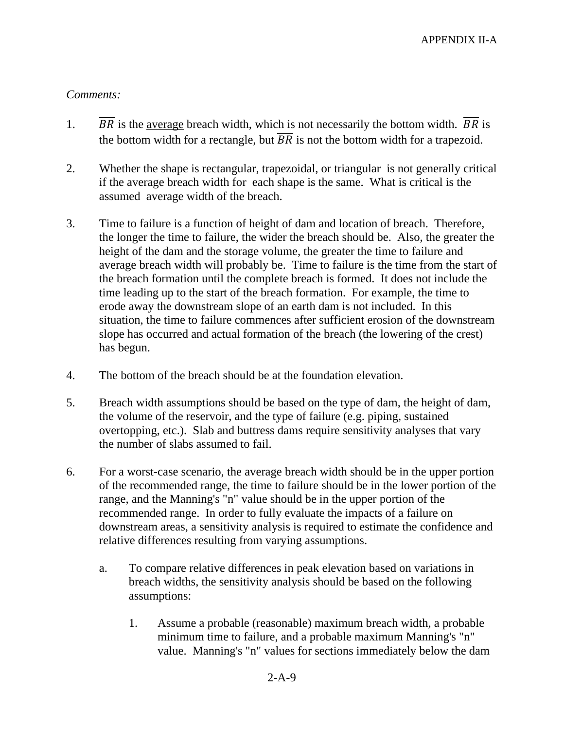*Comments:*

1. $\overline{BR}$ is the <u>average</u> breach width, which is not necessarily the bottom width. $\overline{BR}$ is the bottom width for a rectangle, but $\overline{BR}$ is not the bottom width for a trapezoid.

2. Whether the shape is rectangular, trapezoidal, or triangular is not generally critical if the average breach width for each shape is the same. What is critical is the assumed average width of the breach.

3. Time to failure is a function of height of dam and location of breach. Therefore, the longer the time to failure, the wider the breach should be. Also, the greater the height of the dam and the storage volume, the greater the time to failure and average breach width will probably be. Time to failure is the time from the start of the breach formation until the complete breach is formed. It does not include the time leading up to the start of the breach formation. For example, the time to erode away the downstream slope of an earth dam is not included. In this situation, the time to failure commences after sufficient erosion of the downstream slope has occurred and actual formation of the breach (the lowering of the crest) has begun.

4. The bottom of the breach should be at the foundation elevation.

5. Breach width assumptions should be based on the type of dam, the height of dam, the volume of the reservoir, and the type of failure (e.g. piping, sustained overtopping, etc.). Slab and buttress dams require sensitivity analyses that vary the number of slabs assumed to fail.

6. For a worst-case scenario, the average breach width should be in the upper portion of the recommended range, the time to failure should be in the lower portion of the range, and the Manning's "n" value should be in the upper portion of the recommended range. In order to fully evaluate the impacts of a failure on downstream areas, a sensitivity analysis is required to estimate the confidence and relative differences resulting from varying assumptions.

   a. To compare relative differences in peak elevation based on variations in breach widths, the sensitivity analysis should be based on the following assumptions:

      1. Assume a probable (reasonable) maximum breach width, a probable minimum time to failure, and a probable maximum Manning's "n" value. Manning's "n" values for sections immediately below the dam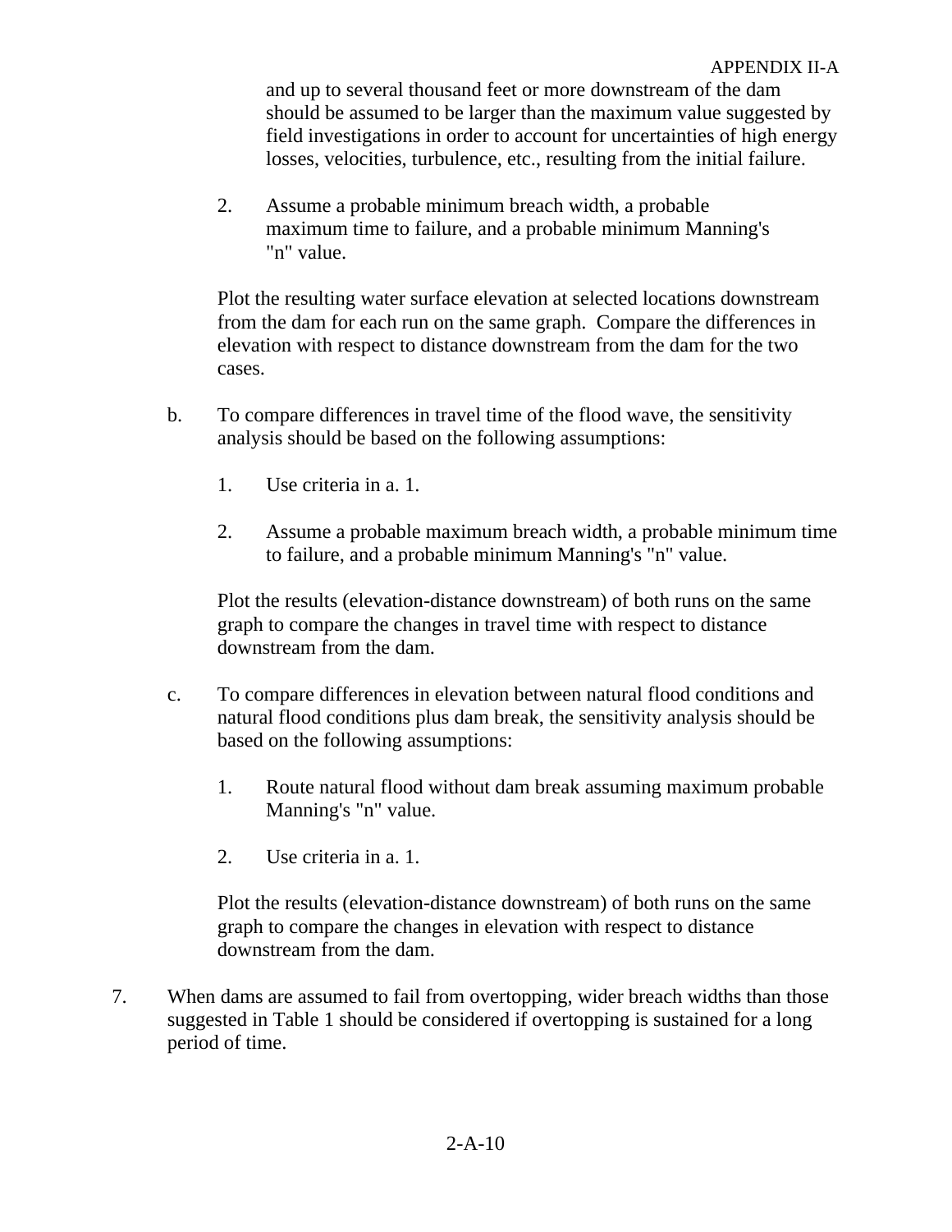and up to several thousand feet or more downstream of the dam should be assumed to be larger than the maximum value suggested by field investigations in order to account for uncertainties of high energy losses, velocities, turbulence, etc., resulting from the initial failure.

2. Assume a probable minimum breach width, a probable maximum time to failure, and a probable minimum Manning's "n" value.

Plot the resulting water surface elevation at selected locations downstream from the dam for each run on the same graph. Compare the differences in elevation with respect to distance downstream from the dam for the two cases.

b. To compare differences in travel time of the flood wave, the sensitivity analysis should be based on the following assumptions:

1. Use criteria in a. 1.

2. Assume a probable maximum breach width, a probable minimum time to failure, and a probable minimum Manning's "n" value.

Plot the results (elevation-distance downstream) of both runs on the same graph to compare the changes in travel time with respect to distance downstream from the dam.

c. To compare differences in elevation between natural flood conditions and natural flood conditions plus dam break, the sensitivity analysis should be based on the following assumptions:

1. Route natural flood without dam break assuming maximum probable Manning's "n" value.

2. Use criteria in a. 1.

Plot the results (elevation-distance downstream) of both runs on the same graph to compare the changes in elevation with respect to distance downstream from the dam.

7. When dams are assumed to fail from overtopping, wider breach widths than those suggested in Table 1 should be considered if overtopping is sustained for a long period of time.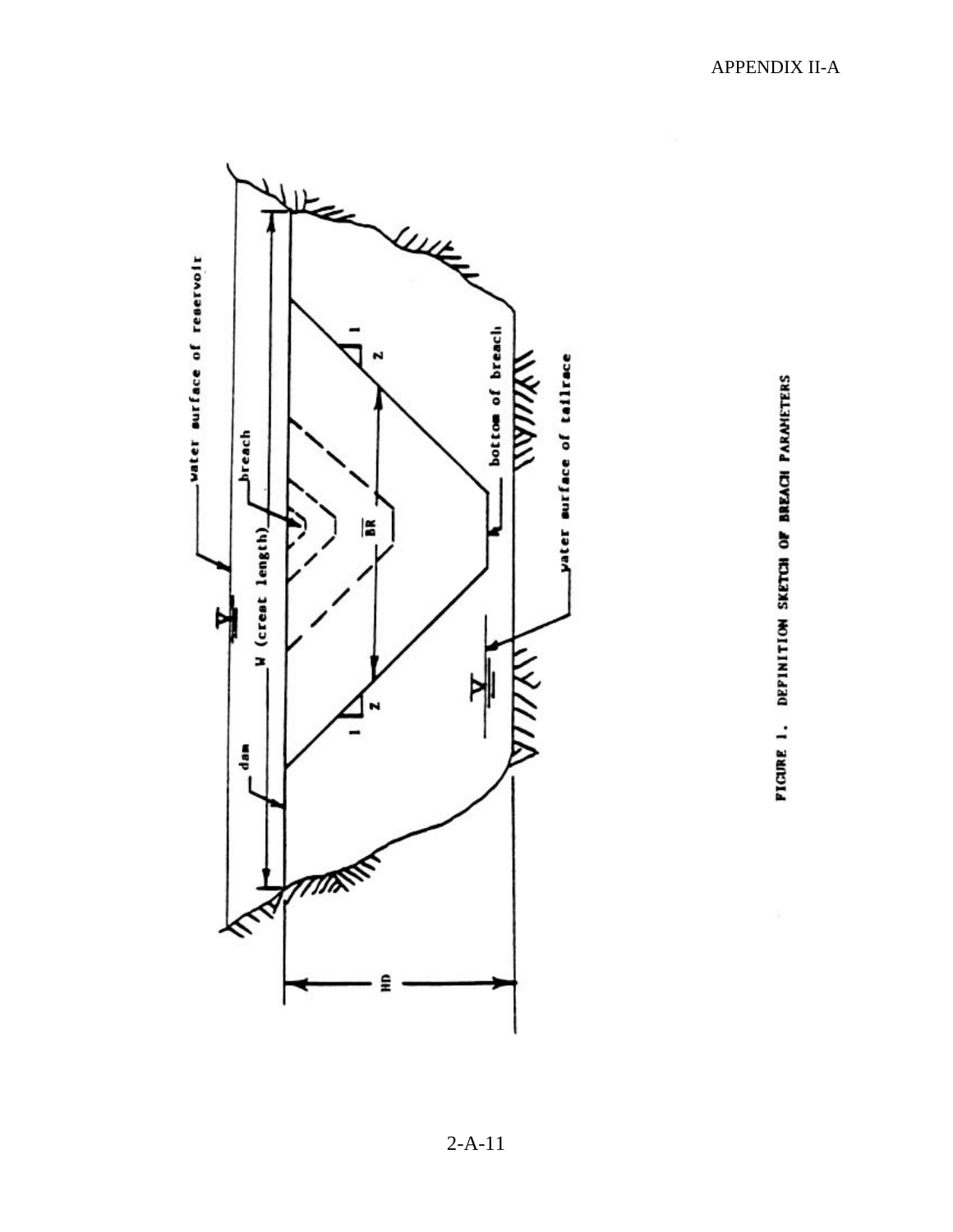FIGURE 1. DEFINITION SKETCH OF BREACH PARAMETERS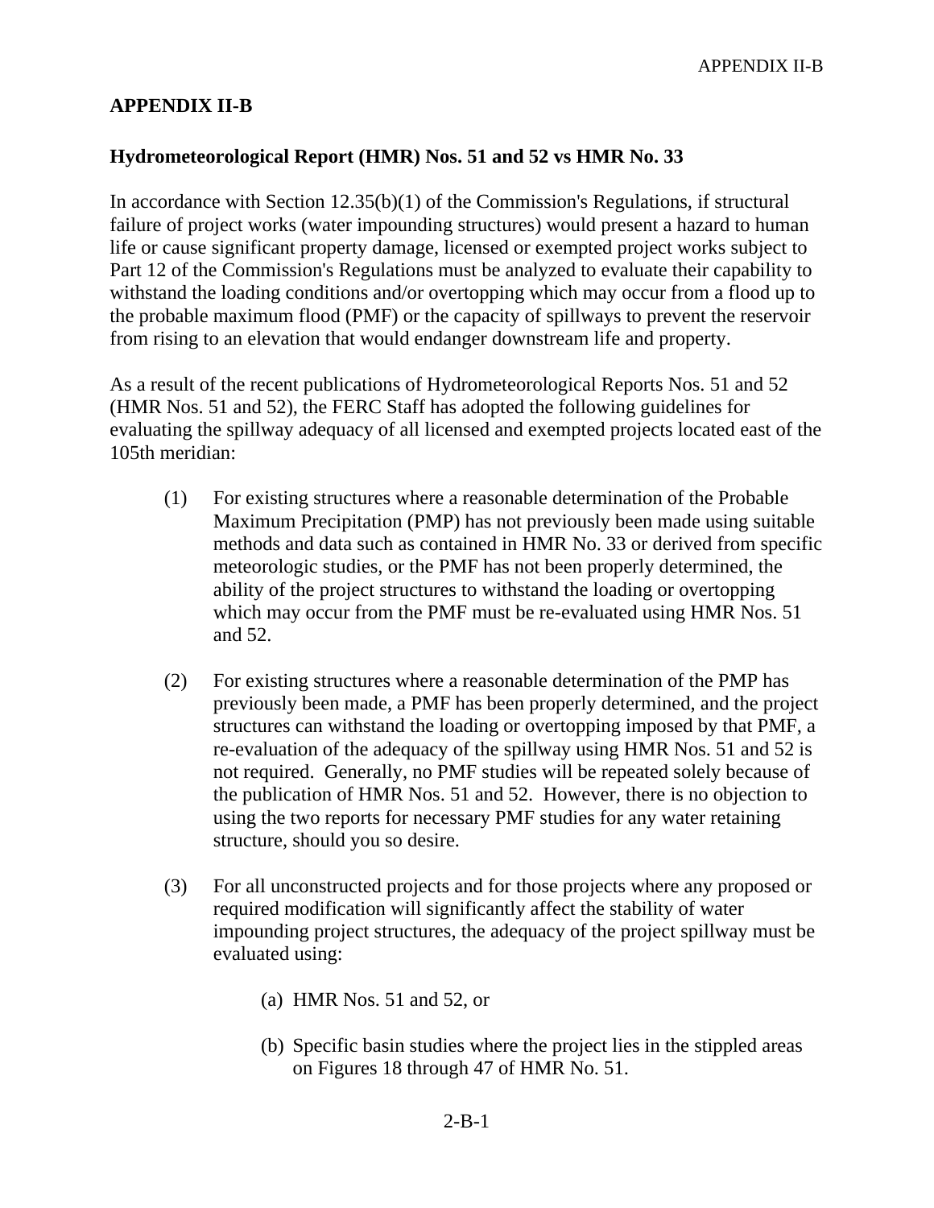# APPENDIX II-B

## Hydrometeorological Report (HMR) Nos. 51 and 52 vs HMR No. 33

In accordance with Section 12.35(b)(1) of the Commission's Regulations, if structural failure of project works (water impounding structures) would present a hazard to human life or cause significant property damage, licensed or exempted project works subject to Part 12 of the Commission's Regulations must be analyzed to evaluate their capability to withstand the loading conditions and/or overtopping which may occur from a flood up to the probable maximum flood (PMF) or the capacity of spillways to prevent the reservoir from rising to an elevation that would endanger downstream life and property.

As a result of the recent publications of Hydrometeorological Reports Nos. 51 and 52 (HMR Nos. 51 and 52), the FERC Staff has adopted the following guidelines for evaluating the spillway adequacy of all licensed and exempted projects located east of the 105th meridian:

(1) For existing structures where a reasonable determination of the Probable Maximum Precipitation (PMP) has not previously been made using suitable methods and data such as contained in HMR No. 33 or derived from specific meteorologic studies, or the PMF has not been properly determined, the ability of the project structures to withstand the loading or overtopping which may occur from the PMF must be re-evaluated using HMR Nos. 51 and 52.

(2) For existing structures where a reasonable determination of the PMP has previously been made, a PMF has been properly determined, and the project structures can withstand the loading or overtopping imposed by that PMF, a re-evaluation of the adequacy of the spillway using HMR Nos. 51 and 52 is not required. Generally, no PMF studies will be repeated solely because of the publication of HMR Nos. 51 and 52. However, there is no objection to using the two reports for necessary PMF studies for any water retaining structure, should you so desire.

(3) For all unconstructed projects and for those projects where any proposed or required modification will significantly affect the stability of water impounding project structures, the adequacy of the project spillway must be evaluated using:

    (a) HMR Nos. 51 and 52, or

    (b) Specific basin studies where the project lies in the stippled areas on Figures 18 through 47 of HMR No. 51.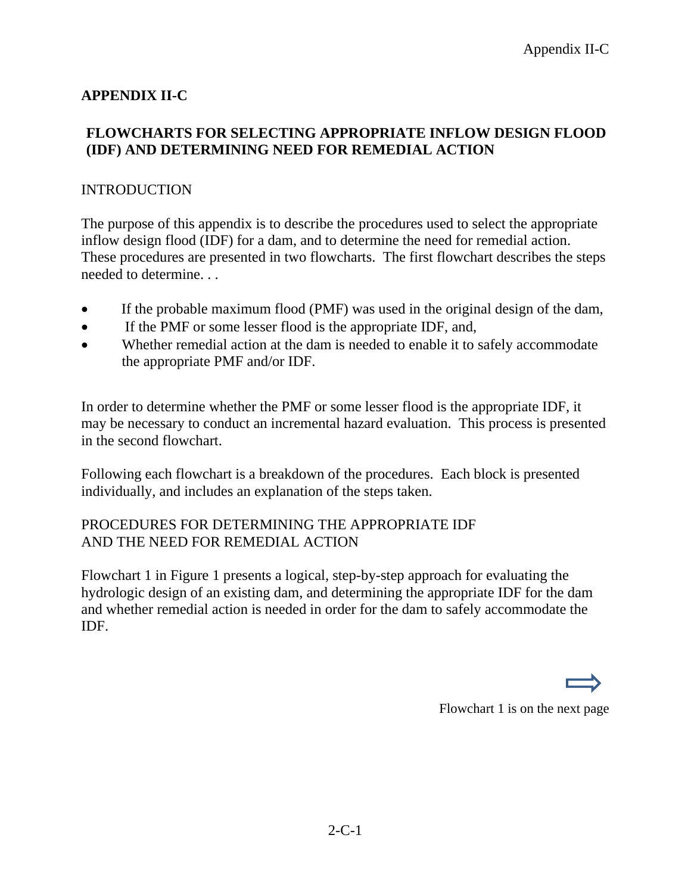# APPENDIX II-C

## FLOWCHARTS FOR SELECTING APPROPRIATE INFLOW DESIGN FLOOD (IDF) AND DETERMINING NEED FOR REMEDIAL ACTION

### INTRODUCTION

The purpose of this appendix is to describe the procedures used to select the appropriate inflow design flood (IDF) for a dam, and to determine the need for remedial action. These procedures are presented in two flowcharts. The first flowchart describes the steps needed to determine. . .

- If the probable maximum flood (PMF) was used in the original design of the dam,
- If the PMF or some lesser flood is the appropriate IDF, and,
- Whether remedial action at the dam is needed to enable it to safely accommodate the appropriate PMF and/or IDF.

In order to determine whether the PMF or some lesser flood is the appropriate IDF, it may be necessary to conduct an incremental hazard evaluation. This process is presented in the second flowchart.

Following each flowchart is a breakdown of the procedures. Each block is presented individually, and includes an explanation of the steps taken.

### PROCEDURES FOR DETERMINING THE APPROPRIATE IDF AND THE NEED FOR REMEDIAL ACTION

Flowchart 1 in Figure 1 presents a logical, step-by-step approach for evaluating the hydrologic design of an existing dam, and determining the appropriate IDF for the dam and whether remedial action is needed in order for the dam to safely accommodate the IDF.

⇨

Flowchart 1 is on the next page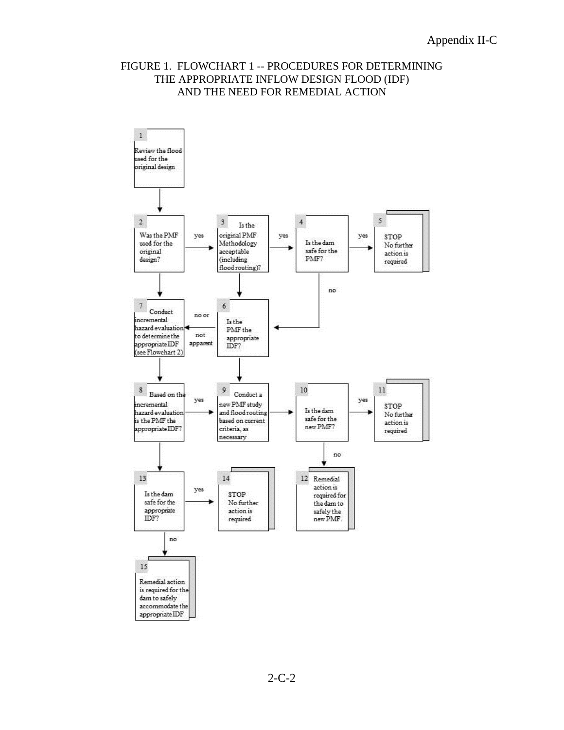# FIGURE 1. FLOWCHART 1 -- PROCEDURES FOR DETERMINING THE APPROPRIATE INFLOW DESIGN FLOOD (IDF) AND THE NEED FOR REMEDIAL ACTION

1. Review the flood used for the original design → 2

2. Was the PMF used for the original design?
   - yes → 3
   - (no) → 7

3. Is the original PMF Methodology acceptable (including flood routing)?
   - yes → 4
   - (no) → 6

4. Is the dam safe for the PMF?
   - yes → 5
   - no → 6

5. STOP No further action is required

6. Is the PMF the appropriate IDF?
   - no or not apparent → 7
   - (yes) → 9

7. Conduct incremental hazard evaluation to determine the appropriate IDF (see Flowchart 2) → 8

8. Based on the incremental hazard evaluation is the PMF the appropriate IDF?
   - yes → 9
   - (no) → 13

9. Conduct a new PMF study and flood routing based on current criteria, as necessary → 10

10. Is the dam safe for the new PMF?
    - yes → 11
    - no → 12

11. STOP No further action is required

12. Remedial action is required for the dam to safely the new PMF.

13. Is the dam safe for the appropriate IDF?
    - yes → 14
    - no → 15

14. STOP No further action is required

15. Remedial action is required for the dam to safely accommodate the appropriate IDF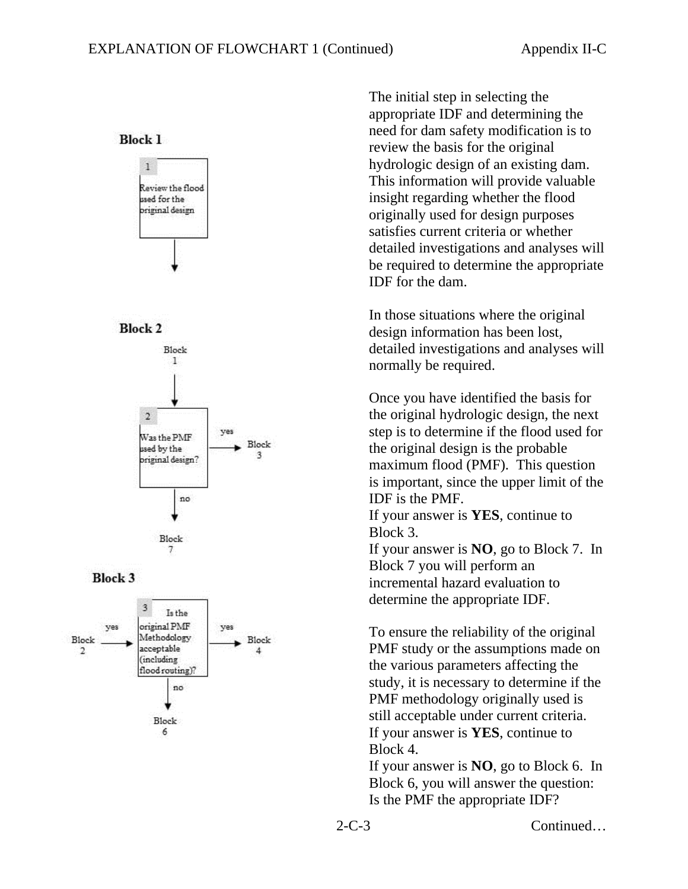## EXPLANATION OF FLOWCHART 1 (Continued)

**Block 1**

1 — Review the flood used for the original design

↓

The initial step in selecting the appropriate IDF and determining the need for dam safety modification is to review the basis for the original hydrologic design of an existing dam. This information will provide valuable insight regarding whether the flood originally used for design purposes satisfies current criteria or whether detailed investigations and analyses will be required to determine the appropriate IDF for the dam.

In those situations where the original design information has been lost, detailed investigations and analyses will normally be required.

**Block 2**

Block 1 → 2 — Was the PMF used by the original design? — yes → Block 3; no → Block 7

Once you have identified the basis for the original hydrologic design, the next step is to determine if the flood used for the original design is the probable maximum flood (PMF). This question is important, since the upper limit of the IDF is the PMF.

If your answer is **YES**, continue to Block 3.

If your answer is **NO**, go to Block 7. In Block 7 you will perform an incremental hazard evaluation to determine the appropriate IDF.

**Block 3**

Block 2 (yes) → 3 — Is the original PMF Methodology acceptable (including flood routing)? — yes → Block 4; no → Block 6

To ensure the reliability of the original PMF study or the assumptions made on the various parameters affecting the study, it is necessary to determine if the PMF methodology originally used is still acceptable under current criteria.

If your answer is **YES**, continue to Block 4.

If your answer is **NO**, go to Block 6. In Block 6, you will answer the question: Is the PMF the appropriate IDF?

Continued…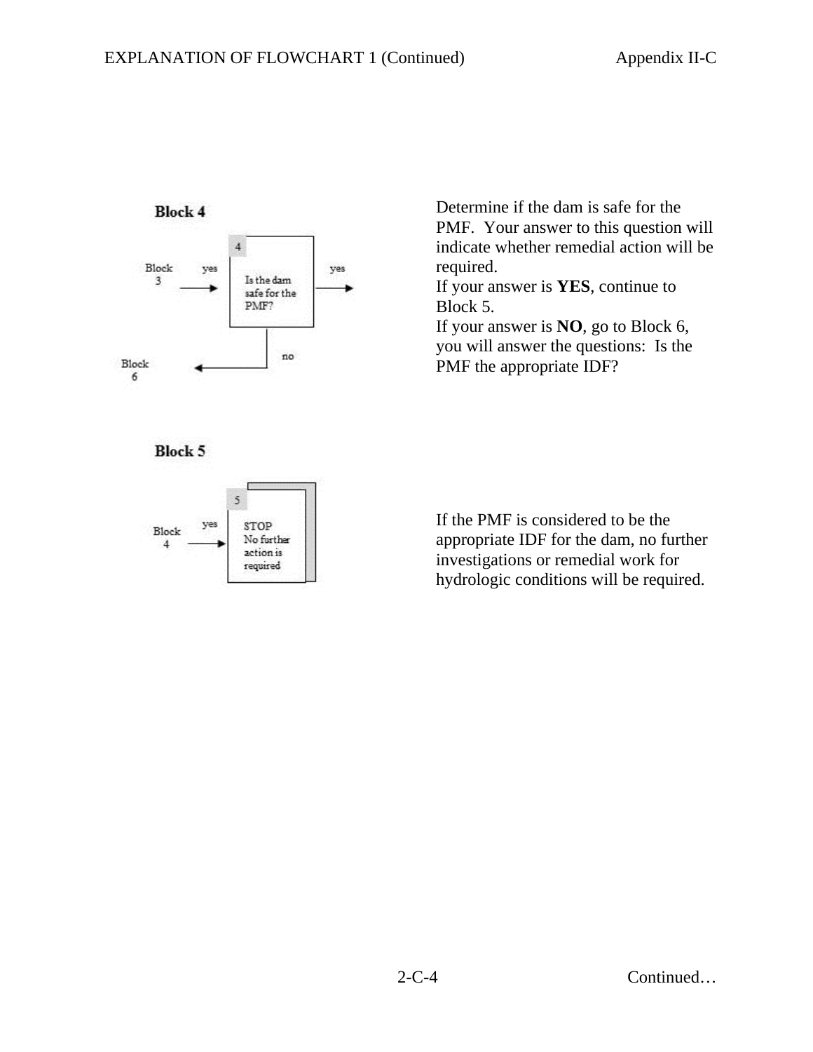## Block 4

Block 3 → yes → **4** Is the dam safe for the PMF? → yes →

no → Block 6

Determine if the dam is safe for the PMF. Your answer to this question will indicate whether remedial action will be required.
If your answer is **YES**, continue to Block 5.
If your answer is **NO**, go to Block 6, you will answer the questions: Is the PMF the appropriate IDF?

## Block 5

Block 4 → yes → **5** STOP No further action is required

If the PMF is considered to be the appropriate IDF for the dam, no further investigations or remedial work for hydrologic conditions will be required.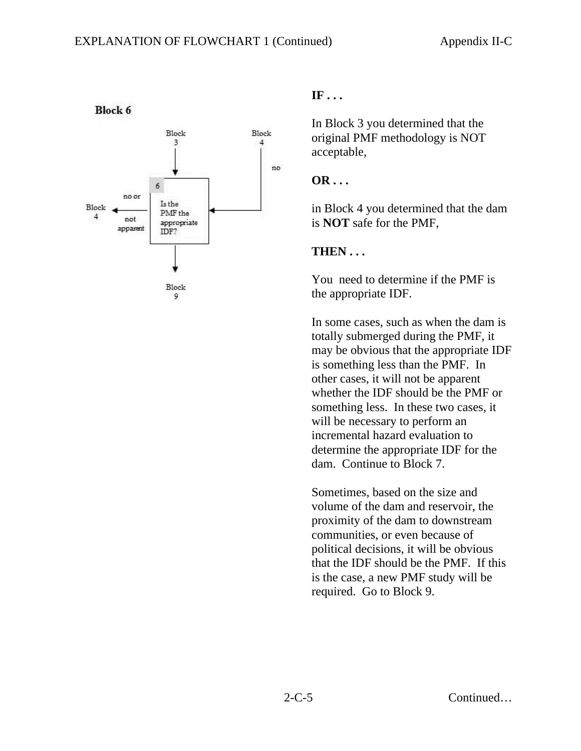**Block 6**

Block 3 → 6: Is the PMF the appropriate IDF?

Block 4 (no) → 6

6 → no or not apparent → Block 4

6 → Block 9

**IF . . .**

In Block 3 you determined that the original PMF methodology is NOT acceptable,

**OR . . .**

in Block 4 you determined that the dam is **NOT** safe for the PMF,

**THEN . . .**

You need to determine if the PMF is the appropriate IDF.

In some cases, such as when the dam is totally submerged during the PMF, it may be obvious that the appropriate IDF is something less than the PMF. In other cases, it will not be apparent whether the IDF should be the PMF or something less. In these two cases, it will be necessary to perform an incremental hazard evaluation to determine the appropriate IDF for the dam. Continue to Block 7.

Sometimes, based on the size and volume of the dam and reservoir, the proximity of the dam to downstream communities, or even because of political decisions, it will be obvious that the IDF should be the PMF. If this is the case, a new PMF study will be required. Go to Block 9.

Continued…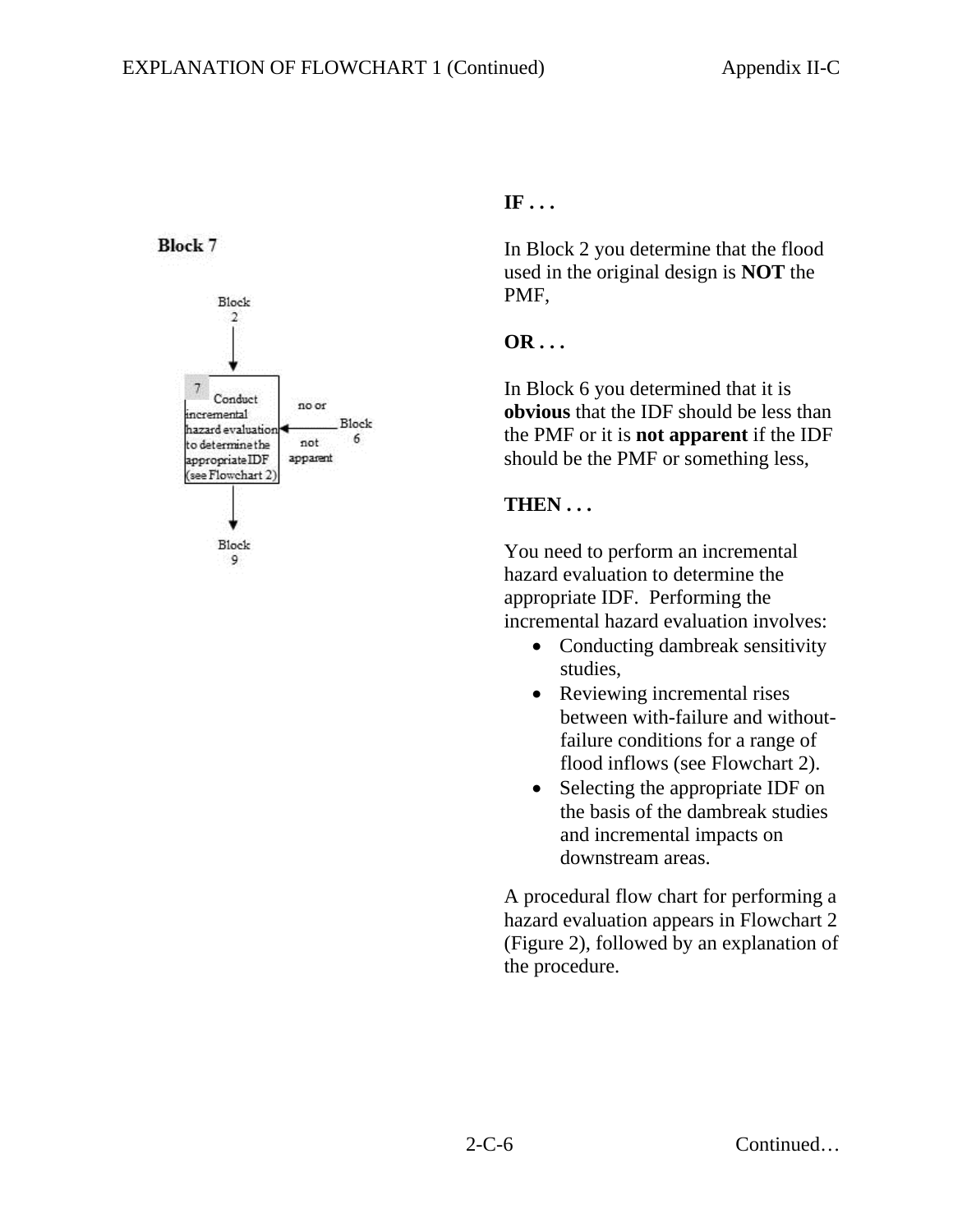## Block 7

Block 2

7 Conduct incremental hazard evaluation to determine the appropriate IDF (see Flowchart 2)

no or not apparent — Block 6

Block 9

**IF . . .**

In Block 2 you determine that the flood used in the original design is **NOT** the PMF,

**OR . . .**

In Block 6 you determined that it is **obvious** that the IDF should be less than the PMF or it is **not apparent** if the IDF should be the PMF or something less,

**THEN . . .**

You need to perform an incremental hazard evaluation to determine the appropriate IDF. Performing the incremental hazard evaluation involves:

- Conducting dambreak sensitivity studies,
- Reviewing incremental rises between with-failure and without-failure conditions for a range of flood inflows (see Flowchart 2).
- Selecting the appropriate IDF on the basis of the dambreak studies and incremental impacts on downstream areas.

A procedural flow chart for performing a hazard evaluation appears in Flowchart 2 (Figure 2), followed by an explanation of the procedure.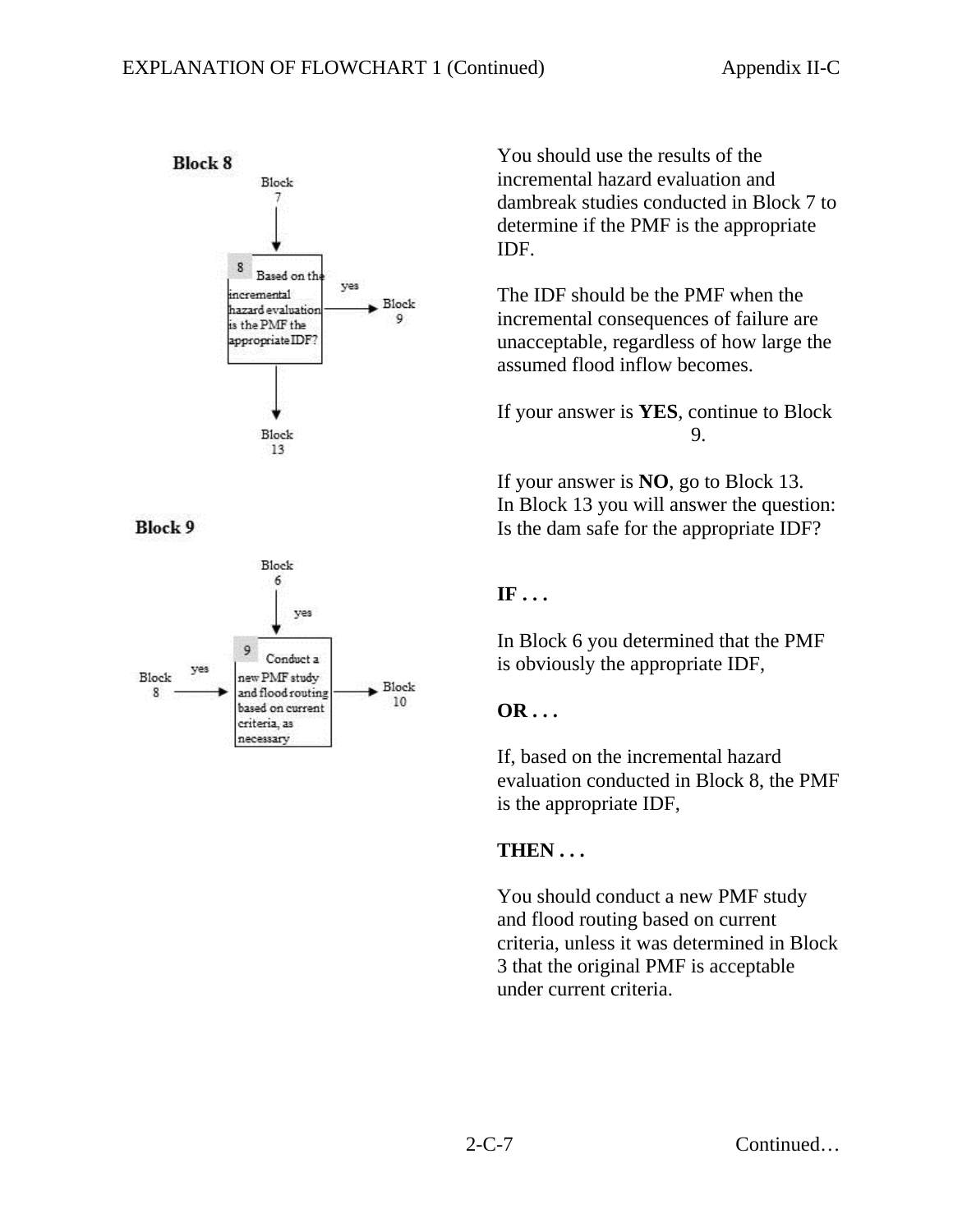## Block 8

Block 7 → **8** Based on the incremental hazard evaluation is the PMF the appropriate IDF? → yes → Block 9; → Block 13

You should use the results of the incremental hazard evaluation and dambreak studies conducted in Block 7 to determine if the PMF is the appropriate IDF.

The IDF should be the PMF when the incremental consequences of failure are unacceptable, regardless of how large the assumed flood inflow becomes.

If your answer is **YES**, continue to Block 9.

If your answer is **NO**, go to Block 13. In Block 13 you will answer the question: Is the dam safe for the appropriate IDF?

## Block 9

Block 6 → yes → **9** Conduct a new PMF study and flood routing based on current criteria, as necessary → Block 10; Block 8 → yes → **9**

**IF . . .**

In Block 6 you determined that the PMF is obviously the appropriate IDF,

**OR . . .**

If, based on the incremental hazard evaluation conducted in Block 8, the PMF is the appropriate IDF,

**THEN . . .**

You should conduct a new PMF study and flood routing based on current criteria, unless it was determined in Block 3 that the original PMF is acceptable under current criteria.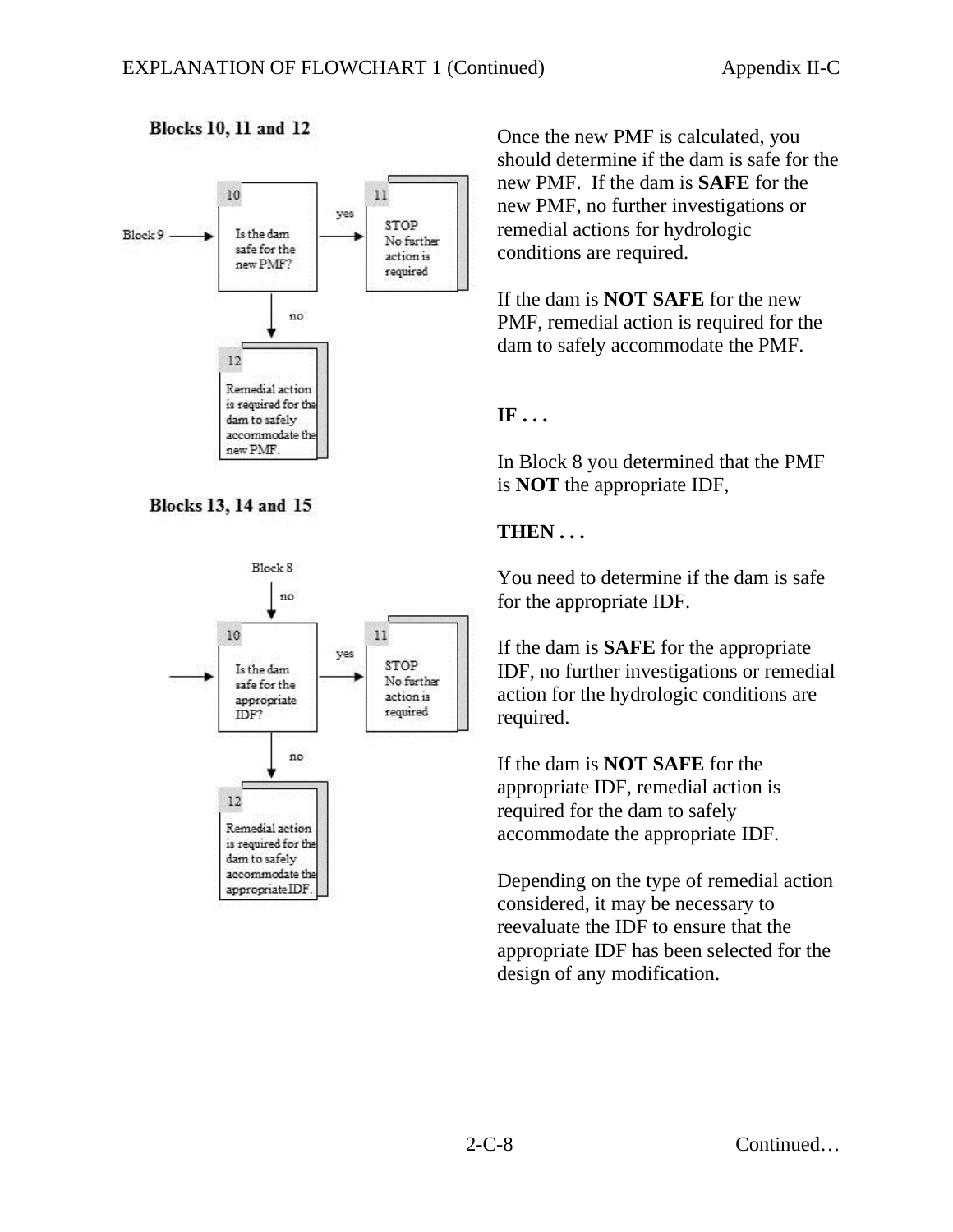### Blocks 10, 11 and 12

Block 9 → **10** Is the dam safe for the new PMF?

yes → **11** STOP No further action is required

no → **12** Remedial action is required for the dam to safely accommodate the new PMF.

Once the new PMF is calculated, you should determine if the dam is safe for the new PMF. If the dam is **SAFE** for the new PMF, no further investigations or remedial actions for hydrologic conditions are required.

If the dam is **NOT SAFE** for the new PMF, remedial action is required for the dam to safely accommodate the PMF.

### Blocks 13, 14 and 15

Block 8 → no → **10** Is the dam safe for the appropriate IDF?

yes → **11** STOP No further action is required

no → **12** Remedial action is required for the dam to safely accommodate the appropriate IDF.

**IF . . .**

In Block 8 you determined that the PMF is **NOT** the appropriate IDF,

**THEN . . .**

You need to determine if the dam is safe for the appropriate IDF.

If the dam is **SAFE** for the appropriate IDF, no further investigations or remedial action for the hydrologic conditions are required.

If the dam is **NOT SAFE** for the appropriate IDF, remedial action is required for the dam to safely accommodate the appropriate IDF.

Depending on the type of remedial action considered, it may be necessary to reevaluate the IDF to ensure that the appropriate IDF has been selected for the design of any modification.

Continued…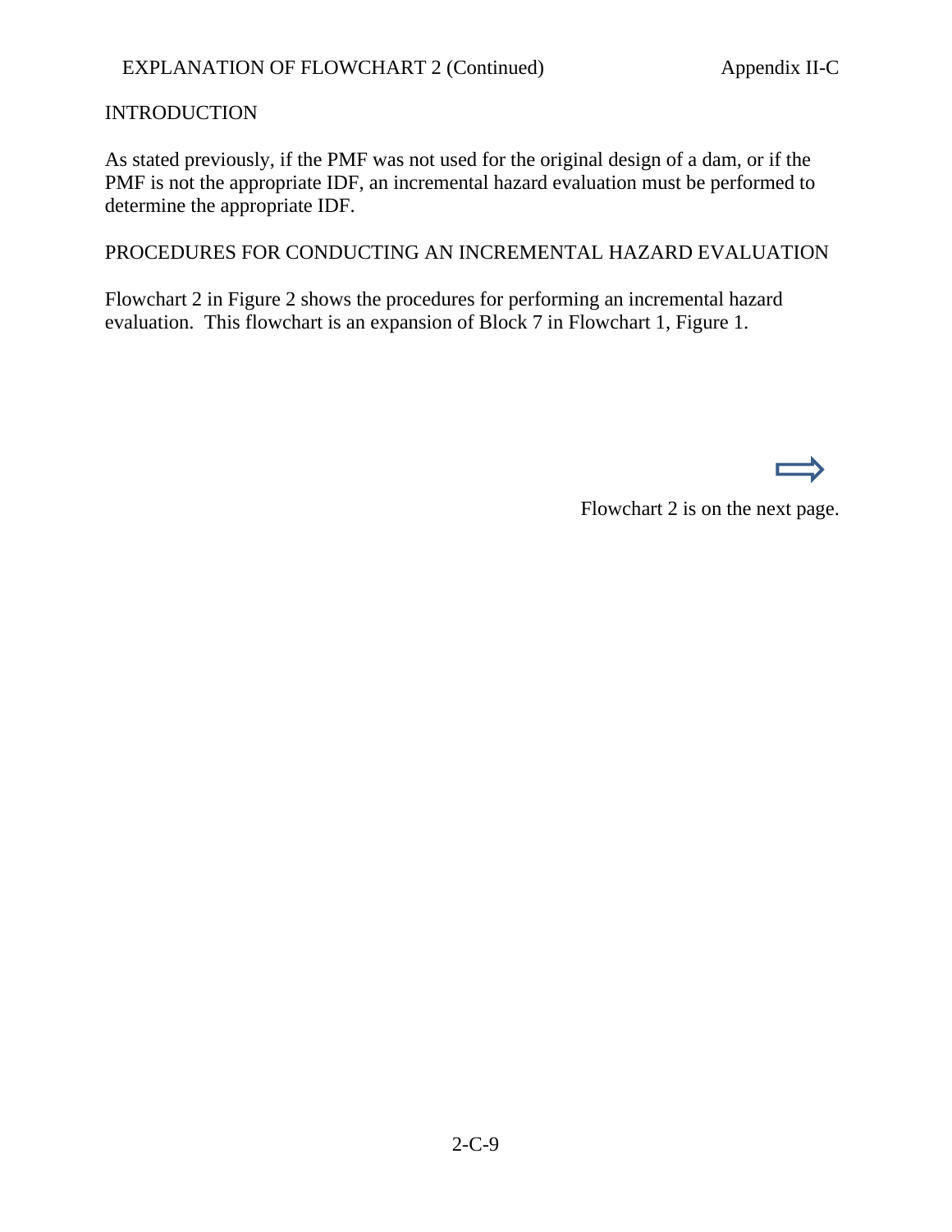EXPLANATION OF FLOWCHART 2 (Continued)

## INTRODUCTION

As stated previously, if the PMF was not used for the original design of a dam, or if the PMF is not the appropriate IDF, an incremental hazard evaluation must be performed to determine the appropriate IDF.

## PROCEDURES FOR CONDUCTING AN INCREMENTAL HAZARD EVALUATION

Flowchart 2 in Figure 2 shows the procedures for performing an incremental hazard evaluation. This flowchart is an expansion of Block 7 in Flowchart 1, Figure 1.

⟹

Flowchart 2 is on the next page.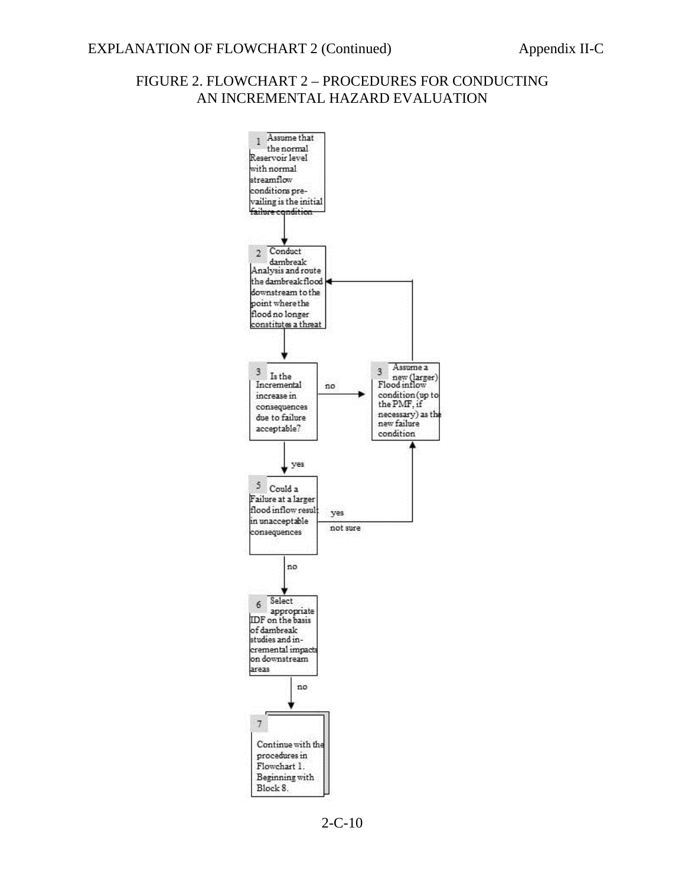## FIGURE 2. FLOWCHART 2 – PROCEDURES FOR CONDUCTING AN INCREMENTAL HAZARD EVALUATION

1 Assume that the normal Reservoir level with normal streamflow conditions prevailing is the initial failure condition

2 Conduct dambreak Analysis and route the dambreak flood downstream to the point where the flood no longer constitutes a threat

3 Is the Incremental increase in consequences due to failure acceptable?

no

3 Assume a new (larger) Flood inflow condition (up to the PMF, if necessary) as the new failure condition

yes

5 Could a Failure at a larger flood inflow result in unacceptable consequences

yes

not sure

no

6 Select appropriate IDF on the basis of dambreak studies and incremental impacts on downstream areas

no

7 Continue with the procedures in Flowchart 1. Beginning with Block 8.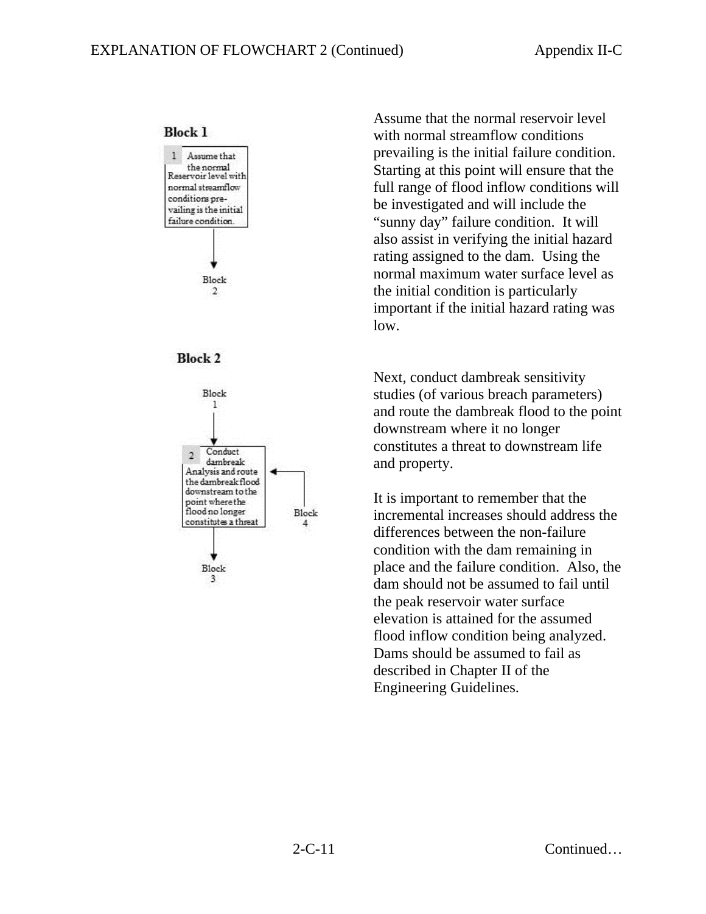### Block 1

1 Assume that the normal Reservoir level with normal streamflow conditions prevailing is the initial failure condition.

Block 2

Assume that the normal reservoir level with normal streamflow conditions prevailing is the initial failure condition. Starting at this point will ensure that the full range of flood inflow conditions will be investigated and will include the "sunny day" failure condition. It will also assist in verifying the initial hazard rating assigned to the dam. Using the normal maximum water surface level as the initial condition is particularly important if the initial hazard rating was low.

### Block 2

Block 1

2 Conduct dambreak Analysis and route the dambreak flood downstream to the point where the flood no longer constitutes a threat

Block 4

Block 3

Next, conduct dambreak sensitivity studies (of various breach parameters) and route the dambreak flood to the point downstream where it no longer constitutes a threat to downstream life and property.

It is important to remember that the incremental increases should address the differences between the non-failure condition with the dam remaining in place and the failure condition. Also, the dam should not be assumed to fail until the peak reservoir water surface elevation is attained for the assumed flood inflow condition being analyzed. Dams should be assumed to fail as described in Chapter II of the Engineering Guidelines.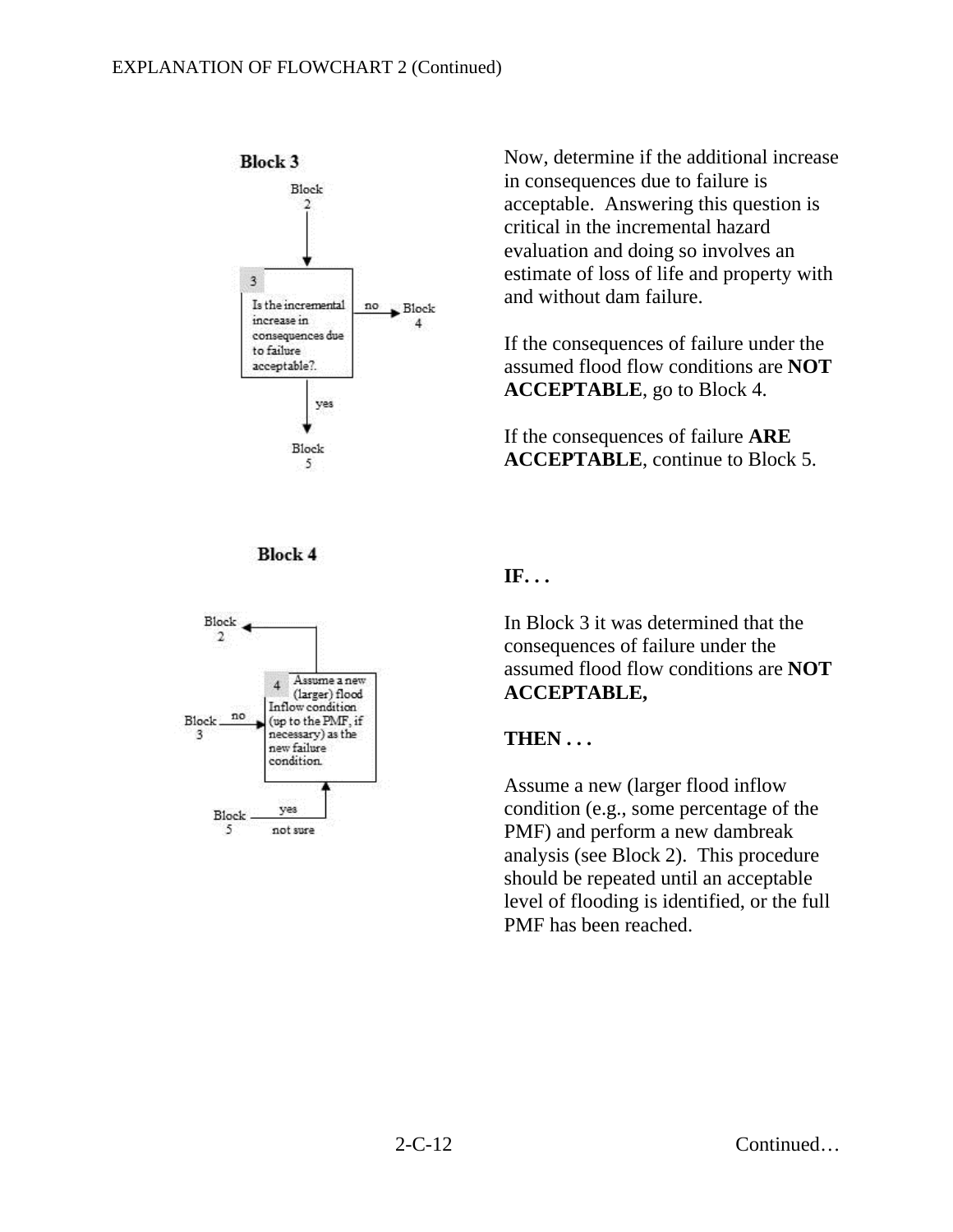EXPLANATION OF FLOWCHART 2 (Continued)

**Block 3**

Block 2 → **3** Is the incremental increase in consequences due to failure acceptable?. — no → Block 4; yes → Block 5

Now, determine if the additional increase in consequences due to failure is acceptable. Answering this question is critical in the incremental hazard evaluation and doing so involves an estimate of loss of life and property with and without dam failure.

If the consequences of failure under the assumed flood flow conditions are **NOT ACCEPTABLE**, go to Block 4.

If the consequences of failure **ARE ACCEPTABLE**, continue to Block 5.

**Block 4**

Block 3 — no → **4** Assume a new (larger) flood Inflow condition (up to the PMF, if necessary) as the new failure condition. → Block 2; Block 5 — yes / not sure → Block 4

**IF. . .**

In Block 3 it was determined that the consequences of failure under the assumed flood flow conditions are **NOT ACCEPTABLE,**

**THEN . . .**

Assume a new (larger flood inflow condition (e.g., some percentage of the PMF) and perform a new dambreak analysis (see Block 2). This procedure should be repeated until an acceptable level of flooding is identified, or the full PMF has been reached.

Continued…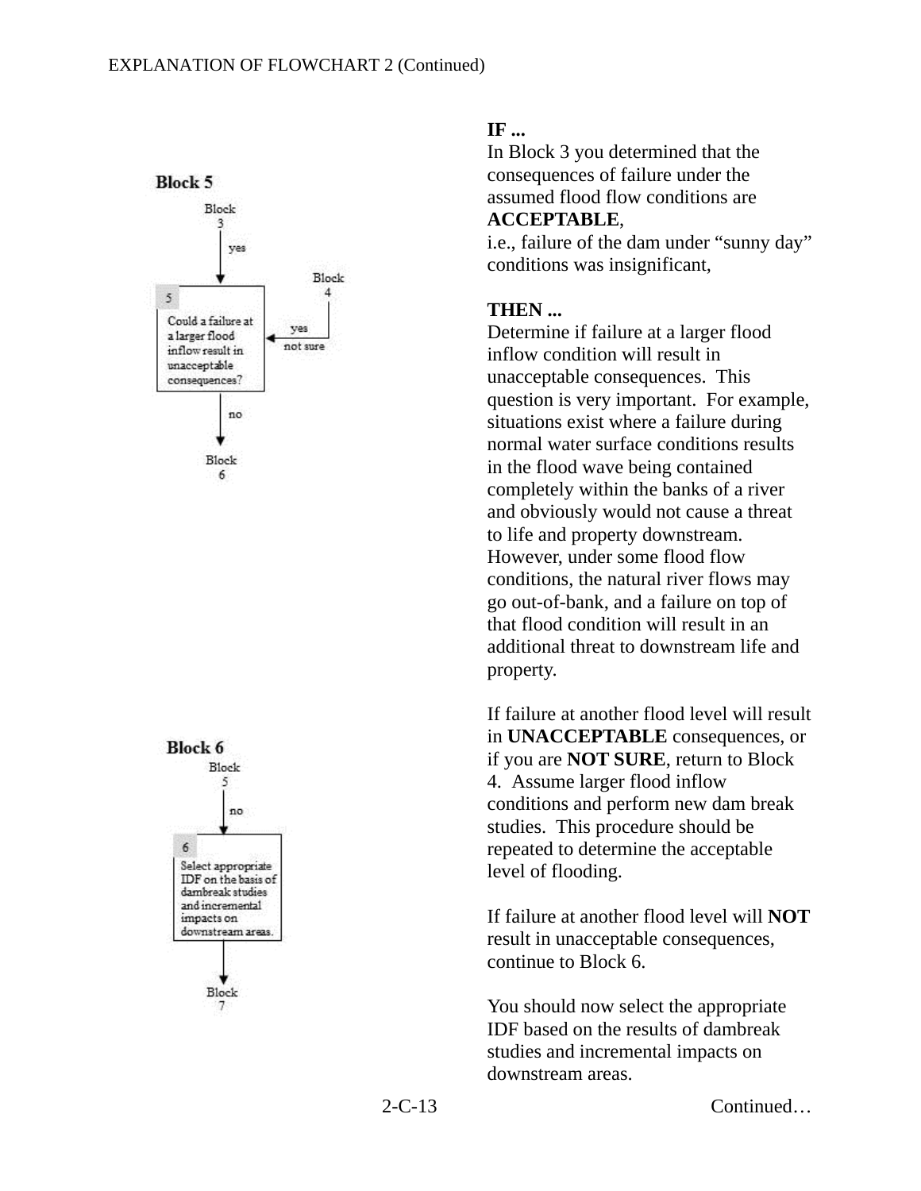EXPLANATION OF FLOWCHART 2 (Continued)

**Block 5**

Block 3 → yes → 5: Could a failure at a larger flood inflow result in unacceptable consequences? ← yes / not sure ← Block 4

no → Block 6

**IF ...**
In Block 3 you determined that the consequences of failure under the assumed flood flow conditions are **ACCEPTABLE**, i.e., failure of the dam under "sunny day" conditions was insignificant,

**THEN ...**
Determine if failure at a larger flood inflow condition will result in unacceptable consequences. This question is very important. For example, situations exist where a failure during normal water surface conditions results in the flood wave being contained completely within the banks of a river and obviously would not cause a threat to life and property downstream. However, under some flood flow conditions, the natural river flows may go out-of-bank, and a failure on top of that flood condition will result in an additional threat to downstream life and property.

If failure at another flood level will result in **UNACCEPTABLE** consequences, or if you are **NOT SURE**, return to Block 4. Assume larger flood inflow conditions and perform new dam break studies. This procedure should be repeated to determine the acceptable level of flooding.

If failure at another flood level will **NOT** result in unacceptable consequences, continue to Block 6.

**Block 6**

Block 5 → no → 6: Select appropriate IDF on the basis of dambreak studies and incremental impacts on downstream areas.

→ Block 7

You should now select the appropriate IDF based on the results of dambreak studies and incremental impacts on downstream areas.

Continued…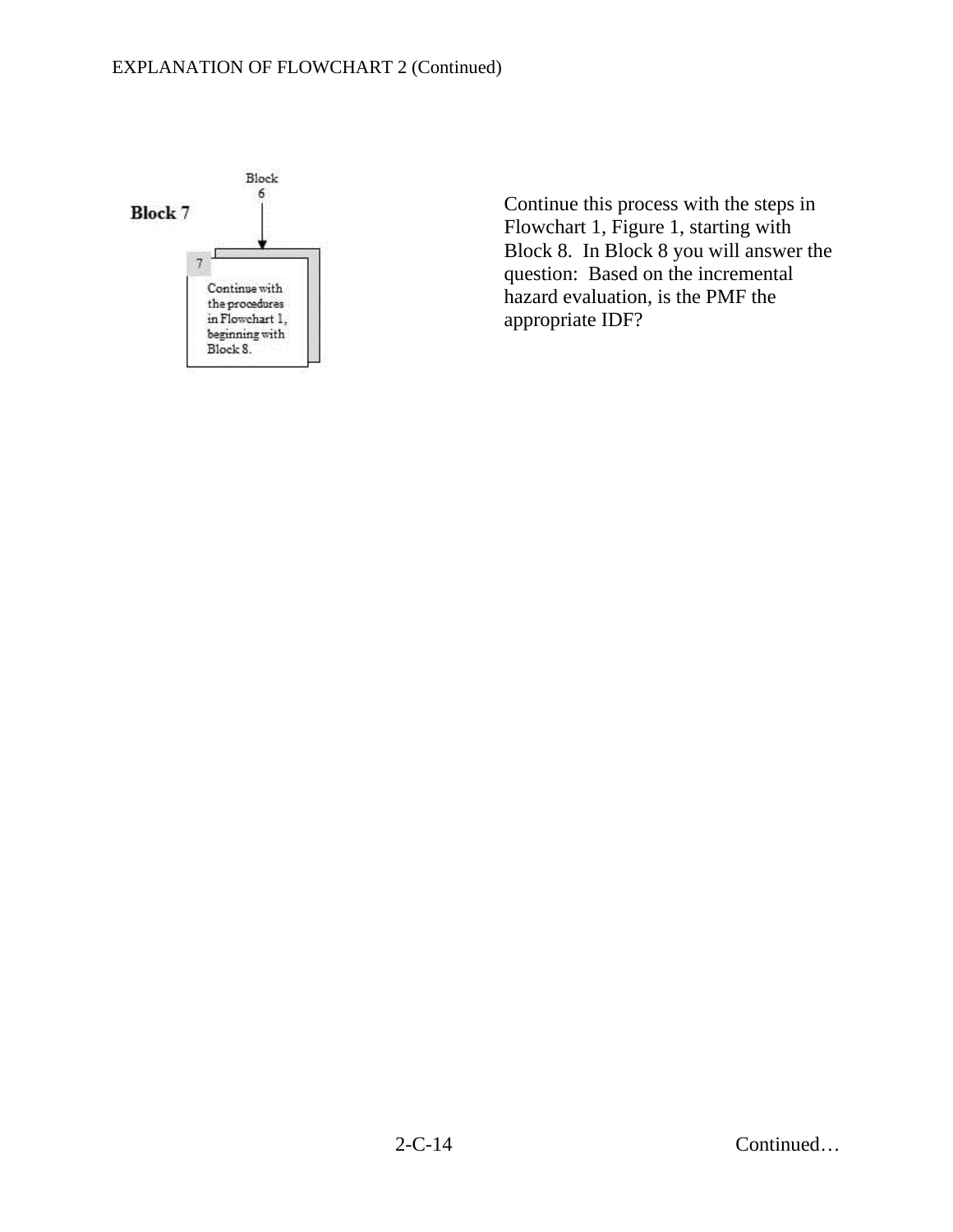EXPLANATION OF FLOWCHART 2 (Continued)

**Block 7**

Block 6

7

Continue with the procedures in Flowchart 1, beginning with Block 8.

Continue this process with the steps in Flowchart 1, Figure 1, starting with Block 8. In Block 8 you will answer the question: Based on the incremental hazard evaluation, is the PMF the appropriate IDF?

Continued…